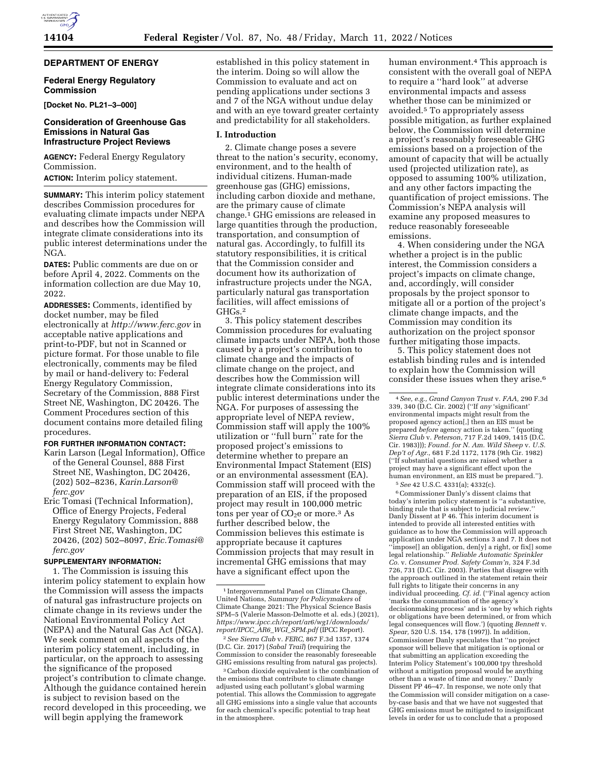## DEPARTMENT OF ENERGY

### Federal Energy Regulatory Commission

**[Docket No. PL21–3–000]**

### Consideration of Greenhouse Gas Emissions in Natural Gas Infrastructure Project Reviews

**AGENCY:** Federal Energy Regulatory Commission.

**ACTION:** Interim policy statement.

**SUMMARY:** This interim policy statement describes Commission procedures for evaluating climate impacts under NEPA and describes how the Commission will integrate climate considerations into its public interest determinations under the NGA.

**DATES:** Public comments are due on or before April 4, 2022. Comments on the information collection are due May 10, 2022.

**ADDRESSES:** Comments, identified by docket number, may be filed electronically at *http://www.ferc.gov* in acceptable native applications and print-to-PDF, but not in Scanned or picture format. For those unable to file electronically, comments may be filed by mail or hand-delivery to: Federal Energy Regulatory Commission, Secretary of the Commission, 888 First Street NE, Washington, DC 20426. The Comment Procedures section of this document contains more detailed filing procedures.

**FOR FURTHER INFORMATION CONTACT:**

Karin Larson (Legal Information), Office of the General Counsel, 888 First Street NE, Washington, DC 20426, (202) 502–8236, *Karin.Larson@ferc.gov*

Eric Tomasi (Technical Information), Office of Energy Projects, Federal Energy Regulatory Commission, 888 First Street NE, Washington, DC 20426, (202) 502–8097, *Eric.Tomasi@ferc.gov*

**SUPPLEMENTARY INFORMATION:**

1. The Commission is issuing this interim policy statement to explain how the Commission will assess the impacts of natural gas infrastructure projects on climate change in its reviews under the National Environmental Policy Act (NEPA) and the Natural Gas Act (NGA). We seek comment on all aspects of the interim policy statement, including, in particular, on the approach to assessing the significance of the proposed project's contribution to climate change. Although the guidance contained herein is subject to revision based on the record developed in this proceeding, we will begin applying the framework established in this policy statement in the interim. Doing so will allow the Commission to evaluate and act on pending applications under sections 3 and 7 of the NGA without undue delay and with an eye toward greater certainty and predictability for all stakeholders.

### I. Introduction

2. Climate change poses a severe threat to the nation's security, economy, environment, and to the health of individual citizens. Human-made greenhouse gas (GHG) emissions, including carbon dioxide and methane, are the primary cause of climate change.[1] GHG emissions are released in large quantities through the production, transportation, and consumption of natural gas. Accordingly, to fulfill its statutory responsibilities, it is critical that the Commission consider and document how its authorization of infrastructure projects under the NGA, particularly natural gas transportation facilities, will affect emissions of GHGs.[2]

3. This policy statement describes Commission procedures for evaluating climate impacts under NEPA, both those caused by a project's contribution to climate change and the impacts of climate change on the project, and describes how the Commission will integrate climate considerations into its public interest determinations under the NGA. For purposes of assessing the appropriate level of NEPA review, Commission staff will apply the 100% utilization or ''full burn'' rate for the proposed project's emissions to determine whether to prepare an Environmental Impact Statement (EIS) or an environmental assessment (EA). Commission staff will proceed with the preparation of an EIS, if the proposed project may result in 100,000 metric tons per year of $CO_2e$ or more.[3] As further described below, the Commission believes this estimate is appropriate because it captures Commission projects that may result in incremental GHG emissions that may have a significant effect upon the human environment.[4] This approach is consistent with the overall goal of NEPA to require a ''hard look'' at adverse environmental impacts and assess whether those can be minimized or avoided.[5] To appropriately assess possible mitigation, as further explained below, the Commission will determine a project's reasonably foreseeable GHG emissions based on a projection of the amount of capacity that will be actually used (projected utilization rate), as opposed to assuming 100% utilization, and any other factors impacting the quantification of project emissions. The Commission's NEPA analysis will examine any proposed measures to reduce reasonably foreseeable emissions.

4. When considering under the NGA whether a project is in the public interest, the Commission considers a project's impacts on climate change, and, accordingly, will consider proposals by the project sponsor to mitigate all or a portion of the project's climate change impacts, and the Commission may condition its authorization on the project sponsor further mitigating those impacts.

5. This policy statement does not establish binding rules and is intended to explain how the Commission will consider these issues when they arise.[6]

---

[1] Intergovernmental Panel on Climate Change, United Nations, *Summary for Policymakers* of Climate Change 2021: The Physical Science Basis SPM–5 (Valerie Masson-Delmotte et al. eds.) (2021), *https://www.ipcc.ch/report/ar6/wg1/downloads/report/IPCC_AR6_WGI_SPM.pdf* (IPCC Report).

[2] *See Sierra Club* v. *FERC,* 867 F.3d 1357, 1374 (D.C. Cir. 2017) (*Sabal Trail*) (requiring the Commission to consider the reasonably foreseeable GHG emissions resulting from natural gas projects).

[3] Carbon dioxide equivalent is the combination of the emissions that contribute to climate change adjusted using each pollutant's global warming potential. This allows the Commission to aggregate all GHG emissions into a single value that accounts for each chemical's specific potential to trap heat in the atmosphere.

[4] *See, e.g., Grand Canyon Trust* v. *FAA,* 290 F.3d 339, 340 (D.C. Cir. 2002) (''If *any* 'significant' environmental impacts might result from the proposed agency action[,] then an EIS must be prepared *before* agency action is taken.'' (quoting *Sierra Club* v. *Peterson,* 717 F.2d 1409, 1415 (D.C. Cir. 1983))); *Found. for N. Am. Wild Sheep* v. *U.S. Dep't of Agr.,* 681 F.2d 1172, 1178 (9th Cir. 1982) (''If substantial questions are raised whether a project may have a significant effect upon the human environment, an EIS must be prepared.'').

[5] *See* 42 U.S.C. 4331(a); 4332(c).

[6] Commissioner Danly's dissent claims that today's interim policy statement is ''a substantive, binding rule that is subject to judicial review.'' Danly Dissent at P 46. This interim document is intended to provide all interested entities with guidance as to how the Commission will approach application under NGA sections 3 and 7. It does not ''impose[] an obligation, den[y] a right, or fix[] some legal relationship.'' *Reliable Automatic Sprinkler Co.* v. *Consumer Prod. Safety Comm'n,* 324 F.3d 726, 731 (D.C. Cir. 2003). Parties that disagree with the approach outlined in the statement retain their full rights to litigate their concerns in any individual proceeding. *Cf. id.* (''Final agency action 'marks the consummation of the agency's decisionmaking process' and is 'one by which rights or obligations have been determined, or from which legal consequences will flow.') (quoting *Bennett* v. *Spear,* 520 U.S. 154, 178 (1997)). In addition, Commissioner Danly speculates that ''no project sponsor will believe that mitigation is optional or that submitting an application exceeding the Interim Policy Statement's 100,000 tpy threshold without a mitigation proposal would be anything other than a waste of time and money.'' Danly Dissent PP 46–47. In response, we note only that the Commission will consider mitigation on a case-by-case basis and that we have not suggested that GHG emissions must be mitigated to insignificant levels in order for us to conclude that a proposed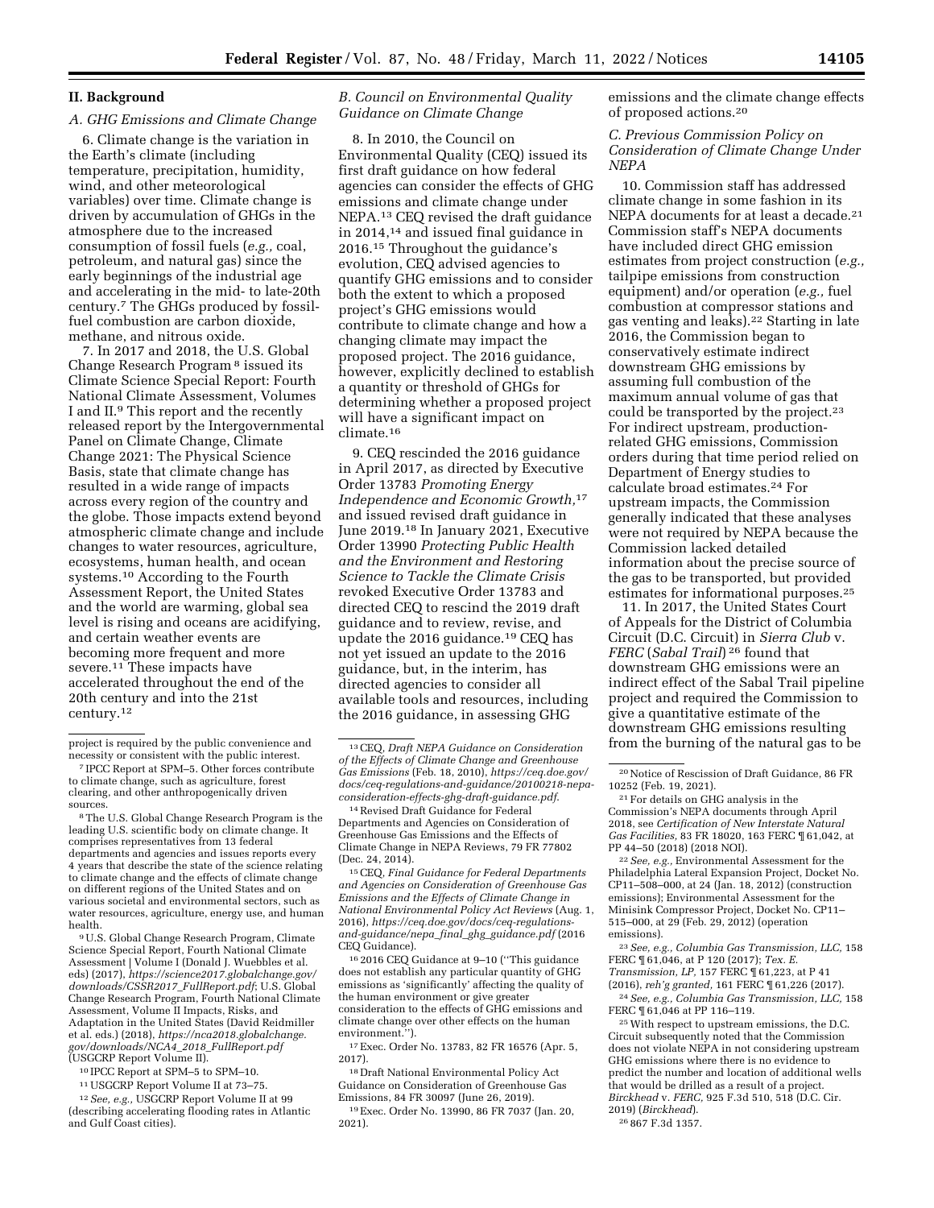## II. Background

### A. GHG Emissions and Climate Change

6. Climate change is the variation in the Earth's climate (including temperature, precipitation, humidity, wind, and other meteorological variables) over time. Climate change is driven by accumulation of GHGs in the atmosphere due to the increased consumption of fossil fuels (*e.g.,* coal, petroleum, and natural gas) since the early beginnings of the industrial age and accelerating in the mid- to late-20th century.[7] The GHGs produced by fossil-fuel combustion are carbon dioxide, methane, and nitrous oxide.

7. In 2017 and 2018, the U.S. Global Change Research Program [8] issued its Climate Science Special Report: Fourth National Climate Assessment, Volumes I and II.[9] This report and the recently released report by the Intergovernmental Panel on Climate Change, Climate Change 2021: The Physical Science Basis, state that climate change has resulted in a wide range of impacts across every region of the country and the globe. Those impacts extend beyond atmospheric climate change and include changes to water resources, agriculture, ecosystems, human health, and ocean systems.[10] According to the Fourth Assessment Report, the United States and the world are warming, global sea level is rising and oceans are acidifying, and certain weather events are becoming more frequent and more severe.[11] These impacts have accelerated throughout the end of the 20th century and into the 21st century.[12]

### B. Council on Environmental Quality Guidance on Climate Change

8. In 2010, the Council on Environmental Quality (CEQ) issued its first draft guidance on how federal agencies can consider the effects of GHG emissions and climate change under NEPA.[13] CEQ revised the draft guidance in 2014,[14] and issued final guidance in 2016.[15] Throughout the guidance's evolution, CEQ advised agencies to quantify GHG emissions and to consider both the extent to which a proposed project's GHG emissions would contribute to climate change and how a changing climate may impact the proposed project. The 2016 guidance, however, explicitly declined to establish a quantity or threshold of GHGs for determining whether a proposed project will have a significant impact on climate.[16]

9. CEQ rescinded the 2016 guidance in April 2017, as directed by Executive Order 13783 *Promoting Energy Independence and Economic Growth,*[17] and issued revised draft guidance in June 2019.[18] In January 2021, Executive Order 13990 *Protecting Public Health and the Environment and Restoring Science to Tackle the Climate Crisis* revoked Executive Order 13783 and directed CEQ to rescind the 2019 draft guidance and to review, revise, and update the 2016 guidance.[19] CEQ has not yet issued an update to the 2016 guidance, but, in the interim, has directed agencies to consider all available tools and resources, including the 2016 guidance, in assessing GHG emissions and the climate change effects of proposed actions.[20]

### C. Previous Commission Policy on Consideration of Climate Change Under NEPA

10. Commission staff has addressed climate change in some fashion in its NEPA documents for at least a decade.[21] Commission staff's NEPA documents have included direct GHG emission estimates from project construction (*e.g.,* tailpipe emissions from construction equipment) and/or operation (*e.g.,* fuel combustion at compressor stations and gas venting and leaks).[22] Starting in late 2016, the Commission began to conservatively estimate indirect downstream GHG emissions by assuming full combustion of the maximum annual volume of gas that could be transported by the project.[23] For indirect upstream, production-related GHG emissions, Commission orders during that time period relied on Department of Energy studies to calculate broad estimates.[24] For upstream impacts, the Commission generally indicated that these analyses were not required by NEPA because the Commission lacked detailed information about the precise source of the gas to be transported, but provided estimates for informational purposes.[25]

11. In 2017, the United States Court of Appeals for the District of Columbia Circuit (D.C. Circuit) in *Sierra Club* v. *FERC* (*Sabal Trail*) [26] found that downstream GHG emissions were an indirect effect of the Sabal Trail pipeline project and required the Commission to give a quantitative estimate of the downstream GHG emissions resulting from the burning of the natural gas to be

---

project is required by the public convenience and necessity or consistent with the public interest.

[7] IPCC Report at SPM–5. Other forces contribute to climate change, such as agriculture, forest clearing, and other anthropogenically driven sources.

[8] The U.S. Global Change Research Program is the leading U.S. scientific body on climate change. It comprises representatives from 13 federal departments and agencies and issues reports every 4 years that describe the state of the science relating to climate change and the effects of climate change on different regions of the United States and on various societal and environmental sectors, such as water resources, agriculture, energy use, and human health.

[9] U.S. Global Change Research Program, Climate Science Special Report, Fourth National Climate Assessment | Volume I (Donald J. Wuebbles et al. eds) (2017), *https://science2017.globalchange.gov/downloads/CSSR2017_FullReport.pdf*; U.S. Global Change Research Program, Fourth National Climate Assessment, Volume II Impacts, Risks, and Adaptation in the United States (David Reidmiller et al. eds.) (2018), *https://nca2018.globalchange.gov/downloads/NCA4_2018_FullReport.pdf* (USGCRP Report Volume II).

[10] IPCC Report at SPM–5 to SPM–10.

[11] USGCRP Report Volume II at 73–75.

[12] *See, e.g.,* USGCRP Report Volume II at 99 (describing accelerating flooding rates in Atlantic and Gulf Coast cities).

[13] CEQ, *Draft NEPA Guidance on Consideration of the Effects of Climate Change and Greenhouse Gas Emissions* (Feb. 18, 2010), *https://ceq.doe.gov/docs/ceq-regulations-and-guidance/20100218-nepa-consideration-effects-ghg-draft-guidance.pdf.*

[14] Revised Draft Guidance for Federal Departments and Agencies on Consideration of Greenhouse Gas Emissions and the Effects of Climate Change in NEPA Reviews, 79 FR 77802 (Dec. 24, 2014).

[15] CEQ, *Final Guidance for Federal Departments and Agencies on Consideration of Greenhouse Gas Emissions and the Effects of Climate Change in National Environmental Policy Act Reviews* (Aug. 1, 2016), *https://ceq.doe.gov/docs/ceq-regulations-and-guidance/nepa_final_ghg_guidance.pdf* (2016 CEQ Guidance).

[16] 2016 CEQ Guidance at 9–10 (''This guidance does not establish any particular quantity of GHG emissions as 'significantly' affecting the quality of the human environment or give greater consideration to the effects of GHG emissions and climate change over other effects on the human environment.'').

[17] Exec. Order No. 13783, 82 FR 16576 (Apr. 5, 2017).

[18] Draft National Environmental Policy Act Guidance on Consideration of Greenhouse Gas Emissions, 84 FR 30097 (June 26, 2019).

[19] Exec. Order No. 13990, 86 FR 7037 (Jan. 20, 2021).

[20] Notice of Rescission of Draft Guidance, 86 FR 10252 (Feb. 19, 2021).

[21] For details on GHG analysis in the Commission's NEPA documents through April 2018, see *Certification of New Interstate Natural Gas Facilities,* 83 FR 18020, 163 FERC ¶ 61,042, at PP 44–50 (2018) (2018 NOI).

[22] *See, e.g.,* Environmental Assessment for the Philadelphia Lateral Expansion Project, Docket No. CP11–508–000, at 24 (Jan. 18, 2012) (construction emissions); Environmental Assessment for the Minisink Compressor Project, Docket No. CP11–515–000, at 29 (Feb. 29, 2012) (operation emissions).

[23] *See, e.g., Columbia Gas Transmission, LLC,* 158 FERC ¶ 61,046, at P 120 (2017); *Tex. E. Transmission, LP,* 157 FERC ¶ 61,223, at P 41 (2016), *reh'g granted,* 161 FERC ¶ 61,226 (2017).

[24] *See, e.g., Columbia Gas Transmission, LLC,* 158 FERC ¶ 61,046 at PP 116–119.

[25] With respect to upstream emissions, the D.C. Circuit subsequently noted that the Commission does not violate NEPA in not considering upstream GHG emissions where there is no evidence to predict the number and location of additional wells that would be drilled as a result of a project. *Birckhead* v. *FERC,* 925 F.3d 510, 518 (D.C. Cir. 2019) (*Birckhead*).

[26] 867 F.3d 1357.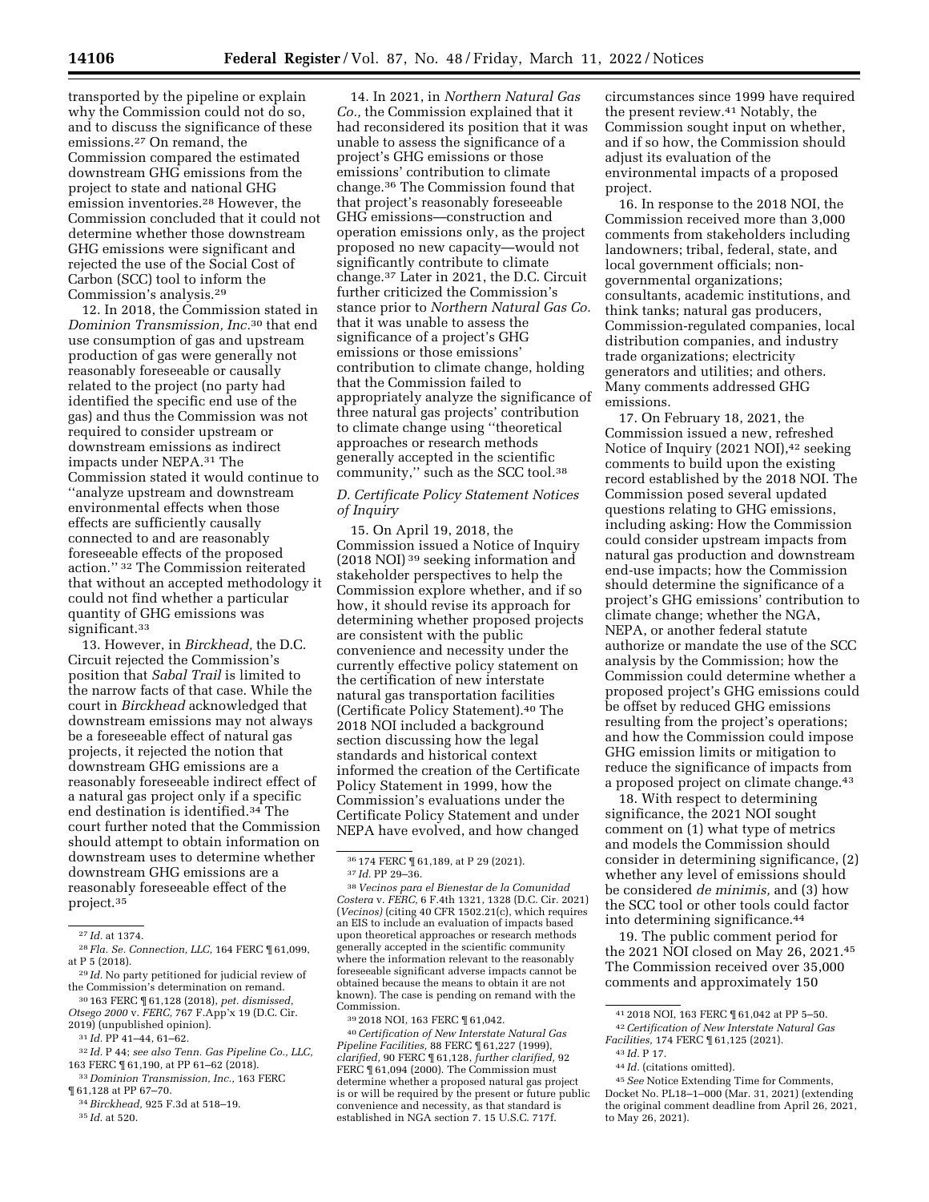transported by the pipeline or explain why the Commission could not do so, and to discuss the significance of these emissions.[27] On remand, the Commission compared the estimated downstream GHG emissions from the project to state and national GHG emission inventories.[28] However, the Commission concluded that it could not determine whether those downstream GHG emissions were significant and rejected the use of the Social Cost of Carbon (SCC) tool to inform the Commission's analysis.[29]

12. In 2018, the Commission stated in *Dominion Transmission, Inc.*[30] that end use consumption of gas and upstream production of gas were generally not reasonably foreseeable or causally related to the project (no party had identified the specific end use of the gas) and thus the Commission was not required to consider upstream or downstream emissions as indirect impacts under NEPA.[31] The Commission stated it would continue to ''analyze upstream and downstream environmental effects when those effects are sufficiently causally connected to and are reasonably foreseeable effects of the proposed action.'' [32] The Commission reiterated that without an accepted methodology it could not find whether a particular quantity of GHG emissions was significant.[33]

13. However, in *Birckhead,* the D.C. Circuit rejected the Commission's position that *Sabal Trail* is limited to the narrow facts of that case. While the court in *Birckhead* acknowledged that downstream emissions may not always be a foreseeable effect of natural gas projects, it rejected the notion that downstream GHG emissions are a reasonably foreseeable indirect effect of a natural gas project only if a specific end destination is identified.[34] The court further noted that the Commission should attempt to obtain information on downstream uses to determine whether downstream GHG emissions are a reasonably foreseeable effect of the project.[35]

14. In 2021, in *Northern Natural Gas Co.,* the Commission explained that it had reconsidered its position that it was unable to assess the significance of a project's GHG emissions or those emissions' contribution to climate change.[36] The Commission found that that project's reasonably foreseeable GHG emissions—construction and operation emissions only, as the project proposed no new capacity—would not significantly contribute to climate change.[37] Later in 2021, the D.C. Circuit further criticized the Commission's stance prior to *Northern Natural Gas Co.* that it was unable to assess the significance of a project's GHG emissions or those emissions' contribution to climate change, holding that the Commission failed to appropriately analyze the significance of three natural gas projects' contribution to climate change using ''theoretical approaches or research methods generally accepted in the scientific community,'' such as the SCC tool.[38]

### *D. Certificate Policy Statement Notices of Inquiry*

15. On April 19, 2018, the Commission issued a Notice of Inquiry (2018 NOI) [39] seeking information and stakeholder perspectives to help the Commission explore whether, and if so how, it should revise its approach for determining whether proposed projects are consistent with the public convenience and necessity under the currently effective policy statement on the certification of new interstate natural gas transportation facilities (Certificate Policy Statement).[40] The 2018 NOI included a background section discussing how the legal standards and historical context informed the creation of the Certificate Policy Statement in 1999, how the Commission's evaluations under the Certificate Policy Statement and under NEPA have evolved, and how changed circumstances since 1999 have required the present review.[41] Notably, the Commission sought input on whether, and if so how, the Commission should adjust its evaluation of the environmental impacts of a proposed project.

16. In response to the 2018 NOI, the Commission received more than 3,000 comments from stakeholders including landowners; tribal, federal, state, and local government officials; non-governmental organizations; consultants, academic institutions, and think tanks; natural gas producers, Commission-regulated companies, local distribution companies, and industry trade organizations; electricity generators and utilities; and others. Many comments addressed GHG emissions.

17. On February 18, 2021, the Commission issued a new, refreshed Notice of Inquiry (2021 NOI),[42] seeking comments to build upon the existing record established by the 2018 NOI. The Commission posed several updated questions relating to GHG emissions, including asking: How the Commission could consider upstream impacts from natural gas production and downstream end-use impacts; how the Commission should determine the significance of a project's GHG emissions' contribution to climate change; whether the NGA, NEPA, or another federal statute authorize or mandate the use of the SCC analysis by the Commission; how the Commission could determine whether a proposed project's GHG emissions could be offset by reduced GHG emissions resulting from the project's operations; and how the Commission could impose GHG emission limits or mitigation to reduce the significance of impacts from a proposed project on climate change.[43]

18. With respect to determining significance, the 2021 NOI sought comment on (1) what type of metrics and models the Commission should consider in determining significance, (2) whether any level of emissions should be considered *de minimis,* and (3) how the SCC tool or other tools could factor into determining significance.[44]

19. The public comment period for the 2021 NOI closed on May 26, 2021.[45] The Commission received over 35,000 comments and approximately 150

---

[27] *Id.* at 1374.

[28] *Fla. Se. Connection, LLC,* 164 FERC ¶ 61,099, at P 5 (2018).

[29] *Id.* No party petitioned for judicial review of the Commission's determination on remand.

[30] 163 FERC ¶ 61,128 (2018), *pet. dismissed, Otsego 2000* v. *FERC,* 767 F.App'x 19 (D.C. Cir. 2019) (unpublished opinion).

[31] *Id.* PP 41–44, 61–62.

[32] *Id.* P 44; *see also Tenn. Gas Pipeline Co., LLC,* 163 FERC ¶ 61,190, at PP 61–62 (2018).

[33] *Dominion Transmission, Inc.,* 163 FERC ¶ 61,128 at PP 67–70.

[34] *Birckhead,* 925 F.3d at 518–19.

[35] *Id.* at 520.

[36] 174 FERC ¶ 61,189, at P 29 (2021).

[37] *Id.* PP 29–36.

[38] *Vecinos para el Bienestar de la Comunidad Costera* v. *FERC,* 6 F.4th 1321, 1328 (D.C. Cir. 2021) (*Vecinos*) (citing 40 CFR 1502.21(c), which requires an EIS to include an evaluation of impacts based upon theoretical approaches or research methods generally accepted in the scientific community where the information relevant to the reasonably foreseeable significant adverse impacts cannot be obtained because the means to obtain it are not known). The case is pending on remand with the Commission.

[39] 2018 NOI, 163 FERC ¶ 61,042.

[40] *Certification of New Interstate Natural Gas Pipeline Facilities,* 88 FERC ¶ 61,227 (1999), *clarified,* 90 FERC ¶ 61,128, *further clarified,* 92 FERC ¶ 61,094 (2000). The Commission must determine whether a proposed natural gas project is or will be required by the present or future public convenience and necessity, as that standard is established in NGA section 7. 15 U.S.C. 717f.

[41] 2018 NOI, 163 FERC ¶ 61,042 at PP 5–50.

[42] *Certification of New Interstate Natural Gas Facilities,* 174 FERC ¶ 61,125 (2021).

[43] *Id.* P 17.

[44] *Id.* (citations omitted).

[45] *See* Notice Extending Time for Comments, Docket No. PL18–1–000 (Mar. 31, 2021) (extending the original comment deadline from April 26, 2021, to May 26, 2021).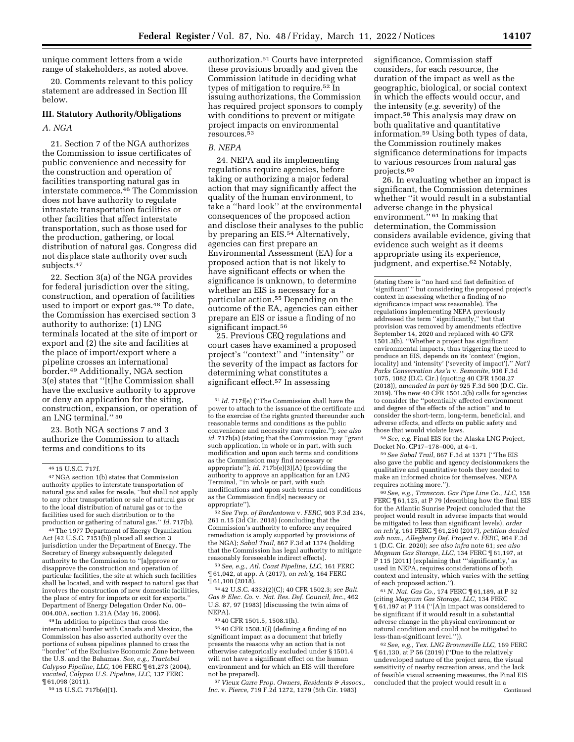unique comment letters from a wide range of stakeholders, as noted above.

20. Comments relevant to this policy statement are addressed in Section III below.

## III. Statutory Authority/Obligations

### *A. NGA*

21. Section 7 of the NGA authorizes the Commission to issue certificates of public convenience and necessity for the construction and operation of facilities transporting natural gas in interstate commerce.[46] The Commission does not have authority to regulate intrastate transportation facilities or other facilities that affect interstate transportation, such as those used for the production, gathering, or local distribution of natural gas. Congress did not displace state authority over such subjects.[47]

22. Section 3(a) of the NGA provides for federal jurisdiction over the siting, construction, and operation of facilities used to import or export gas.[48] To date, the Commission has exercised section 3 authority to authorize: (1) LNG terminals located at the site of import or export and (2) the site and facilities at the place of import/export where a pipeline crosses an international border.[49] Additionally, NGA section 3(e) states that ''[t]he Commission shall have the exclusive authority to approve or deny an application for the siting, construction, expansion, or operation of an LNG terminal.'' [50]

23. Both NGA sections 7 and 3 authorize the Commission to attach terms and conditions to its authorization.[51] Courts have interpreted these provisions broadly and given the Commission latitude in deciding what types of mitigation to require.[52] In issuing authorizations, the Commission has required project sponsors to comply with conditions to prevent or mitigate project impacts on environmental resources.[53]

### *B. NEPA*

24. NEPA and its implementing regulations require agencies, before taking or authorizing a major federal action that may significantly affect the quality of the human environment, to take a ''hard look'' at the environmental consequences of the proposed action and disclose their analyses to the public by preparing an EIS.[54] Alternatively, agencies can first prepare an Environmental Assessment (EA) for a proposed action that is not likely to have significant effects or when the significance is unknown, to determine whether an EIS is necessary for a particular action.[55] Depending on the outcome of the EA, agencies can either prepare an EIS or issue a finding of no significant impact.[56]

25. Previous CEQ regulations and court cases have examined a proposed project's ''context'' and ''intensity'' or the severity of the impact as factors for determining what constitutes a significant effect.[57] In assessing significance, Commission staff considers, for each resource, the duration of the impact as well as the geographic, biological, or social context in which the effects would occur, and the intensity (*e.g.* severity) of the impact.[58] This analysis may draw on both qualitative and quantitative information.[59] Using both types of data, the Commission routinely makes significance determinations for impacts to various resources from natural gas projects.[60]

26. In evaluating whether an impact is significant, the Commission determines whether ''it would result in a substantial adverse change in the physical environment.'' [61] In making that determination, the Commission considers available evidence, giving that evidence such weight as it deems appropriate using its experience, judgment, and expertise.[62] Notably,

---

[46] 15 U.S.C. 717f.

[47] NGA section 1(b) states that Commission authority applies to interstate transportation of natural gas and sales for resale, ''but shall not apply to any other transportation or sale of natural gas or to the local distribution of natural gas or to the facilities used for such distribution or to the production or gathering of natural gas.'' *Id.* 717(b).

[48] The 1977 Department of Energy Organization Act (42 U.S.C. 7151(b)) placed all section 3 jurisdiction under the Department of Energy. The Secretary of Energy subsequently delegated authority to the Commission to ''[a]pprove or disapprove the construction and operation of particular facilities, the site at which such facilities shall be located, and with respect to natural gas that involves the construction of new domestic facilities, the place of entry for imports or exit for exports.'' Department of Energy Delegation Order No. 00–004.00A, section 1.21A (May 16, 2006).

[49] In addition to pipelines that cross the international border with Canada and Mexico, the Commission has also asserted authority over the portions of subsea pipelines planned to cross the ''border'' of the Exclusive Economic Zone between the U.S. and the Bahamas. *See, e.g., Tractebel Calypso Pipeline, LLC,* 106 FERC ¶ 61,273 (2004), *vacated, Calypso U.S. Pipeline, LLC,* 137 FERC ¶ 61,098 (2011).

[50] 15 U.S.C. 717b(e)(1).

[51] *Id.* 717f(e) (''The Commission shall have the power to attach to the issuance of the certificate and to the exercise of the rights granted thereunder such reasonable terms and conditions as the public convenience and necessity may require.''); *see also id.* 717b(a) (stating that the Commission may ''grant such application, in whole or in part, with such modification and upon such terms and conditions as the Commission may find necessary or appropriate''); *id.* 717b(e)(3)(A) (providing the authority to approve an application for an LNG Terminal, ''in whole or in part, with such modifications and upon such terms and conditions as the Commission find[s] necessary or appropriate'').

[52] *See Twp. of Bordentown* v. *FERC,* 903 F.3d 234, 261 n.15 (3d Cir. 2018) (concluding that the Commission's authority to enforce any required remediation is amply supported by provisions of the NGA); *Sabal Trail,* 867 F.3d at 1374 (holding that the Commission has legal authority to mitigate reasonably foreseeable indirect effects).

[53] *See, e.g., Atl. Coast Pipeline, LLC,* 161 FERC ¶ 61,042, at app. A (2017), *on reh'g,* 164 FERC ¶ 61,100 (2018).

[54] 42 U.S.C. 4332(2)(C); 40 CFR 1502.3; *see Balt. Gas & Elec. Co.* v. *Nat. Res. Def. Council, Inc.,* 462 U.S. 87, 97 (1983) (discussing the twin aims of NEPA).

[55] 40 CFR 1501.5, 1508.1(h).

[56] 40 CFR 1508.1(*l*) (defining a finding of no significant impact as a document that briefly presents the reasons why an action that is not otherwise categorically excluded under § 1501.4 will not have a significant effect on the human environment and for which an EIS will therefore not be prepared).

[57] *Vieux Carre Prop. Owners, Residents & Assocs., Inc.* v. *Pierce,* 719 F.2d 1272, 1279 (5th Cir. 1983) (stating there is ''no hard and fast definition of 'significant' '' but considering the proposed project's context in assessing whether a finding of no significance impact was reasonable). The regulations implementing NEPA previously addressed the term ''significantly,'' but that provision was removed by amendments effective September 14, 2020 and replaced with 40 CFR 1501.3(b). ''Whether a project has significant environmental impacts, thus triggering the need to produce an EIS, depends on its 'context' (region, locality) and 'intensity' ('severity of impact').'' *Nat'l Parks Conservation Ass'n* v. *Semonite,* 916 F.3d 1075, 1082 (D.C. Cir.) (quoting 40 CFR 1508.27 (2018)), *amended in part by* 925 F.3d 500 (D.C. Cir. 2019). The new 40 CFR 1501.3(b) calls for agencies to consider the ''potentially affected environment and degree of the effects of the action'' and to consider the short-term, long-term, beneficial, and adverse effects, and effects on public safety and those that would violate laws.

[58] *See, e.g.* Final EIS for the Alaska LNG Project, Docket No. CP17–178–000, at 4–1.

[59] *See Sabal Trail,* 867 F.3d at 1371 (''The EIS also gave the public and agency decisionmakers the qualitative and quantitative tools they needed to make an informed choice for themselves. NEPA requires nothing more.'').

[60] *See, e.g., Transcon. Gas Pipe Line Co., LLC,* 158 FERC ¶ 61,125, at P 79 (describing how the final EIS for the Atlantic Sunrise Project concluded that the project would result in adverse impacts that would be mitigated to less than significant levels), *order on reh'g,* 161 FERC ¶ 61,250 (2017), *petition denied sub nom., Allegheny Def. Project* v. *FERC,* 964 F.3d 1 (D.C. Cir. 2020); *see also infra* note 61; *see also Magnum Gas Storage, LLC,* 134 FERC ¶ 61,197, at P 115 (2011) (explaining that '''significantly,' as used in NEPA, requires considerations of both context and intensity, which varies with the setting of each proposed action.'').

[61] *N. Nat. Gas Co.,* 174 FERC ¶ 61,189, at P 32 (citing *Magnum Gas Storage, LLC,* 134 FERC ¶ 61,197 at P 114 (''[A]n impact was considered to be significant if it would result in a substantial adverse change in the physical environment or natural condition and could not be mitigated to less-than-significant level.'')).

[62] *See, e.g., Tex. LNG Brownsville LLC,* 169 FERC ¶ 61,130, at P 56 (2019) (''Due to the relatively undeveloped nature of the project area, the visual sensitivity of nearby recreation areas, and the lack of feasible visual screening measures, the Final EIS concluded that the project would result in a

Continued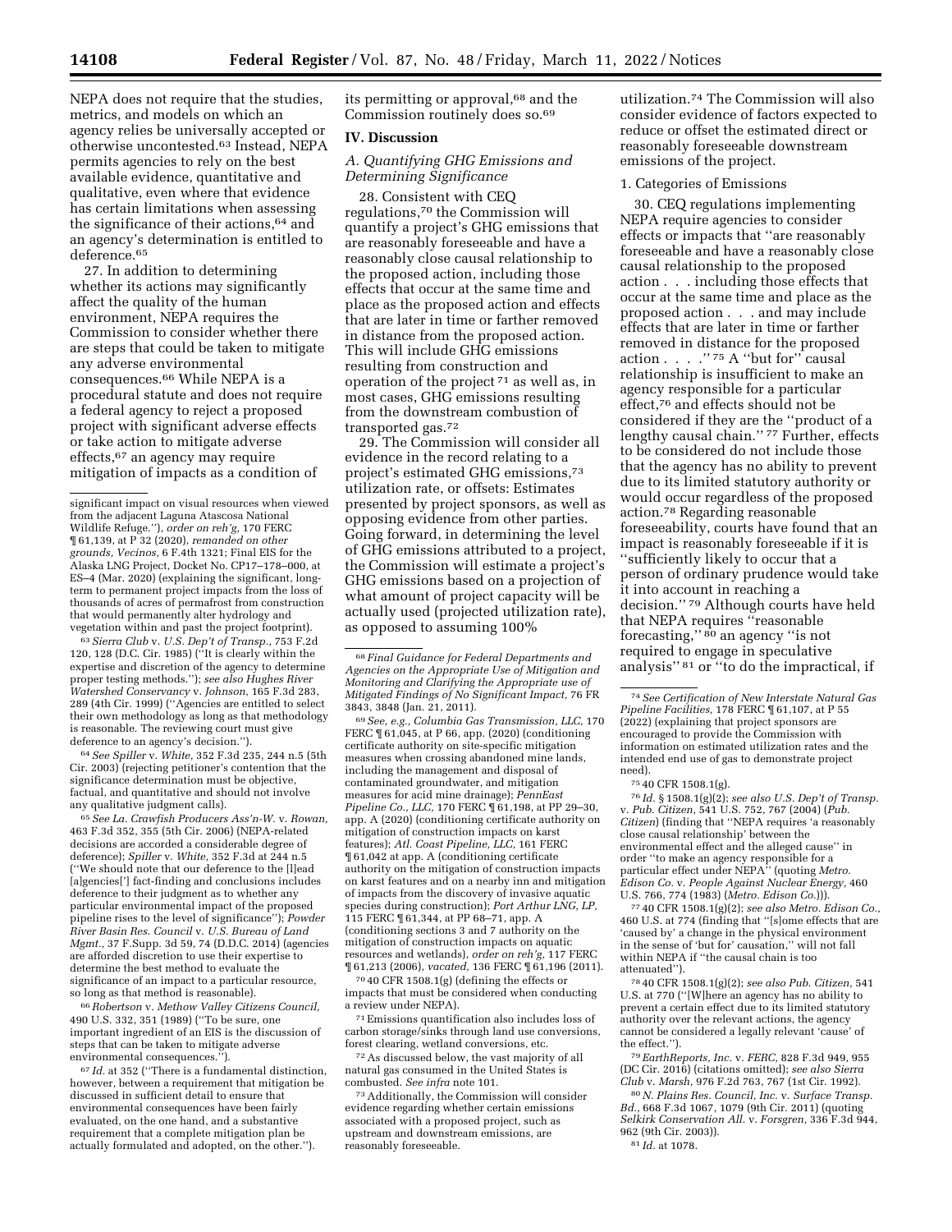NEPA does not require that the studies, metrics, and models on which an agency relies be universally accepted or otherwise uncontested.[63] Instead, NEPA permits agencies to rely on the best available evidence, quantitative and qualitative, even where that evidence has certain limitations when assessing the significance of their actions,[64] and an agency's determination is entitled to deference.[65]

27. In addition to determining whether its actions may significantly affect the quality of the human environment, NEPA requires the Commission to consider whether there are steps that could be taken to mitigate any adverse environmental consequences.[66] While NEPA is a procedural statute and does not require a federal agency to reject a proposed project with significant adverse effects or take action to mitigate adverse effects,[67] an agency may require mitigation of impacts as a condition of its permitting or approval,[68] and the Commission routinely does so.[69]

## IV. Discussion

### A. Quantifying GHG Emissions and Determining Significance

28. Consistent with CEQ regulations,[70] the Commission will quantify a project's GHG emissions that are reasonably foreseeable and have a reasonably close causal relationship to the proposed action, including those effects that occur at the same time and place as the proposed action and effects that are later in time or farther removed in distance from the proposed action. This will include GHG emissions resulting from construction and operation of the project[71] as well as, in most cases, GHG emissions resulting from the downstream combustion of transported gas.[72]

29. The Commission will consider all evidence in the record relating to a project's estimated GHG emissions,[73] utilization rate, or offsets: Estimates presented by project sponsors, as well as opposing evidence from other parties. Going forward, in determining the level of GHG emissions attributed to a project, the Commission will estimate a project's GHG emissions based on a projection of what amount of project capacity will be actually used (projected utilization rate), as opposed to assuming 100% utilization.[74] The Commission will also consider evidence of factors expected to reduce or offset the estimated direct or reasonably foreseeable downstream emissions of the project.

#### 1. Categories of Emissions

30. CEQ regulations implementing NEPA require agencies to consider effects or impacts that "are reasonably foreseeable and have a reasonably close causal relationship to the proposed action . . . including those effects that occur at the same time and place as the proposed action . . . and may include effects that are later in time or farther removed in distance for the proposed action . . . ."[75] A "but for" causal relationship is insufficient to make an agency responsible for a particular effect,[76] and effects should not be considered if they are the "product of a lengthy causal chain."[77] Further, effects to be considered do not include those that the agency has no ability to prevent due to its limited statutory authority or would occur regardless of the proposed action.[78] Regarding reasonable foreseeability, courts have found that an impact is reasonably foreseeable if it is "sufficiently likely to occur that a person of ordinary prudence would take it into account in reaching a decision."[79] Although courts have held that NEPA requires "reasonable forecasting,"[80] an agency "is not required to engage in speculative analysis"[81] or "to do the impractical, if

---

significant impact on visual resources when viewed from the adjacent Laguna Atascosa National Wildlife Refuge."), *order on reh'g,* 170 FERC ¶ 61,139, at P 32 (2020), *remanded on other grounds, Vecinos,* 6 F.4th 1321; Final EIS for the Alaska LNG Project, Docket No. CP17–178–000, at ES–4 (Mar. 2020) (explaining the significant, long-term to permanent project impacts from the loss of thousands of acres of permafrost from construction that would permanently alter hydrology and vegetation within and past the project footprint).

[63] *Sierra Club* v. *U.S. Dep't of Transp.,* 753 F.2d 120, 128 (D.C. Cir. 1985) ("It is clearly within the expertise and discretion of the agency to determine proper testing methods."); *see also Hughes River Watershed Conservancy* v. *Johnson,* 165 F.3d 283, 289 (4th Cir. 1999) ("Agencies are entitled to select their own methodology as long as that methodology is reasonable. The reviewing court must give deference to an agency's decision.").

[64] *See Spiller* v. *White,* 352 F.3d 235, 244 n.5 (5th Cir. 2003) (rejecting petitioner's contention that the significance determination must be objective, factual, and quantitative and should not involve any qualitative judgment calls).

[65] *See La. Crawfish Producers Ass'n-W.* v. *Rowan,* 463 F.3d 352, 355 (5th Cir. 2006) (NEPA-related decisions are accorded a considerable degree of deference); *Spiller* v. *White,* 352 F.3d at 244 n.5 ("We should note that our deference to the [l]ead [agencies['] fact-finding and conclusions includes deference to their judgment as to whether any particular environmental impact of the proposed pipeline rises to the level of significance"); *Powder River Basin Res. Council* v. *U.S. Bureau of Land Mgmt.,* 37 F.Supp. 3d 59, 74 (D.D.C. 2014) (agencies are afforded discretion to use their expertise to determine the best method to evaluate the significance of an impact to a particular resource, so long as that method is reasonable).

[66] *Robertson* v. *Methow Valley Citizens Council,* 490 U.S. 332, 351 (1989) ("To be sure, one important ingredient of an EIS is the discussion of steps that can be taken to mitigate adverse environmental consequences.").

[67] *Id.* at 352 ("There is a fundamental distinction, however, between a requirement that mitigation be discussed in sufficient detail to ensure that environmental consequences have been fairly evaluated, on the one hand, and a substantive requirement that a complete mitigation plan be actually formulated and adopted, on the other.").

[68] *Final Guidance for Federal Departments and Agencies on the Appropriate Use of Mitigation and Monitoring and Clarifying the Appropriate use of Mitigated Findings of No Significant Impact,* 76 FR 3843, 3848 (Jan. 21, 2011).

[69] *See, e.g., Columbia Gas Transmission, LLC,* 170 FERC ¶ 61,045, at P 66, app. (2020) (conditioning certificate authority on site-specific mitigation measures when crossing abandoned mine lands, including the management and disposal of contaminated groundwater, and mitigation measures for acid mine drainage); *PennEast Pipeline Co., LLC,* 170 FERC ¶ 61,198, at PP 29–30, app. A (2020) (conditioning certificate authority on mitigation of construction impacts on karst features); *Atl. Coast Pipeline, LLC,* 161 FERC ¶ 61,042 at app. A (conditioning certificate authority on the mitigation of construction impacts on karst features and on a nearby inn and mitigation of impacts from the discovery of invasive aquatic species during construction); *Port Arthur LNG, LP,* 115 FERC ¶ 61,344, at PP 68–71, app. A (conditioning sections 3 and 7 authority on the mitigation of construction impacts on aquatic resources and wetlands), *order on reh'g,* 117 FERC ¶ 61,213 (2006), *vacated,* 136 FERC ¶ 61,196 (2011).

[70] 40 CFR 1508.1(g) (defining the effects or impacts that must be considered when conducting a review under NEPA).

[71] Emissions quantification also includes loss of carbon storage/sinks through land use conversions, forest clearing, wetland conversions, etc.

[72] As discussed below, the vast majority of all natural gas consumed in the United States is combusted. *See infra* note 101.

[73] Additionally, the Commission will consider evidence regarding whether certain emissions associated with a proposed project, such as upstream and downstream emissions, are reasonably foreseeable.

[74] *See Certification of New Interstate Natural Gas Pipeline Facilities,* 178 FERC ¶ 61,107, at P 55 (2022) (explaining that project sponsors are encouraged to provide the Commission with information on estimated utilization rates and the intended end use of gas to demonstrate project need).

[75] 40 CFR 1508.1(g).

[76] *Id.* § 1508.1(g)(2); *see also U.S. Dep't of Transp.* v. *Pub. Citizen,* 541 U.S. 752, 767 (2004) (*Pub. Citizen*) (finding that "NEPA requires 'a reasonably close causal relationship' between the environmental effect and the alleged cause" in order "to make an agency responsible for a particular effect under NEPA" (quoting *Metro. Edison Co.* v. *People Against Nuclear Energy,* 460 U.S. 766, 774 (1983) (*Metro. Edison Co.*))).

[77] 40 CFR 1508.1(g)(2); *see also Metro. Edison Co.,* 460 U.S. at 774 (finding that "[s]ome effects that are 'caused by' a change in the physical environment in the sense of 'but for' causation," will not fall within NEPA if "the causal chain is too attenuated").

[78] 40 CFR 1508.1(g)(2); *see also Pub. Citizen,* 541 U.S. at 770 ("[W]here an agency has no ability to prevent a certain effect due to its limited statutory authority over the relevant actions, the agency cannot be considered a legally relevant 'cause' of the effect.").

[79] *EarthReports, Inc.* v. *FERC,* 828 F.3d 949, 955 (DC Cir. 2016) (citations omitted); *see also Sierra Club* v. *Marsh,* 976 F.2d 763, 767 (1st Cir. 1992).

[80] *N. Plains Res. Council, Inc.* v. *Surface Transp. Bd.,* 668 F.3d 1067, 1079 (9th Cir. 2011) (quoting *Selkirk Conservation All.* v. *Forsgren,* 336 F.3d 944, 962 (9th Cir. 2003)).

[81] *Id.* at 1078.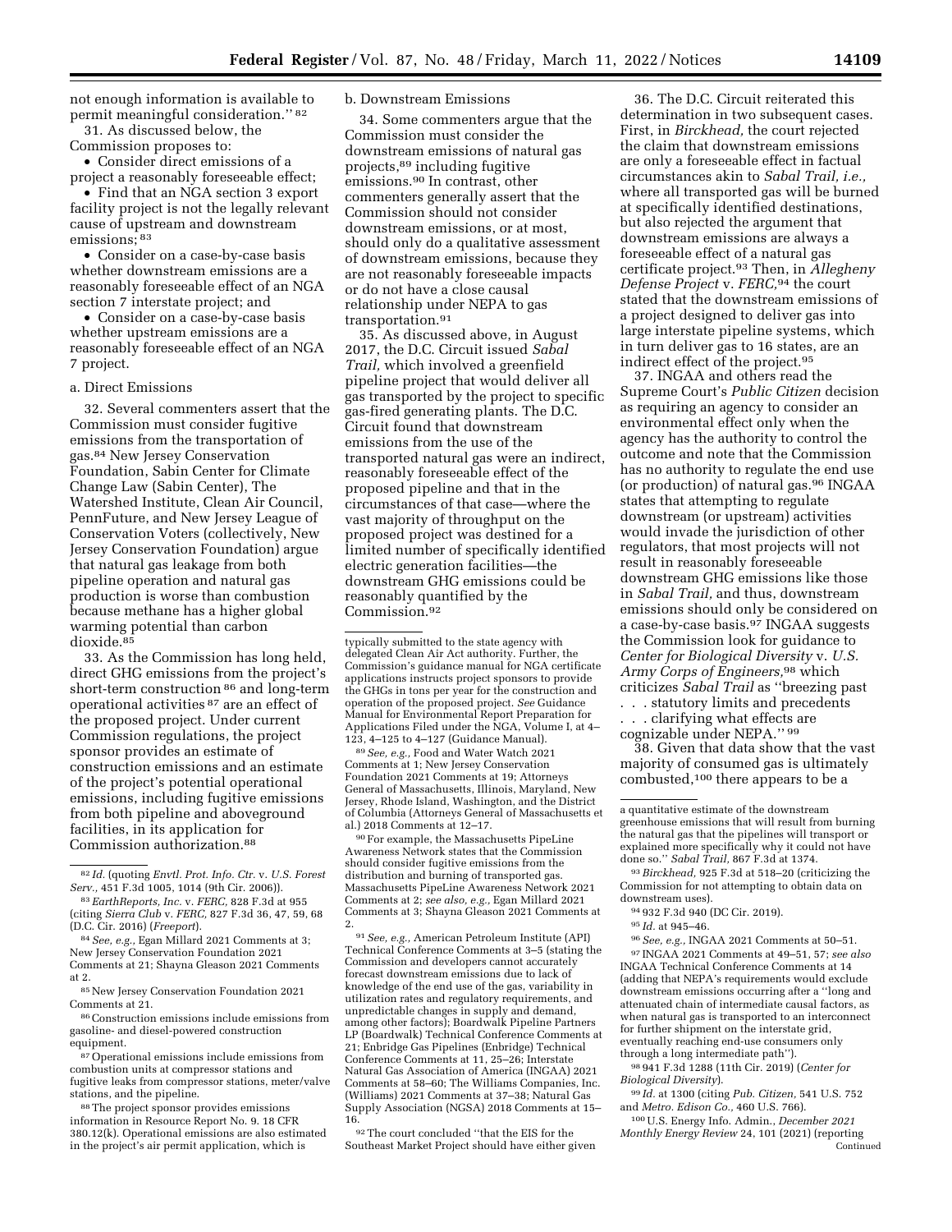not enough information is available to permit meaningful consideration.'' [82]

31. As discussed below, the Commission proposes to:

- Consider direct emissions of a project a reasonably foreseeable effect;
- Find that an NGA section 3 export facility project is not the legally relevant cause of upstream and downstream emissions; [83]
- Consider on a case-by-case basis whether downstream emissions are a reasonably foreseeable effect of an NGA section 7 interstate project; and
- Consider on a case-by-case basis whether upstream emissions are a reasonably foreseeable effect of an NGA 7 project.

a. Direct Emissions

32. Several commenters assert that the Commission must consider fugitive emissions from the transportation of gas.[84] New Jersey Conservation Foundation, Sabin Center for Climate Change Law (Sabin Center), The Watershed Institute, Clean Air Council, PennFuture, and New Jersey League of Conservation Voters (collectively, New Jersey Conservation Foundation) argue that natural gas leakage from both pipeline operation and natural gas production is worse than combustion because methane has a higher global warming potential than carbon dioxide.[85]

33. As the Commission has long held, direct GHG emissions from the project's short-term construction [86] and long-term operational activities [87] are an effect of the proposed project. Under current Commission regulations, the project sponsor provides an estimate of construction emissions and an estimate of the project's potential operational emissions, including fugitive emissions from both pipeline and aboveground facilities, in its application for Commission authorization.[88]

b. Downstream Emissions

34. Some commenters argue that the Commission must consider the downstream emissions of natural gas projects,[89] including fugitive emissions.[90] In contrast, other commenters generally assert that the Commission should not consider downstream emissions, or at most, should only do a qualitative assessment of downstream emissions, because they are not reasonably foreseeable impacts or do not have a close causal relationship under NEPA to gas transportation.[91]

35. As discussed above, in August 2017, the D.C. Circuit issued *Sabal Trail,* which involved a greenfield pipeline project that would deliver all gas transported by the project to specific gas-fired generating plants. The D.C. Circuit found that downstream emissions from the use of the transported natural gas were an indirect, reasonably foreseeable effect of the proposed pipeline and that in the circumstances of that case—where the vast majority of throughput on the proposed project was destined for a limited number of specifically identified electric generation facilities—the downstream GHG emissions could be reasonably quantified by the Commission.[92]

36. The D.C. Circuit reiterated this determination in two subsequent cases. First, in *Birckhead,* the court rejected the claim that downstream emissions are only a foreseeable effect in factual circumstances akin to *Sabal Trail, i.e.,* where all transported gas will be burned at specifically identified destinations, but also rejected the argument that downstream emissions are always a foreseeable effect of a natural gas certificate project.[93] Then, in *Allegheny Defense Project* v. *FERC,*[94] the court stated that the downstream emissions of a project designed to deliver gas into large interstate pipeline systems, which in turn deliver gas to 16 states, are an indirect effect of the project.[95]

37. INGAA and others read the Supreme Court's *Public Citizen* decision as requiring an agency to consider an environmental effect only when the agency has the authority to control the outcome and note that the Commission has no authority to regulate the end use (or production) of natural gas.[96] INGAA states that attempting to regulate downstream (or upstream) activities would invade the jurisdiction of other regulators, that most projects will not result in reasonably foreseeable downstream GHG emissions like those in *Sabal Trail,* and thus, downstream emissions should only be considered on a case-by-case basis.[97] INGAA suggests the Commission look for guidance to *Center for Biological Diversity* v. *U.S. Army Corps of Engineers,*[98] which criticizes *Sabal Trail* as ''breezing past . . . statutory limits and precedents . . . clarifying what effects are cognizable under NEPA.'' [99]

38. Given that data show that the vast majority of consumed gas is ultimately combusted,[100] there appears to be a

---

[82] *Id.* (quoting *Envtl. Prot. Info. Ctr.* v. *U.S. Forest Serv.,* 451 F.3d 1005, 1014 (9th Cir. 2006)).

[83] *EarthReports, Inc.* v. *FERC,* 828 F.3d at 955 (citing *Sierra Club* v. *FERC,* 827 F.3d 36, 47, 59, 68 (D.C. Cir. 2016) (*Freeport*).

[84] *See, e.g.,* Egan Millard 2021 Comments at 3; New Jersey Conservation Foundation 2021 Comments at 21; Shayna Gleason 2021 Comments at 2.

[85] New Jersey Conservation Foundation 2021 Comments at 21.

[86] Construction emissions include emissions from gasoline- and diesel-powered construction equipment.

[87] Operational emissions include emissions from combustion units at compressor stations and fugitive leaks from compressor stations, meter/valve stations, and the pipeline.

[88] The project sponsor provides emissions information in Resource Report No. 9. 18 CFR 380.12(k). Operational emissions are also estimated in the project's air permit application, which is typically submitted to the state agency with delegated Clean Air Act authority. Further, the Commission's guidance manual for NGA certificate applications instructs project sponsors to provide the GHGs in tons per year for the construction and operation of the proposed project. *See* Guidance Manual for Environmental Report Preparation for Applications Filed under the NGA, Volume I, at 4–123, 4–125 to 4–127 (Guidance Manual).

[89] *See, e.g.,* Food and Water Watch 2021 Comments at 1; New Jersey Conservation Foundation 2021 Comments at 19; Attorneys General of Massachusetts, Illinois, Maryland, New Jersey, Rhode Island, Washington, and the District of Columbia (Attorneys General of Massachusetts et al.) 2018 Comments at 12–17.

[90] For example, the Massachusetts PipeLine Awareness Network states that the Commission should consider fugitive emissions from the distribution and burning of transported gas. Massachusetts PipeLine Awareness Network 2021 Comments at 2; *see also, e.g.,* Egan Millard 2021 Comments at 3; Shayna Gleason 2021 Comments at 2.

[91] *See, e.g.,* American Petroleum Institute (API) Technical Conference Comments at 3–5 (stating the Commission and developers cannot accurately forecast downstream emissions due to lack of knowledge of the end use of the gas, variability in utilization rates and regulatory requirements, and unpredictable changes in supply and demand, among other factors); Boardwalk Pipeline Partners LP (Boardwalk) Technical Conference Comments at 21; Enbridge Gas Pipelines (Enbridge) Technical Conference Comments at 11, 25–26; Interstate Natural Gas Association of America (INGAA) 2021 Comments at 58–60; The Williams Companies, Inc. (Williams) 2021 Comments at 37–38; Natural Gas Supply Association (NGSA) 2018 Comments at 15–16.

[92] The court concluded ''that the EIS for the Southeast Market Project should have either given a quantitative estimate of the downstream greenhouse emissions that will result from burning the natural gas that the pipelines will transport or explained more specifically why it could not have done so.'' *Sabal Trail,* 867 F.3d at 1374.

[93] *Birckhead,* 925 F.3d at 518–20 (criticizing the Commission for not attempting to obtain data on downstream uses).

[94] 932 F.3d 940 (DC Cir. 2019).

[95] *Id.* at 945–46.

[96] *See, e.g.,* INGAA 2021 Comments at 50–51.

[97] INGAA 2021 Comments at 49–51, 57; *see also* INGAA Technical Conference Comments at 14 (adding that NEPA's requirements would exclude downstream emissions occurring after a ''long and attenuated chain of intermediate causal factors, as when natural gas is transported to an interconnect for further shipment on the interstate grid, eventually reaching end-use consumers only through a long intermediate path'').

[98] 941 F.3d 1288 (11th Cir. 2019) (*Center for Biological Diversity*).

[99] *Id.* at 1300 (citing *Pub. Citizen,* 541 U.S. 752 and *Metro. Edison Co.,* 460 U.S. 766).

[100] U.S. Energy Info. Admin., *December 2021 Monthly Energy Review* 24, 101 (2021) (reporting

Continued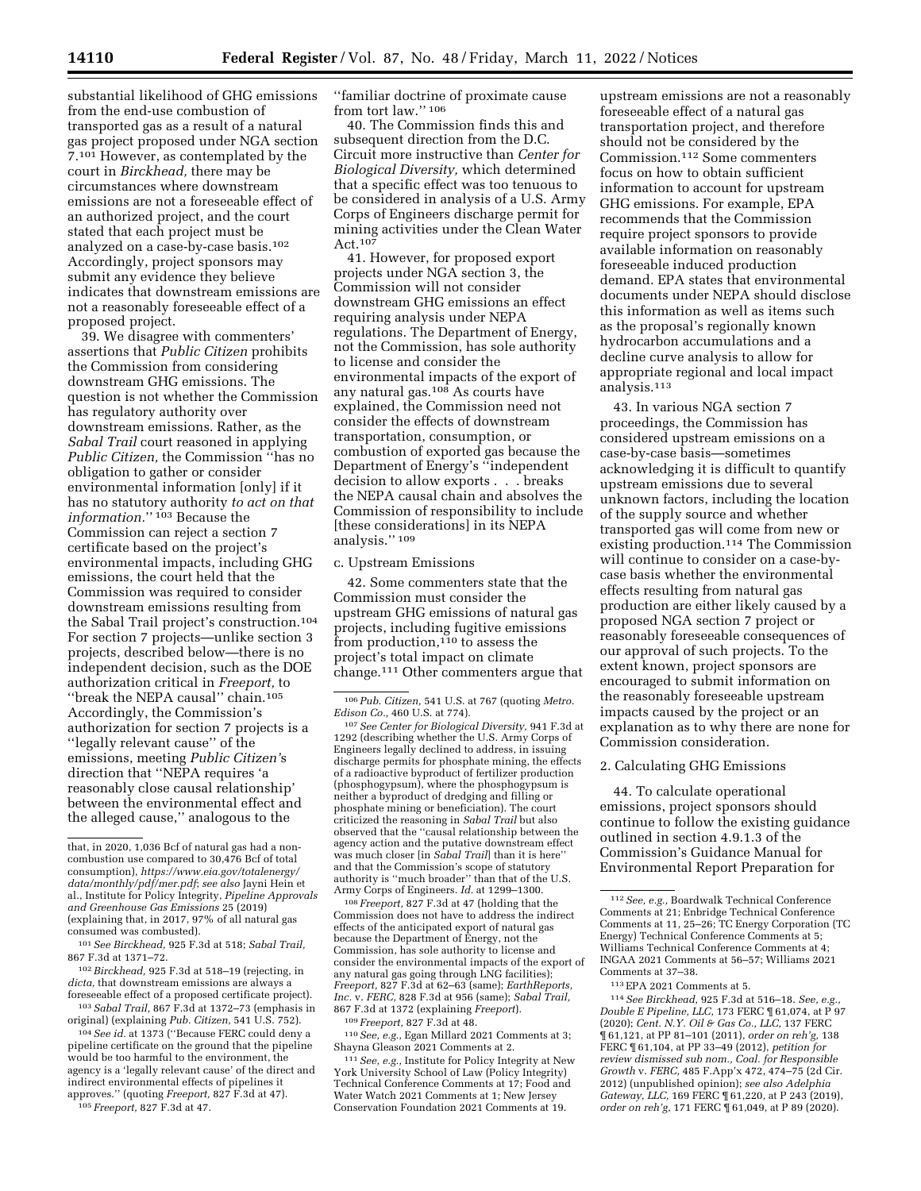substantial likelihood of GHG emissions from the end-use combustion of transported gas as a result of a natural gas project proposed under NGA section 7.[101] However, as contemplated by the court in *Birckhead,* there may be circumstances where downstream emissions are not a foreseeable effect of an authorized project, and the court stated that each project must be analyzed on a case-by-case basis.[102] Accordingly, project sponsors may submit any evidence they believe indicates that downstream emissions are not a reasonably foreseeable effect of a proposed project.

39. We disagree with commenters' assertions that *Public Citizen* prohibits the Commission from considering downstream GHG emissions. The question is not whether the Commission has regulatory authority over downstream emissions. Rather, as the *Sabal Trail* court reasoned in applying *Public Citizen,* the Commission ''has no obligation to gather or consider environmental information [only] if it has no statutory authority *to act on that information.*'' [103] Because the Commission can reject a section 7 certificate based on the project's environmental impacts, including GHG emissions, the court held that the Commission was required to consider downstream emissions resulting from the Sabal Trail project's construction.[104] For section 7 projects—unlike section 3 projects, described below—there is no independent decision, such as the DOE authorization critical in *Freeport,* to ''break the NEPA causal'' chain.[105] Accordingly, the Commission's authorization for section 7 projects is a ''legally relevant cause'' of the emissions, meeting *Public Citizen's* direction that ''NEPA requires 'a reasonably close causal relationship' between the environmental effect and the alleged cause,'' analogous to the ''familiar doctrine of proximate cause from tort law.'' [106]

40. The Commission finds this and subsequent direction from the D.C. Circuit more instructive than *Center for Biological Diversity,* which determined that a specific effect was too tenuous to be considered in analysis of a U.S. Army Corps of Engineers discharge permit for mining activities under the Clean Water Act.[107]

41. However, for proposed export projects under NGA section 3, the Commission will not consider downstream GHG emissions an effect requiring analysis under NEPA regulations. The Department of Energy, not the Commission, has sole authority to license and consider the environmental impacts of the export of any natural gas.[108] As courts have explained, the Commission need not consider the effects of downstream transportation, consumption, or combustion of exported gas because the Department of Energy's ''independent decision to allow exports . . . breaks the NEPA causal chain and absolves the Commission of responsibility to include [these considerations] in its NEPA analysis.'' [109]

c. Upstream Emissions

42. Some commenters state that the Commission must consider the upstream GHG emissions of natural gas projects, including fugitive emissions from production,[110] to assess the project's total impact on climate change.[111] Other commenters argue that upstream emissions are not a reasonably foreseeable effect of a natural gas transportation project, and therefore should not be considered by the Commission.[112] Some commenters focus on how to obtain sufficient information to account for upstream GHG emissions. For example, EPA recommends that the Commission require project sponsors to provide available information on reasonably foreseeable induced production demand. EPA states that environmental documents under NEPA should disclose this information as well as items such as the proposal's regionally known hydrocarbon accumulations and a decline curve analysis to allow for appropriate regional and local impact analysis.[113]

43. In various NGA section 7 proceedings, the Commission has considered upstream emissions on a case-by-case basis—sometimes acknowledging it is difficult to quantify upstream emissions due to several unknown factors, including the location of the supply source and whether transported gas will come from new or existing production.[114] The Commission will continue to consider on a case-by-case basis whether the environmental effects resulting from natural gas production are either likely caused by a proposed NGA section 7 project or reasonably foreseeable consequences of our approval of such projects. To the extent known, project sponsors are encouraged to submit information on the reasonably foreseeable upstream impacts caused by the project or an explanation as to why there are none for Commission consideration.

2. Calculating GHG Emissions

44. To calculate operational emissions, project sponsors should continue to follow the existing guidance outlined in section 4.9.1.3 of the Commission's Guidance Manual for Environmental Report Preparation for

---

that, in 2020, 1,036 Bcf of natural gas had a non-combustion use compared to 30,476 Bcf of total consumption), *https://www.eia.gov/totalenergy/data/monthly/pdf/mer.pdf*; *see also* Jayni Hein et al., Institute for Policy Integrity, *Pipeline Approvals and Greenhouse Gas Emissions* 25 (2019) (explaining that, in 2017, 97% of all natural gas consumed was combusted).

[101] *See Birckhead,* 925 F.3d at 518; *Sabal Trail,* 867 F.3d at 1371–72.

[102] *Birckhead,* 925 F.3d at 518–19 (rejecting, in *dicta,* that downstream emissions are always a foreseeable effect of a proposed certificate project).

[103] *Sabal Trail,* 867 F.3d at 1372–73 (emphasis in original) (explaining *Pub. Citizen,* 541 U.S. 752).

[104] *See id.* at 1373 (''Because FERC could deny a pipeline certificate on the ground that the pipeline would be too harmful to the environment, the agency is a 'legally relevant cause' of the direct and indirect environmental effects of pipelines it approves.'' (quoting *Freeport,* 827 F.3d at 47).

[105] *Freeport,* 827 F.3d at 47.

[106] *Pub. Citizen,* 541 U.S. at 767 (quoting *Metro. Edison Co.,* 460 U.S. at 774).

[107] *See Center for Biological Diversity,* 941 F.3d at 1292 (describing whether the U.S. Army Corps of Engineers legally declined to address, in issuing discharge permits for phosphate mining, the effects of a radioactive byproduct of fertilizer production (phosphogypsum), where the phosphogypsum is neither a byproduct of dredging and filling or phosphate mining or beneficiation). The court criticized the reasoning in *Sabal Trail* but also observed that the ''causal relationship between the agency action and the putative downstream effect was much closer [in *Sabal Trail*] than it is here'' and that the Commission's scope of statutory authority is ''much broader'' than that of the U.S. Army Corps of Engineers. *Id.* at 1299–1300.

[108] *Freeport,* 827 F.3d at 47 (holding that the Commission does not have to address the indirect effects of the anticipated export of natural gas because the Department of Energy, not the Commission, has sole authority to license and consider the environmental impacts of the export of any natural gas going through LNG facilities); *Freeport,* 827 F.3d at 62–63 (same); *EarthReports, Inc.* v. *FERC,* 828 F.3d at 956 (same); *Sabal Trail,* 867 F.3d at 1372 (explaining *Freeport*).

[109] *Freeport,* 827 F.3d at 48.

[110] *See, e.g.,* Egan Millard 2021 Comments at 3; Shayna Gleason 2021 Comments at 2.

[111] *See, e.g.,* Institute for Policy Integrity at New York University School of Law (Policy Integrity) Technical Conference Comments at 17; Food and Water Watch 2021 Comments at 1; New Jersey Conservation Foundation 2021 Comments at 19.

[112] *See, e.g.,* Boardwalk Technical Conference Comments at 21; Enbridge Technical Conference Comments at 11, 25–26; TC Energy Corporation (TC Energy) Technical Conference Comments at 5; Williams Technical Conference Comments at 4; INGAA 2021 Comments at 56–57; Williams 2021 Comments at 37–38.

[113] EPA 2021 Comments at 5.

[114] *See Birckhead,* 925 F.3d at 516–18. *See, e.g., Double E Pipeline, LLC,* 173 FERC ¶ 61,074, at P 97 (2020); *Cent. N.Y. Oil & Gas Co., LLC,* 137 FERC ¶ 61,121, at PP 81–101 (2011), *order on reh'g,* 138 FERC ¶ 61,104, at PP 33–49 (2012), *petition for review dismissed sub nom., Coal. for Responsible Growth* v. *FERC,* 485 F.App'x 472, 474–75 (2d Cir. 2012) (unpublished opinion); *see also Adelphia Gateway, LLC,* 169 FERC ¶ 61,220, at P 243 (2019), *order on reh'g,* 171 FERC ¶ 61,049, at P 89 (2020).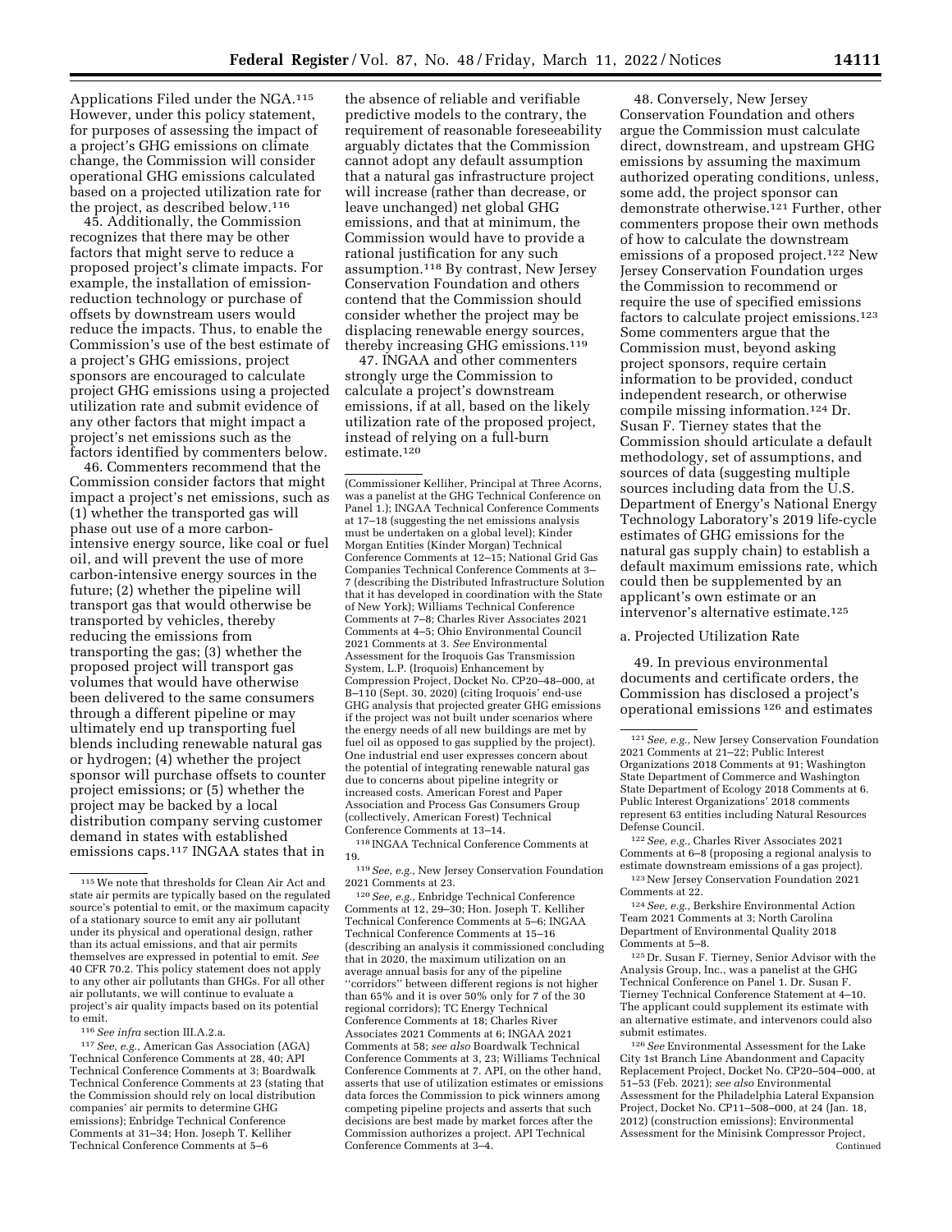Applications Filed under the NGA.[115] However, under this policy statement, for purposes of assessing the impact of a project's GHG emissions on climate change, the Commission will consider operational GHG emissions calculated based on a projected utilization rate for the project, as described below.[116]

45. Additionally, the Commission recognizes that there may be other factors that might serve to reduce a proposed project's climate impacts. For example, the installation of emission-reduction technology or purchase of offsets by downstream users would reduce the impacts. Thus, to enable the Commission's use of the best estimate of a project's GHG emissions, project sponsors are encouraged to calculate project GHG emissions using a projected utilization rate and submit evidence of any other factors that might impact a project's net emissions such as the factors identified by commenters below.

46. Commenters recommend that the Commission consider factors that might impact a project's net emissions, such as (1) whether the transported gas will phase out use of a more carbon-intensive energy source, like coal or fuel oil, and will prevent the use of more carbon-intensive energy sources in the future; (2) whether the pipeline will transport gas that would otherwise be transported by vehicles, thereby reducing the emissions from transporting the gas; (3) whether the proposed project will transport gas volumes that would have otherwise been delivered to the same consumers through a different pipeline or may ultimately end up transporting fuel blends including renewable natural gas or hydrogen; (4) whether the project sponsor will purchase offsets to counter project emissions; or (5) whether the project may be backed by a local distribution company serving customer demand in states with established emissions caps.[117] INGAA states that in the absence of reliable and verifiable predictive models to the contrary, the requirement of reasonable foreseeability arguably dictates that the Commission cannot adopt any default assumption that a natural gas infrastructure project will increase (rather than decrease, or leave unchanged) net global GHG emissions, and that at minimum, the Commission would have to provide a rational justification for any such assumption.[118] By contrast, New Jersey Conservation Foundation and others contend that the Commission should consider whether the project may be displacing renewable energy sources, thereby increasing GHG emissions.[119]

47. INGAA and other commenters strongly urge the Commission to calculate a project's downstream emissions, if at all, based on the likely utilization rate of the proposed project, instead of relying on a full-burn estimate.[120]

48. Conversely, New Jersey Conservation Foundation and others argue the Commission must calculate direct, downstream, and upstream GHG emissions by assuming the maximum authorized operating conditions, unless, some add, the project sponsor can demonstrate otherwise.[121] Further, other commenters propose their own methods of how to calculate the downstream emissions of a proposed project.[122] New Jersey Conservation Foundation urges the Commission to recommend or require the use of specified emissions factors to calculate project emissions.[123] Some commenters argue that the Commission must, beyond asking project sponsors, require certain information to be provided, conduct independent research, or otherwise compile missing information.[124] Dr. Susan F. Tierney states that the Commission should articulate a default methodology, set of assumptions, and sources of data (suggesting multiple sources including data from the U.S. Department of Energy's National Energy Technology Laboratory's 2019 life-cycle estimates of GHG emissions for the natural gas supply chain) to establish a default maximum emissions rate, which could then be supplemented by an applicant's own estimate or an intervenor's alternative estimate.[125]

### a. Projected Utilization Rate

49. In previous environmental documents and certificate orders, the Commission has disclosed a project's operational emissions[126] and estimates

---

[115] We note that thresholds for Clean Air Act and state air permits are typically based on the regulated source's potential to emit, or the maximum capacity of a stationary source to emit any air pollutant under its physical and operational design, rather than its actual emissions, and that air permits themselves are expressed in potential to emit. *See* 40 CFR 70.2. This policy statement does not apply to any other air pollutants than GHGs. For all other air pollutants, we will continue to evaluate a project's air quality impacts based on its potential to emit.

[116] *See infra* section III.A.2.a.

[117] *See, e.g.,* American Gas Association (AGA) Technical Conference Comments at 28, 40; API Technical Conference Comments at 3; Boardwalk Technical Conference Comments at 23 (stating that the Commission should rely on local distribution companies' air permits to determine GHG emissions); Enbridge Technical Conference Comments at 31–34; Hon. Joseph T. Kelliher Technical Conference Comments at 5–6 (Commissioner Kelliher, Principal at Three Acorns, was a panelist at the GHG Technical Conference on Panel 1.); INGAA Technical Conference Comments at 17–18 (suggesting the net emissions analysis must be undertaken on a global level); Kinder Morgan Entities (Kinder Morgan) Technical Conference Comments at 12–15; National Grid Gas Companies Technical Conference Comments at 3–7 (describing the Distributed Infrastructure Solution that it has developed in coordination with the State of New York); Williams Technical Conference Comments at 7–8; Charles River Associates 2021 Comments at 4–5; Ohio Environmental Council 2021 Comments at 3. *See* Environmental Assessment for the Iroquois Gas Transmission System, L.P. (Iroquois) Enhancement by Compression Project, Docket No. CP20–48–000, at B–110 (Sept. 30, 2020) (citing Iroquois' end-use GHG analysis that projected greater GHG emissions if the project was not built under scenarios where the energy needs of all new buildings are met by fuel oil as opposed to gas supplied by the project). One industrial end user expresses concern about the potential of integrating renewable natural gas due to concerns about pipeline integrity or increased costs. American Forest and Paper Association and Process Gas Consumers Group (collectively, American Forest) Technical Conference Comments at 13–14.

[118] INGAA Technical Conference Comments at 19.

[119] *See, e.g.,* New Jersey Conservation Foundation 2021 Comments at 23.

[120] *See, e.g.,* Enbridge Technical Conference Comments at 12, 29–30; Hon. Joseph T. Kelliher Technical Conference Comments at 5–6; INGAA Technical Conference Comments at 15–16 (describing an analysis it commissioned concluding that in 2020, the maximum utilization on an average annual basis for any of the pipeline "corridors" between different regions is not higher than 65% and it is over 50% only for 7 of the 30 regional corridors); TC Energy Technical Conference Comments at 18; Charles River Associates 2021 Comments at 6; INGAA 2021 Comments at 58; *see also* Boardwalk Technical Conference Comments at 3, 23; Williams Technical Conference Comments at 7. API, on the other hand, asserts that use of utilization estimates or emissions data forces the Commission to pick winners among competing pipeline projects and asserts that such decisions are best made by market forces after the Commission authorizes a project. API Technical Conference Comments at 3–4.

[121] *See, e.g.,* New Jersey Conservation Foundation 2021 Comments at 21–22; Public Interest Organizations 2018 Comments at 91; Washington State Department of Commerce and Washington State Department of Ecology 2018 Comments at 6. Public Interest Organizations' 2018 comments represent 63 entities including Natural Resources Defense Council.

[122] *See, e.g.,* Charles River Associates 2021 Comments at 6–8 (proposing a regional analysis to estimate downstream emissions of a gas project).

[123] New Jersey Conservation Foundation 2021 Comments at 22.

[124] *See, e.g.,* Berkshire Environmental Action Team 2021 Comments at 3; North Carolina Department of Environmental Quality 2018 Comments at 5–8.

[125] Dr. Susan F. Tierney, Senior Advisor with the Analysis Group, Inc., was a panelist at the GHG Technical Conference on Panel 1. Dr. Susan F. Tierney Technical Conference Statement at 4–10. The applicant could supplement its estimate with an alternative estimate, and intervenors could also submit estimates.

[126] *See* Environmental Assessment for the Lake City 1st Branch Line Abandonment and Capacity Replacement Project, Docket No. CP20–504–000, at 51–53 (Feb. 2021); *see also* Environmental Assessment for the Philadelphia Lateral Expansion Project, Docket No. CP11–508–000, at 24 (Jan. 18, 2012) (construction emissions); Environmental Assessment for the Minisink Compressor Project, Continued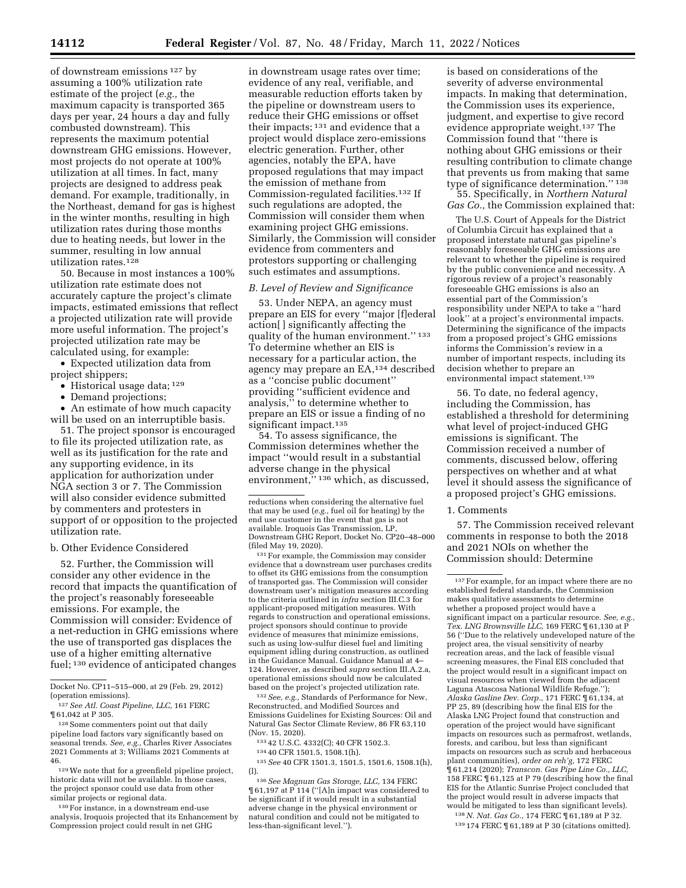of downstream emissions [127] by assuming a 100% utilization rate estimate of the project (*e.g.,* the maximum capacity is transported 365 days per year, 24 hours a day and fully combusted downstream). This represents the maximum potential downstream GHG emissions. However, most projects do not operate at 100% utilization at all times. In fact, many projects are designed to address peak demand. For example, traditionally, in the Northeast, demand for gas is highest in the winter months, resulting in high utilization rates during those months due to heating needs, but lower in the summer, resulting in low annual utilization rates.[128]

50. Because in most instances a 100% utilization rate estimate does not accurately capture the project's climate impacts, estimated emissions that reflect a projected utilization rate will provide more useful information. The project's projected utilization rate may be calculated using, for example:

- Expected utilization data from project shippers;
- Historical usage data; [129]
- Demand projections;
- An estimate of how much capacity will be used on an interruptible basis.

51. The project sponsor is encouraged to file its projected utilization rate, as well as its justification for the rate and any supporting evidence, in its application for authorization under NGA section 3 or 7. The Commission will also consider evidence submitted by commenters and protesters in support of or opposition to the projected utilization rate.

b. Other Evidence Considered

52. Further, the Commission will consider any other evidence in the record that impacts the quantification of the project's reasonably foreseeable emissions. For example, the Commission will consider: Evidence of a net-reduction in GHG emissions where the use of transported gas displaces the use of a higher emitting alternative fuel; [130] evidence of anticipated changes in downstream usage rates over time; evidence of any real, verifiable, and measurable reduction efforts taken by the pipeline or downstream users to reduce their GHG emissions or offset their impacts; [131] and evidence that a project would displace zero-emissions electric generation. Further, other agencies, notably the EPA, have proposed regulations that may impact the emission of methane from Commission-regulated facilities.[132] If such regulations are adopted, the Commission will consider them when examining project GHG emissions. Similarly, the Commission will consider evidence from commenters and protestors supporting or challenging such estimates and assumptions.

### *B. Level of Review and Significance*

53. Under NEPA, an agency must prepare an EIS for every ''major [f]ederal action[ ] significantly affecting the quality of the human environment.'' [133] To determine whether an EIS is necessary for a particular action, the agency may prepare an EA,[134] described as a ''concise public document'' providing ''sufficient evidence and analysis,'' to determine whether to prepare an EIS or issue a finding of no significant impact.[135]

54. To assess significance, the Commission determines whether the impact ''would result in a substantial adverse change in the physical environment,'' [136] which, as discussed, is based on considerations of the severity of adverse environmental impacts. In making that determination, the Commission uses its experience, judgment, and expertise to give record evidence appropriate weight.[137] The Commission found that ''there is nothing about GHG emissions or their resulting contribution to climate change that prevents us from making that same type of significance determination.'' [138]

55. Specifically, in *Northern Natural Gas Co.,* the Commission explained that:

> The U.S. Court of Appeals for the District of Columbia Circuit has explained that a proposed interstate natural gas pipeline's reasonably foreseeable GHG emissions are relevant to whether the pipeline is required by the public convenience and necessity. A rigorous review of a project's reasonably foreseeable GHG emissions is also an essential part of the Commission's responsibility under NEPA to take a ''hard look'' at a project's environmental impacts. Determining the significance of the impacts from a proposed project's GHG emissions informs the Commission's review in a number of important respects, including its decision whether to prepare an environmental impact statement.[139]

56. To date, no federal agency, including the Commission, has established a threshold for determining what level of project-induced GHG emissions is significant. The Commission received a number of comments, discussed below, offering perspectives on whether and at what level it should assess the significance of a proposed project's GHG emissions.

1. Comments

57. The Commission received relevant comments in response to both the 2018 and 2021 NOIs on whether the Commission should: Determine

---

Docket No. CP11–515–000, at 29 (Feb. 29, 2012) (operation emissions).

[127] *See Atl. Coast Pipeline, LLC,* 161 FERC ¶ 61,042 at P 305.

[128] Some commenters point out that daily pipeline load factors vary significantly based on seasonal trends. *See, e.g.,* Charles River Associates 2021 Comments at 3; Williams 2021 Comments at 46.

[129] We note that for a greenfield pipeline project, historic data will not be available. In those cases, the project sponsor could use data from other similar projects or regional data.

[130] For instance, in a downstream end-use analysis, Iroquois projected that its Enhancement by Compression project could result in net GHG reductions when considering the alternative fuel that may be used (*e.g.,* fuel oil for heating) by the end use customer in the event that gas is not available. Iroquois Gas Transmission, LP, Downstream GHG Report, Docket No. CP20–48–000 (filed May 19, 2020).

[131] For example, the Commission may consider evidence that a downstream user purchases credits to offset its GHG emissions from the consumption of transported gas. The Commission will consider downstream user's mitigation measures according to the criteria outlined in *infra* section III.C.3 for applicant-proposed mitigation measures. With regards to construction and operational emissions, project sponsors should continue to provide evidence of measures that minimize emissions, such as using low-sulfur diesel fuel and limiting equipment idling during construction, as outlined in the Guidance Manual. Guidance Manual at 4–124. However, as described *supra* section III.A.2.a, operational emissions should now be calculated based on the project's projected utilization rate.

[132] *See, e.g.,* Standards of Performance for New, Reconstructed, and Modified Sources and Emissions Guidelines for Existing Sources: Oil and Natural Gas Sector Climate Review, 86 FR 63,110 (Nov. 15, 2020).

[133] 42 U.S.C. 4332(C); 40 CFR 1502.3.

[134] 40 CFR 1501.5, 1508.1(h).

[135] *See* 40 CFR 1501.3, 1501.5, 1501.6, 1508.1(h), (l).

[136] *See Magnum Gas Storage, LLC,* 134 FERC ¶ 61,197 at P 114 (''[A]n impact was considered to be significant if it would result in a substantial adverse change in the physical environment or natural condition and could not be mitigated to less-than-significant level.'').

[137] For example, for an impact where there are no established federal standards, the Commission makes qualitative assessments to determine whether a proposed project would have a significant impact on a particular resource. *See, e.g., Tex. LNG Brownsville LLC,* 169 FERC ¶ 61,130 at P 56 (''Due to the relatively undeveloped nature of the project area, the visual sensitivity of nearby recreation areas, and the lack of feasible visual screening measures, the Final EIS concluded that the project would result in a significant impact on visual resources when viewed from the adjacent Laguna Atascosa National Wildlife Refuge.''); *Alaska Gasline Dev. Corp.,* 171 FERC ¶ 61,134, at PP 25, 89 (describing how the final EIS for the Alaska LNG Project found that construction and operation of the project would have significant impacts on resources such as permafrost, wetlands, forests, and caribou, but less than significant impacts on resources such as scrub and herbaceous plant communities), *order on reh'g,* 172 FERC ¶ 61,214 (2020); *Transcon. Gas Pipe Line Co., LLC,* 158 FERC ¶ 61,125 at P 79 (describing how the final EIS for the Atlantic Sunrise Project concluded that the project would result in adverse impacts that would be mitigated to less than significant levels).

[138] *N. Nat. Gas Co.,* 174 FERC ¶ 61,189 at P 32.

[139] 174 FERC ¶ 61,189 at P 30 (citations omitted).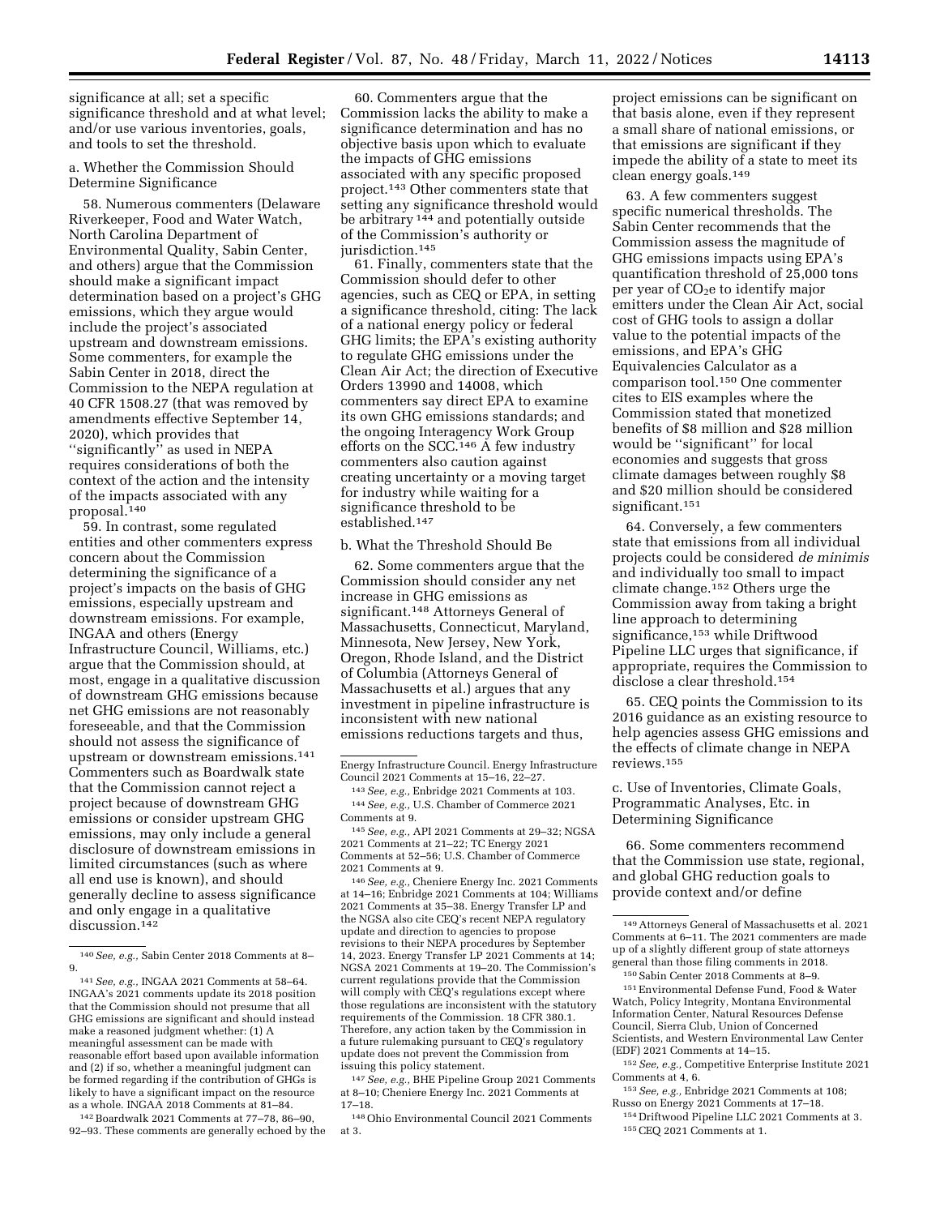significance at all; set a specific significance threshold and at what level; and/or use various inventories, goals, and tools to set the threshold.

a. Whether the Commission Should Determine Significance

58. Numerous commenters (Delaware Riverkeeper, Food and Water Watch, North Carolina Department of Environmental Quality, Sabin Center, and others) argue that the Commission should make a significant impact determination based on a project's GHG emissions, which they argue would include the project's associated upstream and downstream emissions. Some commenters, for example the Sabin Center in 2018, direct the Commission to the NEPA regulation at 40 CFR 1508.27 (that was removed by amendments effective September 14, 2020), which provides that ''significantly'' as used in NEPA requires considerations of both the context of the action and the intensity of the impacts associated with any proposal.[140]

59. In contrast, some regulated entities and other commenters express concern about the Commission determining the significance of a project's impacts on the basis of GHG emissions, especially upstream and downstream emissions. For example, INGAA and others (Energy Infrastructure Council, Williams, etc.) argue that the Commission should, at most, engage in a qualitative discussion of downstream GHG emissions because net GHG emissions are not reasonably foreseeable, and that the Commission should not assess the significance of upstream or downstream emissions.[141] Commenters such as Boardwalk state that the Commission cannot reject a project because of downstream GHG emissions or consider upstream GHG emissions, may only include a general disclosure of downstream emissions in limited circumstances (such as where all end use is known), and should generally decline to assess significance and only engage in a qualitative discussion.[142]

60. Commenters argue that the Commission lacks the ability to make a significance determination and has no objective basis upon which to evaluate the impacts of GHG emissions associated with any specific proposed project.[143] Other commenters state that setting any significance threshold would be arbitrary [144] and potentially outside of the Commission's authority or jurisdiction.[145]

61. Finally, commenters state that the Commission should defer to other agencies, such as CEQ or EPA, in setting a significance threshold, citing: The lack of a national energy policy or federal GHG limits; the EPA's existing authority to regulate GHG emissions under the Clean Air Act; the direction of Executive Orders 13990 and 14008, which commenters say direct EPA to examine its own GHG emissions standards; and the ongoing Interagency Work Group efforts on the SCC.[146] A few industry commenters also caution against creating uncertainty or a moving target for industry while waiting for a significance threshold to be established.[147]

b. What the Threshold Should Be

62. Some commenters argue that the Commission should consider any net increase in GHG emissions as significant.[148] Attorneys General of Massachusetts, Connecticut, Maryland, Minnesota, New Jersey, New York, Oregon, Rhode Island, and the District of Columbia (Attorneys General of Massachusetts et al.) argues that any investment in pipeline infrastructure is inconsistent with new national emissions reductions targets and thus, project emissions can be significant on that basis alone, even if they represent a small share of national emissions, or that emissions are significant if they impede the ability of a state to meet its clean energy goals.[149]

63. A few commenters suggest specific numerical thresholds. The Sabin Center recommends that the Commission assess the magnitude of GHG emissions impacts using EPA's quantification threshold of 25,000 tons per year of $CO_2e$ to identify major emitters under the Clean Air Act, social cost of GHG tools to assign a dollar value to the potential impacts of the emissions, and EPA's GHG Equivalencies Calculator as a comparison tool.[150] One commenter cites to EIS examples where the Commission stated that monetized benefits of $8 million and $28 million would be ''significant'' for local economies and suggests that gross climate damages between roughly $8 and $20 million should be considered significant.[151]

64. Conversely, a few commenters state that emissions from all individual projects could be considered *de minimis* and individually too small to impact climate change.[152] Others urge the Commission away from taking a bright line approach to determining significance,[153] while Driftwood Pipeline LLC urges that significance, if appropriate, requires the Commission to disclose a clear threshold.[154]

65. CEQ points the Commission to its 2016 guidance as an existing resource to help agencies assess GHG emissions and the effects of climate change in NEPA reviews.[155]

c. Use of Inventories, Climate Goals, Programmatic Analyses, Etc. in Determining Significance

66. Some commenters recommend that the Commission use state, regional, and global GHG reduction goals to provide context and/or define

---

[140] *See, e.g.,* Sabin Center 2018 Comments at 8–9.

[141] *See, e.g.,* INGAA 2021 Comments at 58–64. INGAA's 2021 comments update its 2018 position that the Commission should not presume that all GHG emissions are significant and should instead make a reasoned judgment whether: (1) A meaningful assessment can be made with reasonable effort based upon available information and (2) if so, whether a meaningful judgment can be formed regarding if the contribution of GHGs is likely to have a significant impact on the resource as a whole. INGAA 2018 Comments at 81–84.

[142] Boardwalk 2021 Comments at 77–78, 86–90, 92–93. These comments are generally echoed by the Energy Infrastructure Council. Energy Infrastructure Council 2021 Comments at 15–16, 22–27.

[143] *See, e.g.,* Enbridge 2021 Comments at 103.

[144] *See, e.g.,* U.S. Chamber of Commerce 2021 Comments at 9.

[145] *See, e.g.,* API 2021 Comments at 29–32; NGSA 2021 Comments at 21–22; TC Energy 2021 Comments at 52–56; U.S. Chamber of Commerce 2021 Comments at 9.

[146] *See, e.g.,* Cheniere Energy Inc. 2021 Comments at 14–16; Enbridge 2021 Comments at 104; Williams 2021 Comments at 35–38. Energy Transfer LP and the NGSA also cite CEQ's recent NEPA regulatory update and direction to agencies to propose revisions to their NEPA procedures by September 14, 2023. Energy Transfer LP 2021 Comments at 14; NGSA 2021 Comments at 19–20. The Commission's current regulations provide that the Commission will comply with CEQ's regulations except where those regulations are inconsistent with the statutory requirements of the Commission. 18 CFR 380.1. Therefore, any action taken by the Commission in a future rulemaking pursuant to CEQ's regulatory update does not prevent the Commission from issuing this policy statement.

[147] *See, e.g.,* BHE Pipeline Group 2021 Comments at 8–10; Cheniere Energy Inc. 2021 Comments at 17–18.

[148] Ohio Environmental Council 2021 Comments at 3.

[149] Attorneys General of Massachusetts et al. 2021 Comments at 6–11. The 2021 commenters are made up of a slightly different group of state attorneys general than those filing comments in 2018.

[150] Sabin Center 2018 Comments at 8–9.

[151] Environmental Defense Fund, Food & Water Watch, Policy Integrity, Montana Environmental Information Center, Natural Resources Defense Council, Sierra Club, Union of Concerned Scientists, and Western Environmental Law Center (EDF) 2021 Comments at 14–15.

[152] *See, e.g.,* Competitive Enterprise Institute 2021 Comments at 4, 6.

[153] *See, e.g.,* Enbridge 2021 Comments at 108; Russo on Energy 2021 Comments at 17–18.

[154] Driftwood Pipeline LLC 2021 Comments at 3.

[155] CEQ 2021 Comments at 1.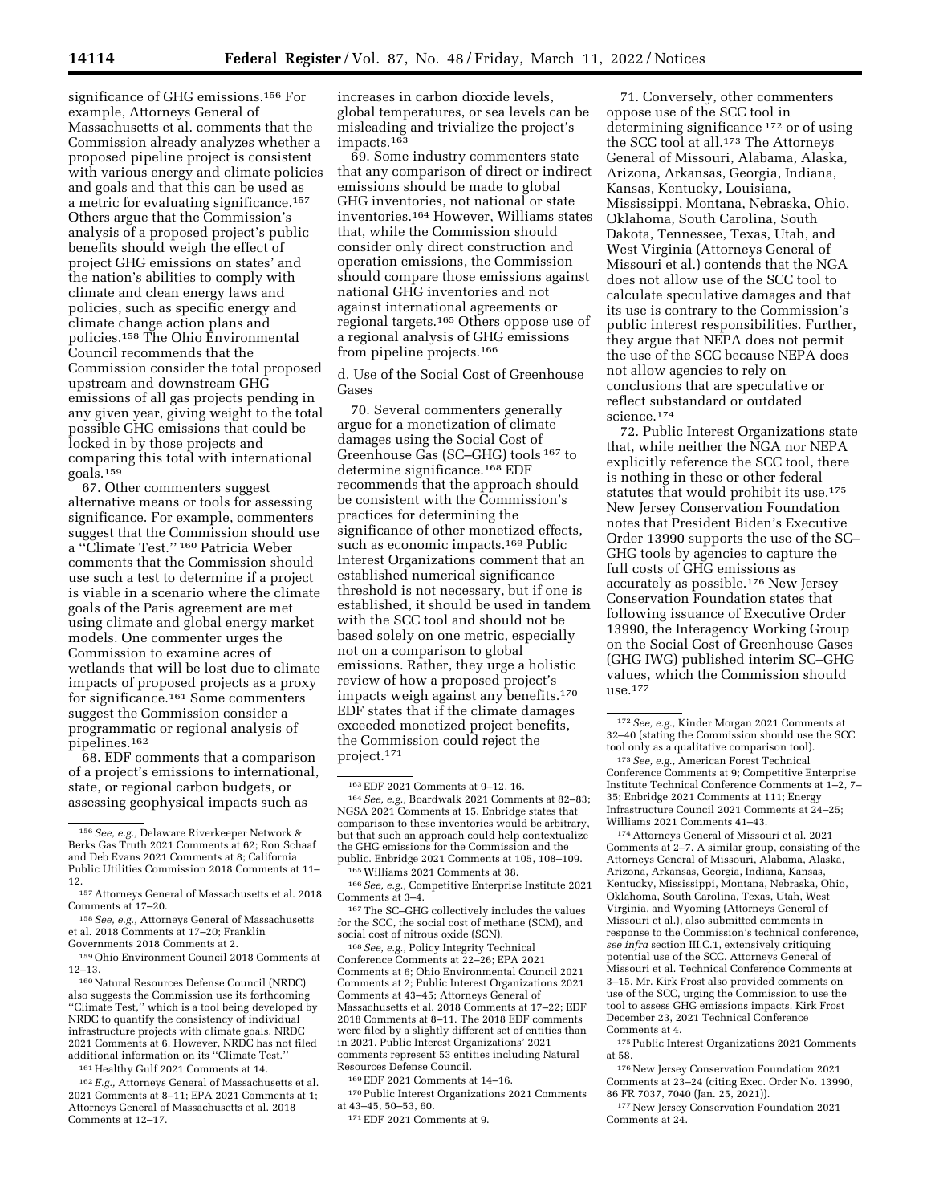significance of GHG emissions.[156] For example, Attorneys General of Massachusetts et al. comments that the Commission already analyzes whether a proposed pipeline project is consistent with various energy and climate policies and goals and that this can be used as a metric for evaluating significance.[157] Others argue that the Commission's analysis of a proposed project's public benefits should weigh the effect of project GHG emissions on states' and the nation's abilities to comply with climate and clean energy laws and policies, such as specific energy and climate change action plans and policies.[158] The Ohio Environmental Council recommends that the Commission consider the total proposed upstream and downstream GHG emissions of all gas projects pending in any given year, giving weight to the total possible GHG emissions that could be locked in by those projects and comparing this total with international goals.[159]

67. Other commenters suggest alternative means or tools for assessing significance. For example, commenters suggest that the Commission should use a ''Climate Test.'' [160] Patricia Weber comments that the Commission should use such a test to determine if a project is viable in a scenario where the climate goals of the Paris agreement are met using climate and global energy market models. One commenter urges the Commission to examine acres of wetlands that will be lost due to climate impacts of proposed projects as a proxy for significance.[161] Some commenters suggest the Commission consider a programmatic or regional analysis of pipelines.[162]

68. EDF comments that a comparison of a project's emissions to international, state, or regional carbon budgets, or assessing geophysical impacts such as increases in carbon dioxide levels, global temperatures, or sea levels can be misleading and trivialize the project's impacts.[163]

69. Some industry commenters state that any comparison of direct or indirect emissions should be made to global GHG inventories, not national or state inventories.[164] However, Williams states that, while the Commission should consider only direct construction and operation emissions, the Commission should compare those emissions against national GHG inventories and not against international agreements or regional targets.[165] Others oppose use of a regional analysis of GHG emissions from pipeline projects.[166]

d. Use of the Social Cost of Greenhouse Gases

70. Several commenters generally argue for a monetization of climate damages using the Social Cost of Greenhouse Gas (SC–GHG) tools [167] to determine significance.[168] EDF recommends that the approach should be consistent with the Commission's practices for determining the significance of other monetized effects, such as economic impacts.[169] Public Interest Organizations comment that an established numerical significance threshold is not necessary, but if one is established, it should be used in tandem with the SCC tool and should not be based solely on one metric, especially not on a comparison to global emissions. Rather, they urge a holistic review of how a proposed project's impacts weigh against any benefits.[170] EDF states that if the climate damages exceeded monetized project benefits, the Commission could reject the project.[171]

71. Conversely, other commenters oppose use of the SCC tool in determining significance [172] or of using the SCC tool at all.[173] The Attorneys General of Missouri, Alabama, Alaska, Arizona, Arkansas, Georgia, Indiana, Kansas, Kentucky, Louisiana, Mississippi, Montana, Nebraska, Ohio, Oklahoma, South Carolina, South Dakota, Tennessee, Texas, Utah, and West Virginia (Attorneys General of Missouri et al.) contends that the NGA does not allow use of the SCC tool to calculate speculative damages and that its use is contrary to the Commission's public interest responsibilities. Further, they argue that NEPA does not permit the use of the SCC because NEPA does not allow agencies to rely on conclusions that are speculative or reflect substandard or outdated science.[174]

72. Public Interest Organizations state that, while neither the NGA nor NEPA explicitly reference the SCC tool, there is nothing in these or other federal statutes that would prohibit its use.[175] New Jersey Conservation Foundation notes that President Biden's Executive Order 13990 supports the use of the SC–GHG tools by agencies to capture the full costs of GHG emissions as accurately as possible.[176] New Jersey Conservation Foundation states that following issuance of Executive Order 13990, the Interagency Working Group on the Social Cost of Greenhouse Gases (GHG IWG) published interim SC–GHG values, which the Commission should use.[177]

---

[156] *See, e.g.,* Delaware Riverkeeper Network & Berks Gas Truth 2021 Comments at 62; Ron Schaaf and Deb Evans 2021 Comments at 8; California Public Utilities Commission 2018 Comments at 11–12.

[157] Attorneys General of Massachusetts et al. 2018 Comments at 17–20.

[158] *See, e.g.,* Attorneys General of Massachusetts et al. 2018 Comments at 17–20; Franklin Governments 2018 Comments at 2.

[159] Ohio Environment Council 2018 Comments at 12–13.

[160] Natural Resources Defense Council (NRDC) also suggests the Commission use its forthcoming ''Climate Test,'' which is a tool being developed by NRDC to quantify the consistency of individual infrastructure projects with climate goals. NRDC 2021 Comments at 6. However, NRDC has not filed additional information on its ''Climate Test.''

[161] Healthy Gulf 2021 Comments at 14.

[162] *E.g.,* Attorneys General of Massachusetts et al. 2021 Comments at 8–11; EPA 2021 Comments at 1; Attorneys General of Massachusetts et al. 2018 Comments at 12–17.

[163] EDF 2021 Comments at 9–12, 16.

[164] *See, e.g.,* Boardwalk 2021 Comments at 82–83; NGSA 2021 Comments at 15. Enbridge states that comparison to these inventories would be arbitrary, but that such an approach could help contextualize the GHG emissions for the Commission and the public. Enbridge 2021 Comments at 105, 108–109.

[165] Williams 2021 Comments at 38.

[166] *See, e.g.,* Competitive Enterprise Institute 2021 Comments at 3–4.

[167] The SC–GHG collectively includes the values for the SCC, the social cost of methane (SCM), and social cost of nitrous oxide (SCN).

[168] *See, e.g.,* Policy Integrity Technical Conference Comments at 22–26; EPA 2021 Comments at 6; Ohio Environmental Council 2021 Comments at 2; Public Interest Organizations 2021 Comments at 43–45; Attorneys General of Massachusetts et al. 2018 Comments at 17–22; EDF 2018 Comments at 8–11. The 2018 EDF comments were filed by a slightly different set of entities than in 2021. Public Interest Organizations' 2021 comments represent 53 entities including Natural Resources Defense Council.

[169] EDF 2021 Comments at 14–16.

[170] Public Interest Organizations 2021 Comments at 43–45, 50–53, 60.

[171] EDF 2021 Comments at 9.

[172] *See, e.g.,* Kinder Morgan 2021 Comments at 32–40 (stating the Commission should use the SCC tool only as a qualitative comparison tool).

[173] *See, e.g.,* American Forest Technical Conference Comments at 9; Competitive Enterprise Institute Technical Conference Comments at 1–2, 7–35; Enbridge 2021 Comments at 111; Energy Infrastructure Council 2021 Comments at 24–25; Williams 2021 Comments 41–43.

[174] Attorneys General of Missouri et al. 2021 Comments at 2–7. A similar group, consisting of the Attorneys General of Missouri, Alabama, Alaska, Arizona, Arkansas, Georgia, Indiana, Kansas, Kentucky, Mississippi, Montana, Nebraska, Ohio, Oklahoma, South Carolina, Texas, Utah, West Virginia, and Wyoming (Attorneys General of Missouri et al.), also submitted comments in response to the Commission's technical conference, *see infra* section III.C.1, extensively critiquing potential use of the SCC. Attorneys General of Missouri et al. Technical Conference Comments at 3–15. Mr. Kirk Frost also provided comments on use of the SCC, urging the Commission to use the tool to assess GHG emissions impacts. Kirk Frost December 23, 2021 Technical Conference Comments at 4.

[175] Public Interest Organizations 2021 Comments at 58.

[176] New Jersey Conservation Foundation 2021 Comments at 23–24 (citing Exec. Order No. 13990, 86 FR 7037, 7040 (Jan. 25, 2021)).

[177] New Jersey Conservation Foundation 2021 Comments at 24.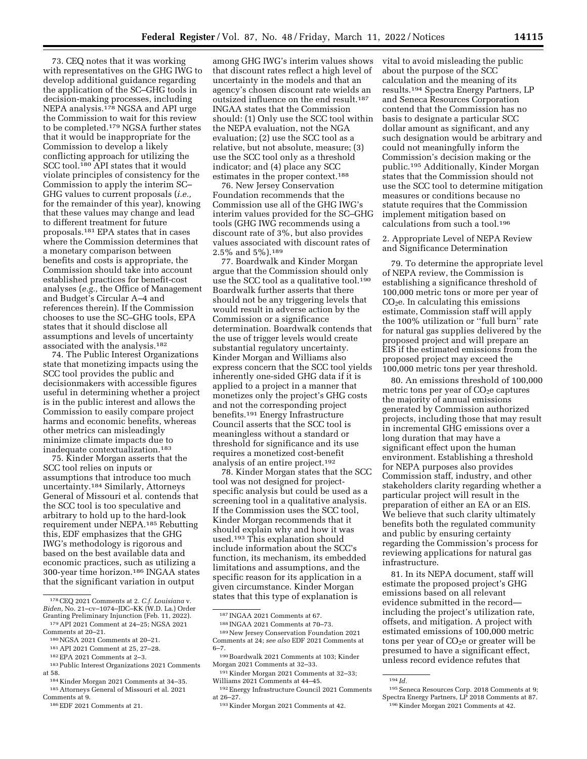73. CEQ notes that it was working with representatives on the GHG IWG to develop additional guidance regarding the application of the SC–GHG tools in decision-making processes, including NEPA analysis.[178] NGSA and API urge the Commission to wait for this review to be completed.[179] NGSA further states that it would be inappropriate for the Commission to develop a likely conflicting approach for utilizing the SCC tool.[180] API states that it would violate principles of consistency for the Commission to apply the interim SC–GHG values to current proposals (*i.e.,* for the remainder of this year), knowing that these values may change and lead to different treatment for future proposals.[181] EPA states that in cases where the Commission determines that a monetary comparison between benefits and costs is appropriate, the Commission should take into account established practices for benefit-cost analyses (*e.g.,* the Office of Management and Budget's Circular A–4 and references therein). If the Commission chooses to use the SC–GHG tools, EPA states that it should disclose all assumptions and levels of uncertainty associated with the analysis.[182]

74. The Public Interest Organizations state that monetizing impacts using the SCC tool provides the public and decisionmakers with accessible figures useful in determining whether a project is in the public interest and allows the Commission to easily compare project harms and economic benefits, whereas other metrics can misleadingly minimize climate impacts due to inadequate contextualization.[183]

75. Kinder Morgan asserts that the SCC tool relies on inputs or assumptions that introduce too much uncertainty.[184] Similarly, Attorneys General of Missouri et al. contends that the SCC tool is too speculative and arbitrary to hold up to the hard-look requirement under NEPA.[185] Rebutting this, EDF emphasizes that the GHG IWG's methodology is rigorous and based on the best available data and economic practices, such as utilizing a 300-year time horizon.[186] INGAA states that the significant variation in output among GHG IWG's interim values shows that discount rates reflect a high level of uncertainty in the models and that an agency's chosen discount rate wields an outsized influence on the end result.[187] INGAA states that the Commission should: (1) Only use the SCC tool within the NEPA evaluation, not the NGA evaluation; (2) use the SCC tool as a relative, but not absolute, measure; (3) use the SCC tool only as a threshold indicator; and (4) place any SCC estimates in the proper context.[188]

76. New Jersey Conservation Foundation recommends that the Commission use all of the GHG IWG's interim values provided for the SC–GHG tools (GHG IWG recommends using a discount rate of 3%, but also provides values associated with discount rates of 2.5% and 5%).[189]

77. Boardwalk and Kinder Morgan argue that the Commission should only use the SCC tool as a qualitative tool.[190] Boardwalk further asserts that there should not be any triggering levels that would result in adverse action by the Commission or a significance determination. Boardwalk contends that the use of trigger levels would create substantial regulatory uncertainty. Kinder Morgan and Williams also express concern that the SCC tool yields inherently one-sided GHG data if it is applied to a project in a manner that monetizes only the project's GHG costs and not the corresponding project benefits.[191] Energy Infrastructure Council asserts that the SCC tool is meaningless without a standard or threshold for significance and its use requires a monetized cost-benefit analysis of an entire project.[192]

78. Kinder Morgan states that the SCC tool was not designed for project-specific analysis but could be used as a screening tool in a qualitative analysis. If the Commission uses the SCC tool, Kinder Morgan recommends that it should explain why and how it was used.[193] This explanation should include information about the SCC's function, its mechanism, its embedded limitations and assumptions, and the specific reason for its application in a given circumstance. Kinder Morgan states that this type of explanation is vital to avoid misleading the public about the purpose of the SCC calculation and the meaning of its results.[194] Spectra Energy Partners, LP and Seneca Resources Corporation contend that the Commission has no basis to designate a particular SCC dollar amount as significant, and any such designation would be arbitrary and could not meaningfully inform the Commission's decision making or the public.[195] Additionally, Kinder Morgan states that the Commission should not use the SCC tool to determine mitigation measures or conditions because no statute requires that the Commission implement mitigation based on calculations from such a tool.[196]

2. Appropriate Level of NEPA Review and Significance Determination

79. To determine the appropriate level of NEPA review, the Commission is establishing a significance threshold of 100,000 metric tons or more per year of $CO_2$e. In calculating this emissions estimate, Commission staff will apply the 100% utilization or "full burn" rate for natural gas supplies delivered by the proposed project and will prepare an EIS if the estimated emissions from the proposed project may exceed the 100,000 metric tons per year threshold.

80. An emissions threshold of 100,000 metric tons per year of $CO_2$e captures the majority of annual emissions generated by Commission authorized projects, including those that may result in incremental GHG emissions over a long duration that may have a significant effect upon the human environment. Establishing a threshold for NEPA purposes also provides Commission staff, industry, and other stakeholders clarity regarding whether a particular project will result in the preparation of either an EA or an EIS. We believe that such clarity ultimately benefits both the regulated community and public by ensuring certainty regarding the Commission's process for reviewing applications for natural gas infrastructure.

81. In its NEPA document, staff will estimate the proposed project's GHG emissions based on all relevant evidence submitted in the record—including the project's utilization rate, offsets, and mitigation. A project with estimated emissions of 100,000 metric tons per year of $CO_2$e or greater will be presumed to have a significant effect, unless record evidence refutes that

---

[178] CEQ 2021 Comments at 2. *C.f. Louisiana* v. *Biden,* No. 21–cv–1074–JDC–KK (W.D. La.) Order Granting Preliminary Injunction (Feb. 11, 2022).

[179] API 2021 Comment at 24–25; NGSA 2021 Comments at 20–21.

[180] NGSA 2021 Comments at 20–21.

[181] API 2021 Comment at 25, 27–28.

[182] EPA 2021 Comments at 2–3.

[183] Public Interest Organizations 2021 Comments at 58.

[184] Kinder Morgan 2021 Comments at 34–35.

[185] Attorneys General of Missouri et al. 2021 Comments at 9.

[186] EDF 2021 Comments at 21.

[187] INGAA 2021 Comments at 67.

[188] INGAA 2021 Comments at 70–73.

[189] New Jersey Conservation Foundation 2021 Comments at 24; *see also* EDF 2021 Comments at 6–7.

[190] Boardwalk 2021 Comments at 103; Kinder Morgan 2021 Comments at 32–33.

[191] Kinder Morgan 2021 Comments at 32–33; Williams 2021 Comments at 44–45.

[192] Energy Infrastructure Council 2021 Comments at 26–27.

[193] Kinder Morgan 2021 Comments at 42.

[194] *Id.*

[195] Seneca Resources Corp. 2018 Comments at 9; Spectra Energy Partners, LP 2018 Comments at 87.

[196] Kinder Morgan 2021 Comments at 42.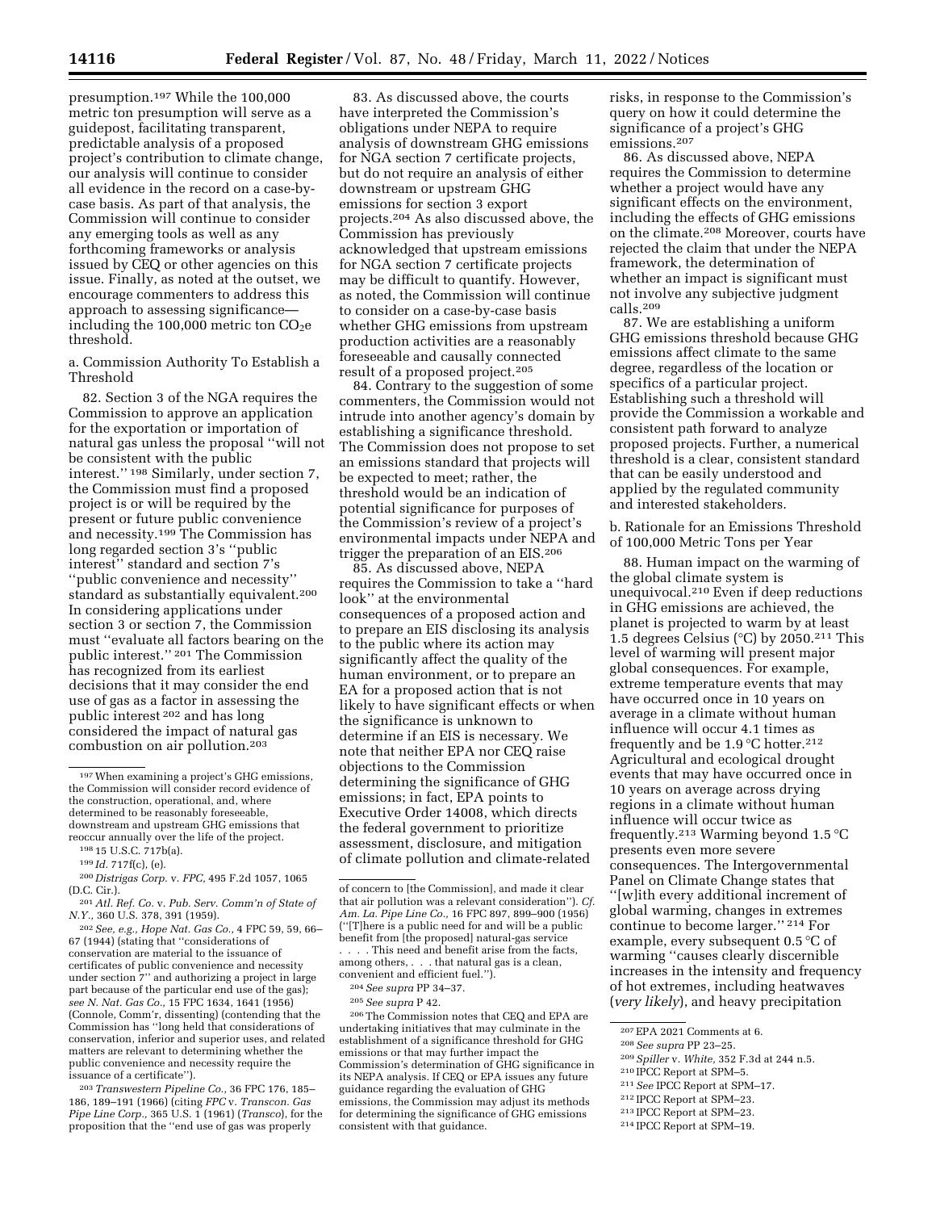presumption.[197] While the 100,000 metric ton presumption will serve as a guidepost, facilitating transparent, predictable analysis of a proposed project's contribution to climate change, our analysis will continue to consider all evidence in the record on a case-by-case basis. As part of that analysis, the Commission will continue to consider any emerging tools as well as any forthcoming frameworks or analysis issued by CEQ or other agencies on this issue. Finally, as noted at the outset, we encourage commenters to address this approach to assessing significance—including the 100,000 metric ton $CO_2e$ threshold.

a. Commission Authority To Establish a Threshold

82. Section 3 of the NGA requires the Commission to approve an application for the exportation or importation of natural gas unless the proposal "will not be consistent with the public interest." [198] Similarly, under section 7, the Commission must find a proposed project is or will be required by the present or future public convenience and necessity.[199] The Commission has long regarded section 3's "public interest" standard and section 7's "public convenience and necessity" standard as substantially equivalent.[200] In considering applications under section 3 or section 7, the Commission must "evaluate all factors bearing on the public interest." [201] The Commission has recognized from its earliest decisions that it may consider the end use of gas as a factor in assessing the public interest [202] and has long considered the impact of natural gas combustion on air pollution.[203]

83. As discussed above, the courts have interpreted the Commission's obligations under NEPA to require analysis of downstream GHG emissions for NGA section 7 certificate projects, but do not require an analysis of either downstream or upstream GHG emissions for section 3 export projects.[204] As also discussed above, the Commission has previously acknowledged that upstream emissions for NGA section 7 certificate projects may be difficult to quantify. However, as noted, the Commission will continue to consider on a case-by-case basis whether GHG emissions from upstream production activities are a reasonably foreseeable and causally connected result of a proposed project.[205]

84. Contrary to the suggestion of some commenters, the Commission would not intrude into another agency's domain by establishing a significance threshold. The Commission does not propose to set an emissions standard that projects will be expected to meet; rather, the threshold would be an indication of potential significance for purposes of the Commission's review of a project's environmental impacts under NEPA and trigger the preparation of an EIS.[206]

85. As discussed above, NEPA requires the Commission to take a "hard look" at the environmental consequences of a proposed action and to prepare an EIS disclosing its analysis to the public where its action may significantly affect the quality of the human environment, or to prepare an EA for a proposed action that is not likely to have significant effects or when the significance is unknown to determine if an EIS is necessary. We note that neither EPA nor CEQ raise objections to the Commission determining the significance of GHG emissions; in fact, EPA points to Executive Order 14008, which directs the federal government to prioritize assessment, disclosure, and mitigation of climate pollution and climate-related risks, in response to the Commission's query on how it could determine the significance of a project's GHG emissions.[207]

86. As discussed above, NEPA requires the Commission to determine whether a project would have any significant effects on the environment, including the effects of GHG emissions on the climate.[208] Moreover, courts have rejected the claim that under the NEPA framework, the determination of whether an impact is significant must not involve any subjective judgment calls.[209]

87. We are establishing a uniform GHG emissions threshold because GHG emissions affect climate to the same degree, regardless of the location or specifics of a particular project. Establishing such a threshold will provide the Commission a workable and consistent path forward to analyze proposed projects. Further, a numerical threshold is a clear, consistent standard that can be easily understood and applied by the regulated community and interested stakeholders.

b. Rationale for an Emissions Threshold of 100,000 Metric Tons per Year

88. Human impact on the warming of the global climate system is unequivocal.[210] Even if deep reductions in GHG emissions are achieved, the planet is projected to warm by at least 1.5 degrees Celsius (°C) by 2050.[211] This level of warming will present major global consequences. For example, extreme temperature events that may have occurred once in 10 years on average in a climate without human influence will occur 4.1 times as frequently and be 1.9 °C hotter.[212] Agricultural and ecological drought events that may have occurred once in 10 years on average across drying regions in a climate without human influence will occur twice as frequently.[213] Warming beyond 1.5 °C presents even more severe consequences. The Intergovernmental Panel on Climate Change states that "[w]ith every additional increment of global warming, changes in extremes continue to become larger." [214] For example, every subsequent 0.5 °C of warming "causes clearly discernible increases in the intensity and frequency of hot extremes, including heatwaves (*very likely*), and heavy precipitation

---

[197] When examining a project's GHG emissions, the Commission will consider record evidence of the construction, operational, and, where determined to be reasonably foreseeable, downstream and upstream GHG emissions that reoccur annually over the life of the project.

[198] 15 U.S.C. 717b(a).

[199] *Id.* 717f(c), (e).

[200] *Distrigas Corp.* v. *FPC,* 495 F.2d 1057, 1065 (D.C. Cir.).

[201] *Atl. Ref. Co.* v. *Pub. Serv. Comm'n of State of N.Y.,* 360 U.S. 378, 391 (1959).

[202] *See, e.g., Hope Nat. Gas Co.,* 4 FPC 59, 59, 66–67 (1944) (stating that "considerations of conservation are material to the issuance of certificates of public convenience and necessity under section 7" and authorizing a project in large part because of the particular end use of the gas); *see N. Nat. Gas Co.,* 15 FPC 1634, 1641 (1956) (Connole, Comm'r, dissenting) (contending that the Commission has "long held that considerations of conservation, inferior and superior uses, and related matters are relevant to determining whether the public convenience and necessity require the issuance of a certificate").

[203] *Transwestern Pipeline Co.,* 36 FPC 176, 185–186, 189–191 (1966) (citing *FPC* v. *Transcon. Gas Pipe Line Corp.,* 365 U.S. 1 (1961) (*Transco*), for the proposition that the "end use of gas was properly of concern to [the Commission], and made it clear that air pollution was a relevant consideration"). *Cf. Am. La. Pipe Line Co.,* 16 FPC 897, 899–900 (1956) ("[T]here is a public need for and will be a public benefit from [the proposed] natural-gas service . . . . This need and benefit arise from the facts, among others, . . . that natural gas is a clean, convenient and efficient fuel.").

[204] *See supra* PP 34–37.

[205] *See supra* P 42.

[206] The Commission notes that CEQ and EPA are undertaking initiatives that may culminate in the establishment of a significance threshold for GHG emissions or that may further impact the Commission's determination of GHG significance in its NEPA analysis. If CEQ or EPA issues any future guidance regarding the evaluation of GHG emissions, the Commission may adjust its methods for determining the significance of GHG emissions consistent with that guidance.

[207] EPA 2021 Comments at 6.

[208] *See supra* PP 23–25.

[209] *Spiller* v. *White,* 352 F.3d at 244 n.5.

[210] IPCC Report at SPM–5.

[211] *See* IPCC Report at SPM–17.

[212] IPCC Report at SPM–23.

[213] IPCC Report at SPM–23.

[214] IPCC Report at SPM–19.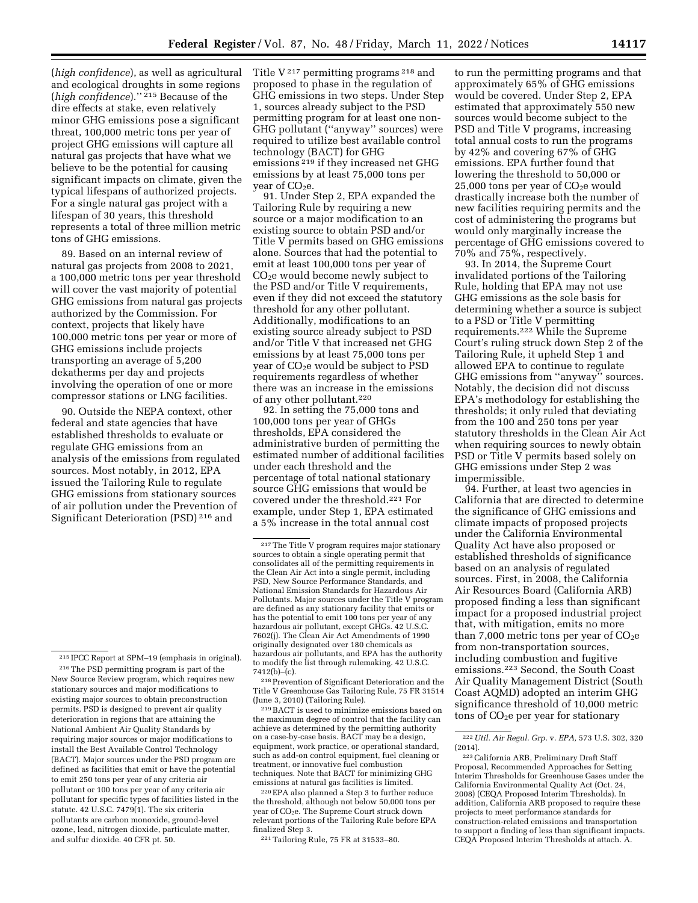(*high confidence*), as well as agricultural and ecological droughts in some regions (*high confidence*).'' [215] Because of the dire effects at stake, even relatively minor GHG emissions pose a significant threat, 100,000 metric tons per year of project GHG emissions will capture all natural gas projects that have what we believe to be the potential for causing significant impacts on climate, given the typical lifespans of authorized projects. For a single natural gas project with a lifespan of 30 years, this threshold represents a total of three million metric tons of GHG emissions.

89. Based on an internal review of natural gas projects from 2008 to 2021, a 100,000 metric tons per year threshold will cover the vast majority of potential GHG emissions from natural gas projects authorized by the Commission. For context, projects that likely have 100,000 metric tons per year or more of GHG emissions include projects transporting an average of 5,200 dekatherms per day and projects involving the operation of one or more compressor stations or LNG facilities.

90. Outside the NEPA context, other federal and state agencies that have established thresholds to evaluate or regulate GHG emissions from an analysis of the emissions from regulated sources. Most notably, in 2012, EPA issued the Tailoring Rule to regulate GHG emissions from stationary sources of air pollution under the Prevention of Significant Deterioration (PSD) [216] and Title V [217] permitting programs [218] and proposed to phase in the regulation of GHG emissions in two steps. Under Step 1, sources already subject to the PSD permitting program for at least one non-GHG pollutant (''anyway'' sources) were required to utilize best available control technology (BACT) for GHG emissions [219] if they increased net GHG emissions by at least 75,000 tons per year of $CO_2e$.

91. Under Step 2, EPA expanded the Tailoring Rule by requiring a new source or a major modification to an existing source to obtain PSD and/or Title V permits based on GHG emissions alone. Sources that had the potential to emit at least 100,000 tons per year of $CO_2e$ would become newly subject to the PSD and/or Title V requirements, even if they did not exceed the statutory threshold for any other pollutant. Additionally, modifications to an existing source already subject to PSD and/or Title V that increased net GHG emissions by at least 75,000 tons per year of $CO_2e$ would be subject to PSD requirements regardless of whether there was an increase in the emissions of any other pollutant.[220]

92. In setting the 75,000 tons and 100,000 tons per year of GHGs thresholds, EPA considered the administrative burden of permitting the estimated number of additional facilities under each threshold and the percentage of total national stationary source GHG emissions that would be covered under the threshold.[221] For example, under Step 1, EPA estimated a 5% increase in the total annual cost to run the permitting programs and that approximately 65% of GHG emissions would be covered. Under Step 2, EPA estimated that approximately 550 new sources would become subject to the PSD and Title V programs, increasing total annual costs to run the programs by 42% and covering 67% of GHG emissions. EPA further found that lowering the threshold to 50,000 or 25,000 tons per year of $CO_2e$ would drastically increase both the number of new facilities requiring permits and the cost of administering the programs but would only marginally increase the percentage of GHG emissions covered to 70% and 75%, respectively.

93. In 2014, the Supreme Court invalidated portions of the Tailoring Rule, holding that EPA may not use GHG emissions as the sole basis for determining whether a source is subject to a PSD or Title V permitting requirements.[222] While the Supreme Court's ruling struck down Step 2 of the Tailoring Rule, it upheld Step 1 and allowed EPA to continue to regulate GHG emissions from ''anyway'' sources. Notably, the decision did not discuss EPA's methodology for establishing the thresholds; it only ruled that deviating from the 100 and 250 tons per year statutory thresholds in the Clean Air Act when requiring sources to newly obtain PSD or Title V permits based solely on GHG emissions under Step 2 was impermissible.

94. Further, at least two agencies in California that are directed to determine the significance of GHG emissions and climate impacts of proposed projects under the California Environmental Quality Act have also proposed or established thresholds of significance based on an analysis of regulated sources. First, in 2008, the California Air Resources Board (California ARB) proposed finding a less than significant impact for a proposed industrial project that, with mitigation, emits no more than 7,000 metric tons per year of $CO_2e$ from non-transportation sources, including combustion and fugitive emissions.[223] Second, the South Coast Air Quality Management District (South Coast AQMD) adopted an interim GHG significance threshold of 10,000 metric tons of $CO_2e$ per year for stationary

---

[215] IPCC Report at SPM–19 (emphasis in original).

[216] The PSD permitting program is part of the New Source Review program, which requires new stationary sources and major modifications to existing major sources to obtain preconstruction permits. PSD is designed to prevent air quality deterioration in regions that are attaining the National Ambient Air Quality Standards by requiring major sources or major modifications to install the Best Available Control Technology (BACT). Major sources under the PSD program are defined as facilities that emit or have the potential to emit 250 tons per year of any criteria air pollutant or 100 tons per year of any criteria air pollutant for specific types of facilities listed in the statute. 42 U.S.C. 7479(1). The six criteria pollutants are carbon monoxide, ground-level ozone, lead, nitrogen dioxide, particulate matter, and sulfur dioxide. 40 CFR pt. 50.

[217] The Title V program requires major stationary sources to obtain a single operating permit that consolidates all of the permitting requirements in the Clean Air Act into a single permit, including PSD, New Source Performance Standards, and National Emission Standards for Hazardous Air Pollutants. Major sources under the Title V program are defined as any stationary facility that emits or has the potential to emit 100 tons per year of any hazardous air pollutant, except GHGs. 42 U.S.C. 7602(j). The Clean Air Act Amendments of 1990 originally designated over 180 chemicals as hazardous air pollutants, and EPA has the authority to modify the list through rulemaking. 42 U.S.C. 7412(b)–(c).

[218] Prevention of Significant Deterioration and the Title V Greenhouse Gas Tailoring Rule, 75 FR 31514 (June 3, 2010) (Tailoring Rule).

[219] BACT is used to minimize emissions based on the maximum degree of control that the facility can achieve as determined by the permitting authority on a case-by-case basis. BACT may be a design, equipment, work practice, or operational standard, such as add-on control equipment, fuel cleaning or treatment, or innovative fuel combustion techniques. Note that BACT for minimizing GHG emissions at natural gas facilities is limited.

[220] EPA also planned a Step 3 to further reduce the threshold, although not below 50,000 tons per year of $CO_2e$. The Supreme Court struck down relevant portions of the Tailoring Rule before EPA finalized Step 3.

[221] Tailoring Rule, 75 FR at 31533–80.

[222] *Util. Air Regul. Grp.* v. *EPA,* 573 U.S. 302, 320 (2014).

[223] California ARB, Preliminary Draft Staff Proposal, Recommended Approaches for Setting Interim Thresholds for Greenhouse Gases under the California Environmental Quality Act (Oct. 24, 2008) (CEQA Proposed Interim Thresholds). In addition, California ARB proposed to require these projects to meet performance standards for construction-related emissions and transportation to support a finding of less than significant impacts. CEQA Proposed Interim Thresholds at attach. A.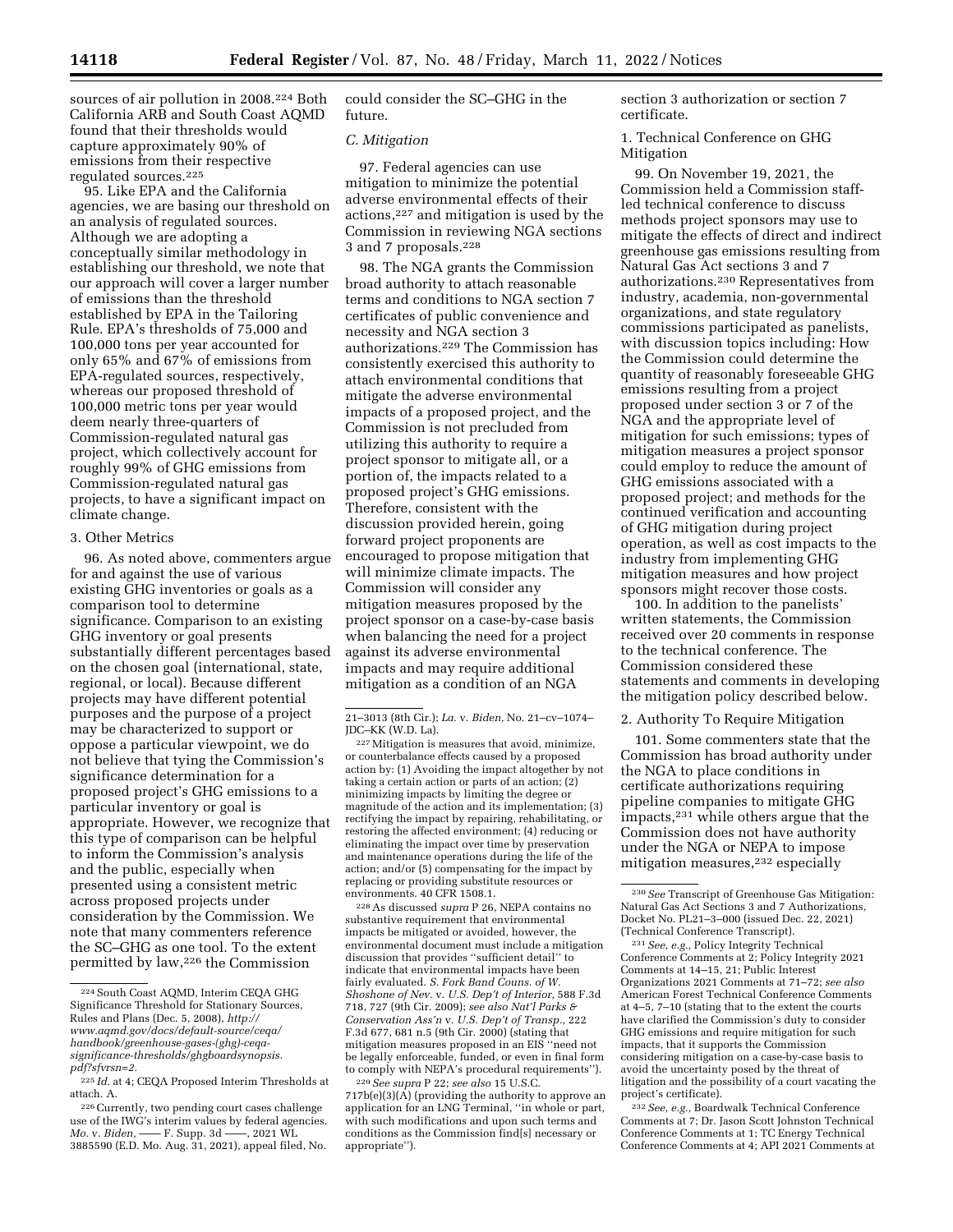sources of air pollution in 2008.[224] Both California ARB and South Coast AQMD found that their thresholds would capture approximately 90% of emissions from their respective regulated sources.[225]

95. Like EPA and the California agencies, we are basing our threshold on an analysis of regulated sources. Although we are adopting a conceptually similar methodology in establishing our threshold, we note that our approach will cover a larger number of emissions than the threshold established by EPA in the Tailoring Rule. EPA's thresholds of 75,000 and 100,000 tons per year accounted for only 65% and 67% of emissions from EPA-regulated sources, respectively, whereas our proposed threshold of 100,000 metric tons per year would deem nearly three-quarters of Commission-regulated natural gas project, which collectively account for roughly 99% of GHG emissions from Commission-regulated natural gas projects, to have a significant impact on climate change.

### 3. Other Metrics

96. As noted above, commenters argue for and against the use of various existing GHG inventories or goals as a comparison tool to determine significance. Comparison to an existing GHG inventory or goal presents substantially different percentages based on the chosen goal (international, state, regional, or local). Because different projects may have different potential purposes and the purpose of a project may be characterized to support or oppose a particular viewpoint, we do not believe that tying the Commission's significance determination for a proposed project's GHG emissions to a particular inventory or goal is appropriate. However, we recognize that this type of comparison can be helpful to inform the Commission's analysis and the public, especially when presented using a consistent metric across proposed projects under consideration by the Commission. We note that many commenters reference the SC–GHG as one tool. To the extent permitted by law,[226] the Commission could consider the SC–GHG in the future.

## C. Mitigation

97. Federal agencies can use mitigation to minimize the potential adverse environmental effects of their actions,[227] and mitigation is used by the Commission in reviewing NGA sections 3 and 7 proposals.[228]

98. The NGA grants the Commission broad authority to attach reasonable terms and conditions to NGA section 7 certificates of public convenience and necessity and NGA section 3 authorizations.[229] The Commission has consistently exercised this authority to attach environmental conditions that mitigate the adverse environmental impacts of a proposed project, and the Commission is not precluded from utilizing this authority to require a project sponsor to mitigate all, or a portion of, the impacts related to a proposed project's GHG emissions. Therefore, consistent with the discussion provided herein, going forward project proponents are encouraged to propose mitigation that will minimize climate impacts. The Commission will consider any mitigation measures proposed by the project sponsor on a case-by-case basis when balancing the need for a project against its adverse environmental impacts and may require additional mitigation as a condition of an NGA section 3 authorization or section 7 certificate.

### 1. Technical Conference on GHG Mitigation

99. On November 19, 2021, the Commission held a Commission staff-led technical conference to discuss methods project sponsors may use to mitigate the effects of direct and indirect greenhouse gas emissions resulting from Natural Gas Act sections 3 and 7 authorizations.[230] Representatives from industry, academia, non-governmental organizations, and state regulatory commissions participated as panelists, with discussion topics including: How the Commission could determine the quantity of reasonably foreseeable GHG emissions resulting from a project proposed under section 3 or 7 of the NGA and the appropriate level of mitigation for such emissions; types of mitigation measures a project sponsor could employ to reduce the amount of GHG emissions associated with a proposed project; and methods for the continued verification and accounting of GHG mitigation during project operation, as well as cost impacts to the industry from implementing GHG mitigation measures and how project sponsors might recover those costs.

100. In addition to the panelists' written statements, the Commission received over 20 comments in response to the technical conference. The Commission considered these statements and comments in developing the mitigation policy described below.

### 2. Authority To Require Mitigation

101. Some commenters state that the Commission has broad authority under the NGA to place conditions in certificate authorizations requiring pipeline companies to mitigate GHG impacts,[231] while others argue that the Commission does not have authority under the NGA or NEPA to impose mitigation measures,[232] especially

---

[224] South Coast AQMD, Interim CEQA GHG Significance Threshold for Stationary Sources, Rules and Plans (Dec. 5, 2008), *http://www.aqmd.gov/docs/default-source/ceqa/handbook/greenhouse-gases-(ghg)-ceqa-significance-thresholds/ghgboardsynopsis.pdf?sfvrsn=2.*

[225] *Id.* at 4; CEQA Proposed Interim Thresholds at attach. A.

[226] Currently, two pending court cases challenge use of the IWG's interim values by federal agencies. *Mo.* v. *Biden,* —— F. Supp. 3d ——, 2021 WL 3885590 (E.D. Mo. Aug. 31, 2021), appeal filed, No. 21–3013 (8th Cir.); *La.* v. *Biden,* No. 21–cv–1074–JDC–KK (W.D. La).

[227] Mitigation is measures that avoid, minimize, or counterbalance effects caused by a proposed action by: (1) Avoiding the impact altogether by not taking a certain action or parts of an action; (2) minimizing impacts by limiting the degree or magnitude of the action and its implementation; (3) rectifying the impact by repairing, rehabilitating, or restoring the affected environment; (4) reducing or eliminating the impact over time by preservation and maintenance operations during the life of the action; and/or (5) compensating for the impact by replacing or providing substitute resources or environments. 40 CFR 1508.1.

[228] As discussed *supra* P 26, NEPA contains no substantive requirement that environmental impacts be mitigated or avoided, however, the environmental document must include a mitigation discussion that provides "sufficient detail" to indicate that environmental impacts have been fairly evaluated. *S. Fork Band Couns. of W. Shoshone of Nev.* v. *U.S. Dep't of Interior,* 588 F.3d 718, 727 (9th Cir. 2009); *see also Nat'l Parks & Conservation Ass'n* v. *U.S. Dep't of Transp.,* 222 F.3d 677, 681 n.5 (9th Cir. 2000) (stating that mitigation measures proposed in an EIS "need not be legally enforceable, funded, or even in final form to comply with NEPA's procedural requirements").

[229] *See supra* P 22; *see also* 15 U.S.C. 717b(e)(3)(A) (providing the authority to approve an application for an LNG Terminal, "in whole or part, with such modifications and upon such terms and conditions as the Commission find[s] necessary or appropriate").

[230] *See* Transcript of Greenhouse Gas Mitigation: Natural Gas Act Sections 3 and 7 Authorizations, Docket No. PL21–3–000 (issued Dec. 22, 2021) (Technical Conference Transcript).

[231] *See, e.g.,* Policy Integrity Technical Conference Comments at 2; Policy Integrity 2021 Comments at 14–15, 21; Public Interest Organizations 2021 Comments at 71–72; *see also* American Forest Technical Conference Comments at 4–5, 7–10 (stating that to the extent the courts have clarified the Commission's duty to consider GHG emissions and require mitigation for such impacts, that it supports the Commission considering mitigation on a case-by-case basis to avoid the uncertainty posed by the threat of litigation and the possibility of a court vacating the project's certificate).

[232] *See, e.g.,* Boardwalk Technical Conference Comments at 7; Dr. Jason Scott Johnston Technical Conference Comments at 1; TC Energy Technical Conference Comments at 4; API 2021 Comments at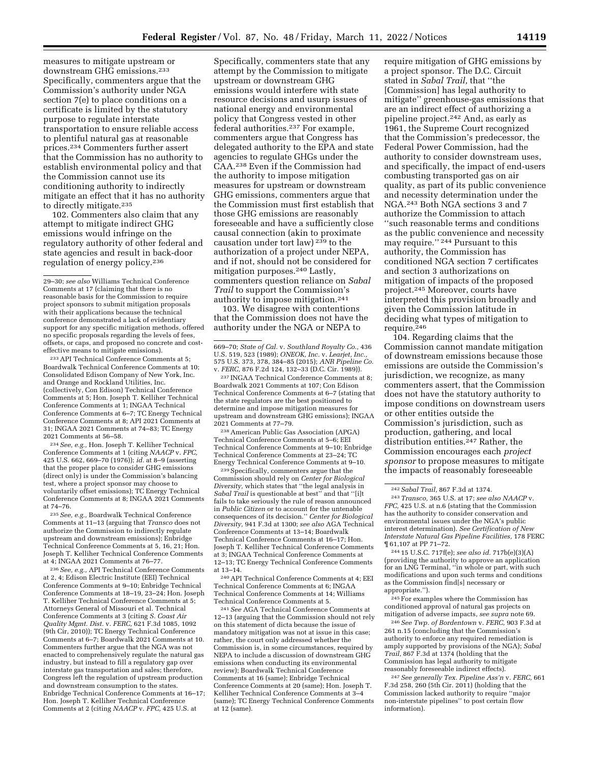measures to mitigate upstream or downstream GHG emissions.[233] Specifically, commenters argue that the Commission's authority under NGA section 7(e) to place conditions on a certificate is limited by the statutory purpose to regulate interstate transportation to ensure reliable access to plentiful natural gas at reasonable prices.[234] Commenters further assert that the Commission has no authority to establish environmental policy and that the Commission cannot use its conditioning authority to indirectly mitigate an effect that it has no authority to directly mitigate.[235]

102. Commenters also claim that any attempt to mitigate indirect GHG emissions would infringe on the regulatory authority of other federal and state agencies and result in back-door regulation of energy policy.[236] Specifically, commenters state that any attempt by the Commission to mitigate upstream or downstream GHG emissions would interfere with state resource decisions and usurp issues of national energy and environmental policy that Congress vested in other federal authorities.[237] For example, commenters argue that Congress has delegated authority to the EPA and state agencies to regulate GHGs under the CAA.[238] Even if the Commission had the authority to impose mitigation measures for upstream or downstream GHG emissions, commenters argue that the Commission must first establish that those GHG emissions are reasonably foreseeable and have a sufficiently close causal connection (akin to proximate causation under tort law)[239] to the authorization of a project under NEPA, and if not, should not be considered for mitigation purposes.[240] Lastly, commenters question reliance on *Sabal Trail* to support the Commission's authority to impose mitigation.[241]

103. We disagree with contentions that the Commission does not have the authority under the NGA or NEPA to require mitigation of GHG emissions by a project sponsor. The D.C. Circuit stated in *Sabal Trail,* that "the [Commission] has legal authority to mitigate" greenhouse-gas emissions that are an indirect effect of authorizing a pipeline project.[242] And, as early as 1961, the Supreme Court recognized that the Commission's predecessor, the Federal Power Commission, had the authority to consider downstream uses, and specifically, the impact of end-users combusting transported gas on air quality, as part of its public convenience and necessity determination under the NGA.[243] Both NGA sections 3 and 7 authorize the Commission to attach "such reasonable terms and conditions as the public convenience and necessity may require." [244] Pursuant to this authority, the Commission has conditioned NGA section 7 certificates and section 3 authorizations on mitigation of impacts of the proposed project.[245] Moreover, courts have interpreted this provision broadly and given the Commission latitude in deciding what types of mitigation to require.[246]

104. Regarding claims that the Commission cannot mandate mitigation of downstream emissions because those emissions are outside the Commission's jurisdiction, we recognize, as many commenters assert, that the Commission does not have the statutory authority to impose conditions on downstream users or other entities outside the Commission's jurisdiction, such as production, gathering, and local distribution entities.[247] Rather, the Commission encourages each *project sponsor* to propose measures to mitigate the impacts of reasonably foreseeable

---

29–30; *see also* Williams Technical Conference Comments at 17 (claiming that there is no reasonable basis for the Commission to require project sponsors to submit mitigation proposals with their applications because the technical conference demonstrated a lack of evidentiary support for any specific mitigation methods, offered no specific proposals regarding the levels of fees, offsets, or caps, and proposed no concrete and cost-effective means to mitigate emissions).

[233] API Technical Conference Comments at 5; Boardwalk Technical Conference Comments at 10; Consolidated Edison Company of New York, Inc. and Orange and Rockland Utilities, Inc. (collectively, Con Edison) Technical Conference Comments at 5; Hon. Joseph T. Kelliher Technical Conference Comments at 1; INGAA Technical Conference Comments at 6–7; TC Energy Technical Conference Comments at 8; API 2021 Comments at 31; INGAA 2021 Comments at 74–83; TC Energy 2021 Comments at 56–58.

[234] *See, e.g.,* Hon. Joseph T. Kelliher Technical Conference Comments at 1 (citing *NAACP* v. *FPC,* 425 U.S. 662, 669–70 (1976)); *id.* at 8–9 (asserting that the proper place to consider GHG emissions (direct only) is under the Commission's balancing test, where a project sponsor may choose to voluntarily offset emissions); TC Energy Technical Conference Comments at 8; INGAA 2021 Comments at 74–76.

[235] *See, e.g.,* Boardwalk Technical Conference Comments at 11–13 (arguing that *Transco* does not authorize the Commission to indirectly regulate upstream and downstream emissions); Enbridge Technical Conference Comments at 5, 16, 21; Hon. Joseph T. Kelliher Technical Conference Comments at 4; INGAA 2021 Comments at 76–77.

[236] *See, e.g.,* API Technical Conference Comments at 2, 4; Edison Electric Institute (EEI) Technical Conference Comments at 9–10; Enbridge Technical Conference Comments at 18–19, 23–24; Hon. Joseph T. Kelliher Technical Conference Comments at 5; Attorneys General of Missouri et al. Technical Conference Comments at 3 (citing *S. Coast Air Quality Mgmt. Dist.* v. *FERC,* 621 F.3d 1085, 1092 (9th Cir, 2010)); TC Energy Technical Conference Comments at 6–7; Boardwalk 2021 Comments at 10. Commenters further argue that the NGA was not enacted to comprehensively regulate the natural gas industry, but instead to fill a regulatory gap over interstate gas transportation and sales; therefore, Congress left the regulation of upstream production and downstream consumption to the states. Enbridge Technical Conference Comments at 16–17; Hon. Joseph T. Kelliher Technical Conference Comments at 2 (citing *NAACP* v. *FPC,* 425 U.S. at 669–70; *State of Cal.* v. *Southland Royalty Co.,* 436 U.S. 519, 523 (1989); *ONEOK, Inc.* v. *Learjet, Inc.,* 575 U.S. 373, 378, 384–85 (2015); *ANR Pipeline Co.* v. *FERC,* 876 F.2d 124, 132–33 (D.C. Cir. 1989)).

[237] INGAA Technical Conference Comments at 8; Boardwalk 2021 Comments at 107; Con Edison Technical Conference Comments at 6–7 (stating that the state regulators are the best positioned to determine and impose mitigation measures for upstream and downstream GHG emissions); INGAA 2021 Comments at 77–79.

[238] American Public Gas Association (APGA) Technical Conference Comments at 5–6; EEI Technical Conference Comments at 9–10; Enbridge Technical Conference Comments at 23–24; TC Energy Technical Conference Comments at 9–10.

[239] Specifically, commenters argue that the Commission should rely on *Center for Biological Diversity,* which states that "the legal analysis in *Sabal Trail* is questionable at best" and that "[i]t fails to take seriously the rule of reason announced in *Public Citizen* or to account for the untenable consequences of its decision." *Center for Biological Diversity,* 941 F.3d at 1300; *see also* AGA Technical Conference Comments at 13–14; Boardwalk Technical Conference Comments at 16–17; Hon. Joseph T. Kelliher Technical Conference Comments at 3; INGAA Technical Conference Comments at 12–13; TC Energy Technical Conference Comments at 13–14.

[240] API Technical Conference Comments at 4; EEI Technical Conference Comments at 6; INGAA Technical Conference Comments at 14; Williams Technical Conference Comments at 5.

[241] *See* AGA Technical Conference Comments at 12–13 (arguing that the Commission should not rely on this statement of dicta because the issue of mandatory mitigation was not at issue in this case; rather, the court only addressed whether the Commission is, in some circumstances, required by NEPA to include a discussion of downstream GHG emissions when conducting its environmental review); Boardwalk Technical Conference Comments at 16 (same); Enbridge Technical Conference Comments at 20 (same); Hon. Joseph T. Kelliher Technical Conference Comments at 3–4 (same); TC Energy Technical Conference Comments at 12 (same).

[242] *Sabal Trail,* 867 F.3d at 1374.

[243] *Transco,* 365 U.S. at 17; *see also NAACP* v. *FPC,* 425 U.S. at n.6 (stating that the Commission has the authority to consider conservation and environmental issues under the NGA's public interest determination). *See Certification of New Interstate Natural Gas Pipeline Facilities,* 178 FERC ¶ 61,107 at PP 71–72.

[244] 15 U.S.C. 717f(e); *see also id.* 717b(e)(3)(A) (providing the authority to approve an application for an LNG Terminal, "in whole or part, with such modifications and upon such terms and conditions as the Commission find[s] necessary or appropriate.").

[245] For examples where the Commission has conditioned approval of natural gas projects on mitigation of adverse impacts, *see supra* note 69.

[246] *See Twp. of Bordentown* v. *FERC,* 903 F.3d at 261 n.15 (concluding that the Commission's authority to enforce any required remediation is amply supported by provisions of the NGA); *Sabal Trail,* 867 F.3d at 1374 (holding that the Commission has legal authority to mitigate reasonably foreseeable indirect effects).

[247] *See generally Tex. Pipeline Ass'n* v. *FERC,* 661 F.3d 258, 260 (5th Cir. 2011) (holding that the Commission lacked authority to require "major non-interstate pipelines" to post certain flow information).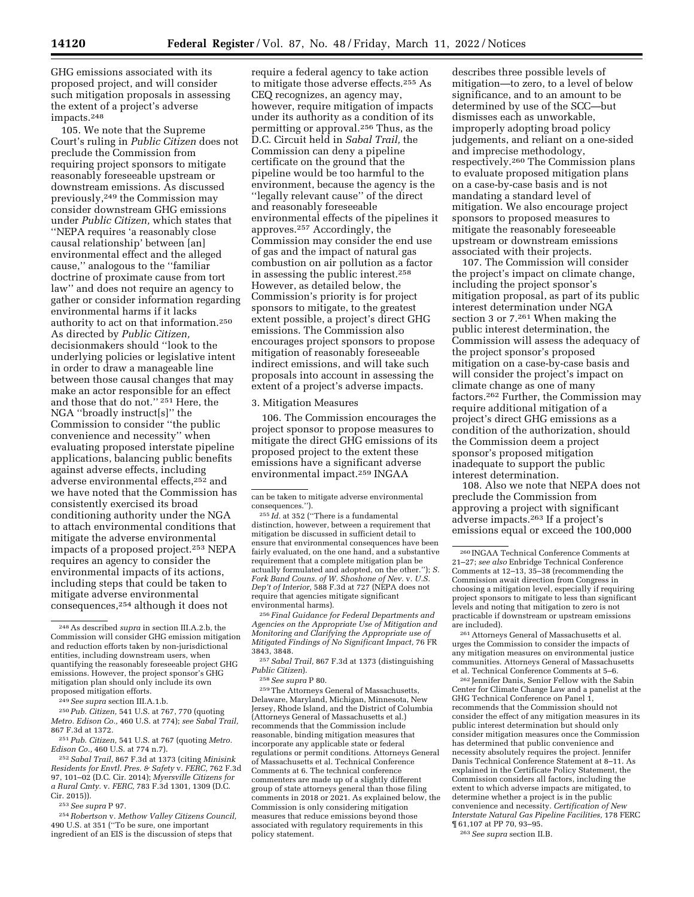GHG emissions associated with its proposed project, and will consider such mitigation proposals in assessing the extent of a project's adverse impacts.[248]

105. We note that the Supreme Court's ruling in *Public Citizen* does not preclude the Commission from requiring project sponsors to mitigate reasonably foreseeable upstream or downstream emissions. As discussed previously,[249] the Commission may consider downstream GHG emissions under *Public Citizen,* which states that ''NEPA requires 'a reasonably close causal relationship' between [an] environmental effect and the alleged cause,'' analogous to the ''familiar doctrine of proximate cause from tort law'' and does not require an agency to gather or consider information regarding environmental harms if it lacks authority to act on that information.[250] As directed by *Public Citizen,* decisionmakers should ''look to the underlying policies or legislative intent in order to draw a manageable line between those causal changes that may make an actor responsible for an effect and those that do not.'' [251] Here, the NGA ''broadly instruct[s]'' the Commission to consider ''the public convenience and necessity'' when evaluating proposed interstate pipeline applications, balancing public benefits against adverse effects, including adverse environmental effects,[252] and we have noted that the Commission has consistently exercised its broad conditioning authority under the NGA to attach environmental conditions that mitigate the adverse environmental impacts of a proposed project.[253] NEPA requires an agency to consider the environmental impacts of its actions, including steps that could be taken to mitigate adverse environmental consequences,[254] although it does not require a federal agency to take action to mitigate those adverse effects.[255] As CEQ recognizes, an agency may, however, require mitigation of impacts under its authority as a condition of its permitting or approval.[256] Thus, as the D.C. Circuit held in *Sabal Trail,* the Commission can deny a pipeline certificate on the ground that the pipeline would be too harmful to the environment, because the agency is the ''legally relevant cause'' of the direct and reasonably foreseeable environmental effects of the pipelines it approves.[257] Accordingly, the Commission may consider the end use of gas and the impact of natural gas combustion on air pollution as a factor in assessing the public interest.[258] However, as detailed below, the Commission's priority is for project sponsors to mitigate, to the greatest extent possible, a project's direct GHG emissions. The Commission also encourages project sponsors to propose mitigation of reasonably foreseeable indirect emissions, and will take such proposals into account in assessing the extent of a project's adverse impacts.

### 3. Mitigation Measures

106. The Commission encourages the project sponsor to propose measures to mitigate the direct GHG emissions of its proposed project to the extent these emissions have a significant adverse environmental impact.[259] INGAA describes three possible levels of mitigation—to zero, to a level of below significance, and to an amount to be determined by use of the SCC—but dismisses each as unworkable, improperly adopting broad policy judgements, and reliant on a one-sided and imprecise methodology, respectively.[260] The Commission plans to evaluate proposed mitigation plans on a case-by-case basis and is not mandating a standard level of mitigation. We also encourage project sponsors to proposed measures to mitigate the reasonably foreseeable upstream or downstream emissions associated with their projects.

107. The Commission will consider the project's impact on climate change, including the project sponsor's mitigation proposal, as part of its public interest determination under NGA section 3 or 7.[261] When making the public interest determination, the Commission will assess the adequacy of the project sponsor's proposed mitigation on a case-by-case basis and will consider the project's impact on climate change as one of many factors.[262] Further, the Commission may require additional mitigation of a project's direct GHG emissions as a condition of the authorization, should the Commission deem a project sponsor's proposed mitigation inadequate to support the public interest determination.

108. Also we note that NEPA does not preclude the Commission from approving a project with significant adverse impacts.[263] If a project's emissions equal or exceed the 100,000

---

[248] As described *supra* in section III.A.2.b, the Commission will consider GHG emission mitigation and reduction efforts taken by non-jurisdictional entities, including downstream users, when quantifying the reasonably foreseeable project GHG emissions. However, the project sponsor's GHG mitigation plan should only include its own proposed mitigation efforts.

[249] *See supra* section III.A.1.b.

[250] *Pub. Citizen,* 541 U.S. at 767, 770 (quoting *Metro. Edison Co.,* 460 U.S. at 774); *see Sabal Trail,* 867 F.3d at 1372.

[251] *Pub. Citizen,* 541 U.S. at 767 (quoting *Metro. Edison Co.,* 460 U.S. at 774 n.7).

[252] *Sabal Trail,* 867 F.3d at 1373 (citing *Minisink Residents for Envtl. Pres. & Safety* v. *FERC,* 762 F.3d 97, 101–02 (D.C. Cir. 2014); *Myersville Citizens for a Rural Cmty.* v. *FERC,* 783 F.3d 1301, 1309 (D.C. Cir. 2015)).

[253] *See supra* P 97.

[254] *Robertson* v. *Methow Valley Citizens Council,* 490 U.S. at 351 (''To be sure, one important ingredient of an EIS is the discussion of steps that can be taken to mitigate adverse environmental consequences.'').

[255] *Id.* at 352 (''There is a fundamental distinction, however, between a requirement that mitigation be discussed in sufficient detail to ensure that environmental consequences have been fairly evaluated, on the one hand, and a substantive requirement that a complete mitigation plan be actually formulated and adopted, on the other.''); *S. Fork Band Couns. of W. Shoshone of Nev.* v. *U.S. Dep't of Interior,* 588 F.3d at 727 (NEPA does not require that agencies mitigate significant environmental harms).

[256] *Final Guidance for Federal Departments and Agencies on the Appropriate Use of Mitigation and Monitoring and Clarifying the Appropriate use of Mitigated Findings of No Significant Impact,* 76 FR 3843, 3848.

[257] *Sabal Trail,* 867 F.3d at 1373 (distinguishing *Public Citizen*).

[258] *See supra* P 80.

[259] The Attorneys General of Massachusetts, Delaware, Maryland, Michigan, Minnesota, New Jersey, Rhode Island, and the District of Columbia (Attorneys General of Massachusetts et al.) recommends that the Commission include reasonable, binding mitigation measures that incorporate any applicable state or federal regulations or permit conditions. Attorneys General of Massachusetts et al. Technical Conference Comments at 6. The technical conference commenters are made up of a slightly different group of state attorneys general than those filing comments in 2018 or 2021. As explained below, the Commission is only considering mitigation measures that reduce emissions beyond those associated with regulatory requirements in this policy statement.

[260] INGAA Technical Conference Comments at 21–27; *see also* Enbridge Technical Conference Comments at 12–13, 35–38 (recommending the Commission await direction from Congress in choosing a mitigation level, especially if requiring project sponsors to mitigate to less than significant levels and noting that mitigation to zero is not practicable if downstream or upstream emissions are included).

[261] Attorneys General of Massachusetts et al. urges the Commission to consider the impacts of any mitigation measures on environmental justice communities. Attorneys General of Massachusetts et al. Technical Conference Comments at 5–6.

[262] Jennifer Danis, Senior Fellow with the Sabin Center for Climate Change Law and a panelist at the GHG Technical Conference on Panel 1, recommends that the Commission should not consider the effect of any mitigation measures in its public interest determination but should only consider mitigation measures once the Commission has determined that public convenience and necessity absolutely requires the project. Jennifer Danis Technical Conference Statement at 8–11. As explained in the Certificate Policy Statement, the Commission considers all factors, including the extent to which adverse impacts are mitigated, to determine whether a project is in the public convenience and necessity. *Certification of New Interstate Natural Gas Pipeline Facilities,* 178 FERC ¶ 61,107 at PP 70, 93–95.

[263] *See supra* section II.B.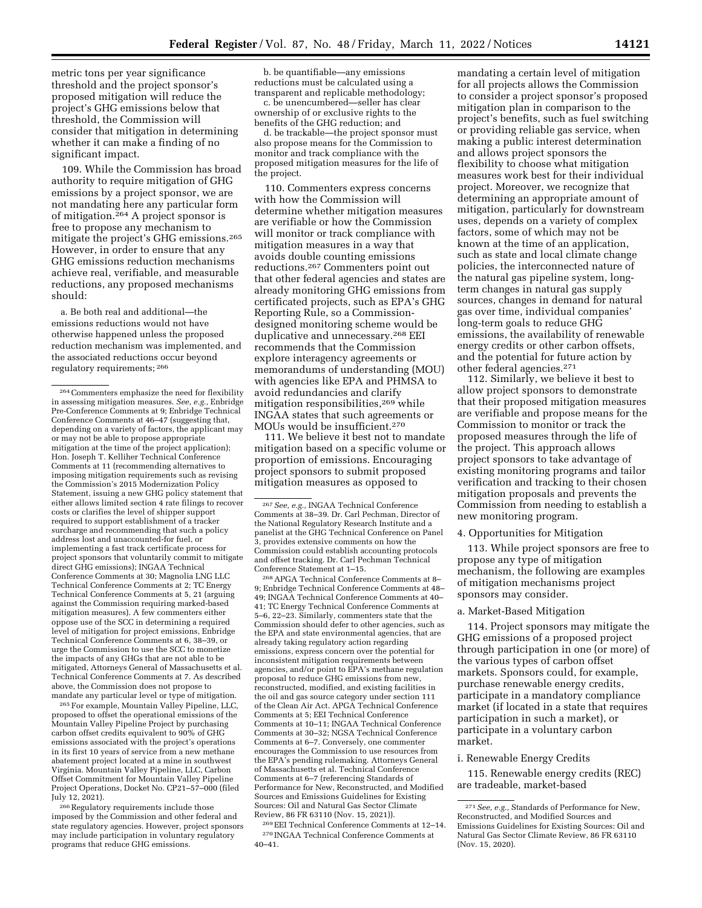metric tons per year significance threshold and the project sponsor's proposed mitigation will reduce the project's GHG emissions below that threshold, the Commission will consider that mitigation in determining whether it can make a finding of no significant impact.

109. While the Commission has broad authority to require mitigation of GHG emissions by a project sponsor, we are not mandating here any particular form of mitigation.[264] A project sponsor is free to propose any mechanism to mitigate the project's GHG emissions.[265] However, in order to ensure that any GHG emissions reduction mechanisms achieve real, verifiable, and measurable reductions, any proposed mechanisms should:

a. Be both real and additional—the emissions reductions would not have otherwise happened unless the proposed reduction mechanism was implemented, and the associated reductions occur beyond regulatory requirements;[266]

b. be quantifiable—any emissions reductions must be calculated using a transparent and replicable methodology;

c. be unencumbered—seller has clear ownership of or exclusive rights to the benefits of the GHG reduction; and

d. be trackable—the project sponsor must also propose means for the Commission to monitor and track compliance with the proposed mitigation measures for the life of the project.

110. Commenters express concerns with how the Commission will determine whether mitigation measures are verifiable or how the Commission will monitor or track compliance with mitigation measures in a way that avoids double counting emissions reductions.[267] Commenters point out that other federal agencies and states are already monitoring GHG emissions from certificated projects, such as EPA's GHG Reporting Rule, so a Commission-designed monitoring scheme would be duplicative and unnecessary.[268] EEI recommends that the Commission explore interagency agreements or memorandums of understanding (MOU) with agencies like EPA and PHMSA to avoid redundancies and clarify mitigation responsibilities,[269] while INGAA states that such agreements or MOUs would be insufficient.[270]

111. We believe it best not to mandate mitigation based on a specific volume or proportion of emissions. Encouraging project sponsors to submit proposed mitigation measures as opposed to mandating a certain level of mitigation for all projects allows the Commission to consider a project sponsor's proposed mitigation plan in comparison to the project's benefits, such as fuel switching or providing reliable gas service, when making a public interest determination and allows project sponsors the flexibility to choose what mitigation measures work best for their individual project. Moreover, we recognize that determining an appropriate amount of mitigation, particularly for downstream uses, depends on a variety of complex factors, some of which may not be known at the time of an application, such as state and local climate change policies, the interconnected nature of the natural gas pipeline system, long-term changes in natural gas supply sources, changes in demand for natural gas over time, individual companies' long-term goals to reduce GHG emissions, the availability of renewable energy credits or other carbon offsets, and the potential for future action by other federal agencies.[271]

112. Similarly, we believe it best to allow project sponsors to demonstrate that their proposed mitigation measures are verifiable and propose means for the Commission to monitor or track the proposed measures through the life of the project. This approach allows project sponsors to take advantage of existing monitoring programs and tailor verification and tracking to their chosen mitigation proposals and prevents the Commission from needing to establish a new monitoring program.

4. Opportunities for Mitigation

113. While project sponsors are free to propose any type of mitigation mechanism, the following are examples of mitigation mechanisms project sponsors may consider.

a. Market-Based Mitigation

114. Project sponsors may mitigate the GHG emissions of a proposed project through participation in one (or more) of the various types of carbon offset markets. Sponsors could, for example, purchase renewable energy credits, participate in a mandatory compliance market (if located in a state that requires participation in such a market), or participate in a voluntary carbon market.

i. Renewable Energy Credits

115. Renewable energy credits (REC) are tradeable, market-based

---

[264] Commenters emphasize the need for flexibility in assessing mitigation measures. *See, e.g.,* Enbridge Pre-Conference Comments at 9; Enbridge Technical Conference Comments at 46–47 (suggesting that, depending on a variety of factors, the applicant may or may not be able to propose appropriate mitigation at the time of the project application); Hon. Joseph T. Kelliher Technical Conference Comments at 11 (recommending alternatives to imposing mitigation requirements such as revising the Commission's 2015 Modernization Policy Statement, issuing a new GHG policy statement that either allows limited section 4 rate filings to recover costs or clarifies the level of shipper support required to support establishment of a tracker surcharge and recommending that such a policy address lost and unaccounted-for fuel, or implementing a fast track certificate process for project sponsors that voluntarily commit to mitigate direct GHG emissions); INGAA Technical Conference Comments at 30; Magnolia LNG LLC Technical Conference Comments at 2; TC Energy Technical Conference Comments at 5, 21 (arguing against the Commission requiring marked-based mitigation measures). A few commenters either oppose use of the SCC in determining a required level of mitigation for project emissions, Enbridge Technical Conference Comments at 6, 38–39, or urge the Commission to use the SCC to monetize the impacts of any GHGs that are not able to be mitigated, Attorneys General of Massachusetts et al. Technical Conference Comments at 7. As described above, the Commission does not propose to mandate any particular level or type of mitigation.

[265] For example, Mountain Valley Pipeline, LLC, proposed to offset the operational emissions of the Mountain Valley Pipeline Project by purchasing carbon offset credits equivalent to 90% of GHG emissions associated with the project's operations in its first 10 years of service from a new methane abatement project located at a mine in southwest Virginia. Mountain Valley Pipeline, LLC, Carbon Offset Commitment for Mountain Valley Pipeline Project Operations, Docket No. CP21–57–000 (filed July 12, 2021).

[266] Regulatory requirements include those imposed by the Commission and other federal and state regulatory agencies. However, project sponsors may include participation in voluntary regulatory programs that reduce GHG emissions.

[267] *See, e.g.,* INGAA Technical Conference Comments at 38–39. Dr. Carl Pechman, Director of the National Regulatory Research Institute and a panelist at the GHG Technical Conference on Panel 3, provides extensive comments on how the Commission could establish accounting protocols and offset tracking. Dr. Carl Pechman Technical Conference Statement at 1–15.

[268] APGA Technical Conference Comments at 8–9; Enbridge Technical Conference Comments at 48–49; INGAA Technical Conference Comments at 40–41; TC Energy Technical Conference Comments at 5–6, 22–23. Similarly, commenters state that the Commission should defer to other agencies, such as the EPA and state environmental agencies, that are already taking regulatory action regarding emissions, express concern over the potential for inconsistent mitigation requirements between agencies, and/or point to EPA's methane regulation proposal to reduce GHG emissions from new, reconstructed, modified, and existing facilities in the oil and gas source category under section 111 of the Clean Air Act. APGA Technical Conference Comments at 5; EEI Technical Conference Comments at 10–11; INGAA Technical Conference Comments at 30–32; NGSA Technical Conference Comments at 6–7. Conversely, one commenter encourages the Commission to use resources from the EPA's pending rulemaking. Attorneys General of Massachusetts et al. Technical Conference Comments at 6–7 (referencing Standards of Performance for New, Reconstructed, and Modified Sources and Emissions Guidelines for Existing Sources: Oil and Natural Gas Sector Climate Review, 86 FR 63110 (Nov. 15, 2021)).

[269] EEI Technical Conference Comments at 12–14.

[270] INGAA Technical Conference Comments at 40–41.

[271] *See, e.g.,* Standards of Performance for New, Reconstructed, and Modified Sources and Emissions Guidelines for Existing Sources: Oil and Natural Gas Sector Climate Review, 86 FR 63110 (Nov. 15, 2020).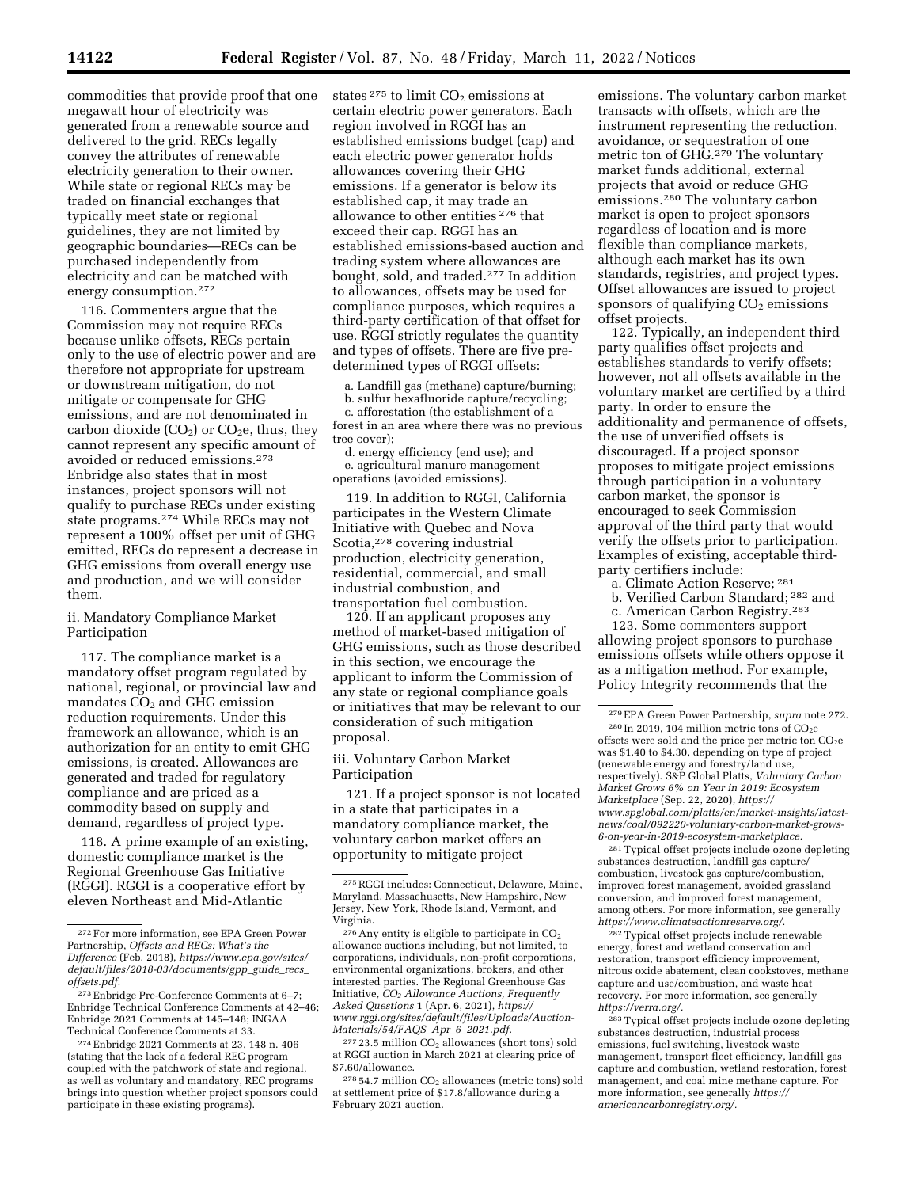commodities that provide proof that one megawatt hour of electricity was generated from a renewable source and delivered to the grid. RECs legally convey the attributes of renewable electricity generation to their owner. While state or regional RECs may be traded on financial exchanges that typically meet state or regional guidelines, they are not limited by geographic boundaries—RECs can be purchased independently from electricity and can be matched with energy consumption.[272]

116. Commenters argue that the Commission may not require RECs because unlike offsets, RECs pertain only to the use of electric power and are therefore not appropriate for upstream or downstream mitigation, do not mitigate or compensate for GHG emissions, and are not denominated in carbon dioxide ($CO_2$) or $CO_2e$, thus, they cannot represent any specific amount of avoided or reduced emissions.[273] Enbridge also states that in most instances, project sponsors will not qualify to purchase RECs under existing state programs.[274] While RECs may not represent a 100% offset per unit of GHG emitted, RECs do represent a decrease in GHG emissions from overall energy use and production, and we will consider them.

### ii. Mandatory Compliance Market Participation

117. The compliance market is a mandatory offset program regulated by national, regional, or provincial law and mandates $CO_2$ and GHG emission reduction requirements. Under this framework an allowance, which is an authorization for an entity to emit GHG emissions, is created. Allowances are generated and traded for regulatory compliance and are priced as a commodity based on supply and demand, regardless of project type.

118. A prime example of an existing, domestic compliance market is the Regional Greenhouse Gas Initiative (RGGI). RGGI is a cooperative effort by eleven Northeast and Mid-Atlantic states[275] to limit $CO_2$ emissions at certain electric power generators. Each region involved in RGGI has an established emissions budget (cap) and each electric power generator holds allowances covering their GHG emissions. If a generator is below its established cap, it may trade an allowance to other entities[276] that exceed their cap. RGGI has an established emissions-based auction and trading system where allowances are bought, sold, and traded.[277] In addition to allowances, offsets may be used for compliance purposes, which requires a third-party certification of that offset for use. RGGI strictly regulates the quantity and types of offsets. There are five pre-determined types of RGGI offsets:

a. Landfill gas (methane) capture/burning;
b. sulfur hexafluoride capture/recycling;
c. afforestation (the establishment of a forest in an area where there was no previous tree cover);
d. energy efficiency (end use); and
e. agricultural manure management operations (avoided emissions).

119. In addition to RGGI, California participates in the Western Climate Initiative with Quebec and Nova Scotia,[278] covering industrial production, electricity generation, residential, commercial, and small industrial combustion, and transportation fuel combustion.

120. If an applicant proposes any method of market-based mitigation of GHG emissions, such as those described in this section, we encourage the applicant to inform the Commission of any state or regional compliance goals or initiatives that may be relevant to our consideration of such mitigation proposal.

### iii. Voluntary Carbon Market Participation

121. If a project sponsor is not located in a state that participates in a mandatory compliance market, the voluntary carbon market offers an opportunity to mitigate project emissions. The voluntary carbon market transacts with offsets, which are the instrument representing the reduction, avoidance, or sequestration of one metric ton of GHG.[279] The voluntary market funds additional, external projects that avoid or reduce GHG emissions.[280] The voluntary carbon market is open to project sponsors regardless of location and is more flexible than compliance markets, although each market has its own standards, registries, and project types. Offset allowances are issued to project sponsors of qualifying $CO_2$ emissions offset projects.

122. Typically, an independent third party qualifies offset projects and establishes standards to verify offsets; however, not all offsets available in the voluntary market are certified by a third party. In order to ensure the additionality and permanence of offsets, the use of unverified offsets is discouraged. If a project sponsor proposes to mitigate project emissions through participation in a voluntary carbon market, the sponsor is encouraged to seek Commission approval of the third party that would verify the offsets prior to participation. Examples of existing, acceptable third-party certifiers include:

a. Climate Action Reserve;[281]
b. Verified Carbon Standard;[282] and
c. American Carbon Registry.[283]

123. Some commenters support allowing project sponsors to purchase emissions offsets while others oppose it as a mitigation method. For example, Policy Integrity recommends that the

---

[272] For more information, see EPA Green Power Partnership, *Offsets and RECs: What's the Difference* (Feb. 2018), *https://www.epa.gov/sites/default/files/2018-03/documents/gpp_guide_recs_offsets.pdf*.

[273] Enbridge Pre-Conference Comments at 6–7; Enbridge Technical Conference Comments at 42–46; Enbridge 2021 Comments at 145–148; INGAA Technical Conference Comments at 33.

[274] Enbridge 2021 Comments at 23, 148 n. 406 (stating that the lack of a federal REC program coupled with the patchwork of state and regional, as well as voluntary and mandatory, REC programs brings into question whether project sponsors could participate in these existing programs).

[275] RGGI includes: Connecticut, Delaware, Maine, Maryland, Massachusetts, New Hampshire, New Jersey, New York, Rhode Island, Vermont, and Virginia.

[276] Any entity is eligible to participate in $CO_2$ allowance auctions including, but not limited, to corporations, individuals, non-profit corporations, environmental organizations, brokers, and other interested parties. The Regional Greenhouse Gas Initiative, *$CO_2$ Allowance Auctions, Frequently Asked Questions* 1 (Apr. 6, 2021), *https://www.rggi.org/sites/default/files/Uploads/Auction-Materials/54/FAQS_Apr_6_2021.pdf*.

[277] 23.5 million $CO_2$ allowances (short tons) sold at RGGI auction in March 2021 at clearing price of $7.60/allowance.

[278] 54.7 million $CO_2$ allowances (metric tons) sold at settlement price of $17.8/allowance during a February 2021 auction.

[279] EPA Green Power Partnership, *supra* note 272.

[280] In 2019, 104 million metric tons of $CO_2e$ offsets were sold and the price per metric ton $CO_2e$ was $1.40 to $4.30, depending on type of project (renewable energy and forestry/land use, respectively). S&P Global Platts, *Voluntary Carbon Market Grows 6% on Year in 2019: Ecosystem Marketplace* (Sep. 22, 2020), *https://www.spglobal.com/platts/en/market-insights/latest-news/coal/092220-voluntary-carbon-market-grows-6-on-year-in-2019-ecosystem-marketplace*.

[281] Typical offset projects include ozone depleting substances destruction, landfill gas capture/combustion, livestock gas capture/combustion, improved forest management, avoided grassland conversion, and improved forest management, among others. For more information, see generally *https://www.climateactionreserve.org/*.

[282] Typical offset projects include renewable energy, forest and wetland conservation and restoration, transport efficiency improvement, nitrous oxide abatement, clean cookstoves, methane capture and use/combustion, and waste heat recovery. For more information, see generally *https://verra.org/*.

[283] Typical offset projects include ozone depleting substances destruction, industrial process emissions, fuel switching, livestock waste management, transport fleet efficiency, landfill gas capture and combustion, wetland restoration, forest management, and coal mine methane capture. For more information, see generally *https://americancarbonregistry.org/*.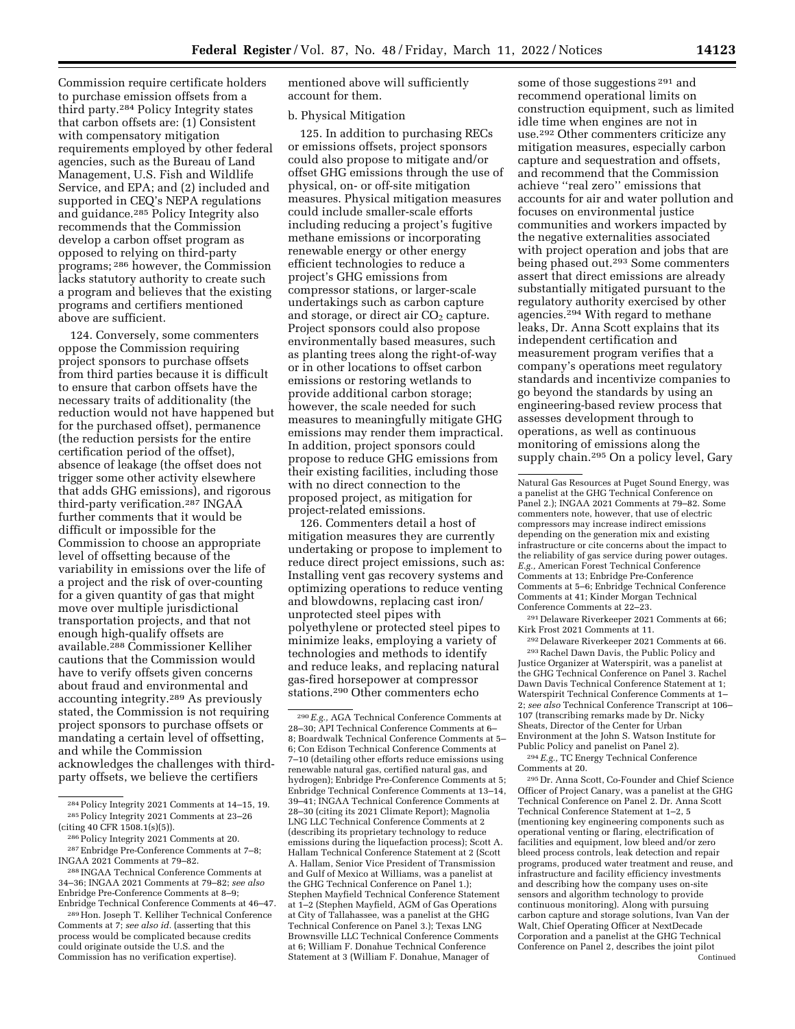Commission require certificate holders to purchase emission offsets from a third party.[284] Policy Integrity states that carbon offsets are: (1) Consistent with compensatory mitigation requirements employed by other federal agencies, such as the Bureau of Land Management, U.S. Fish and Wildlife Service, and EPA; and (2) included and supported in CEQ's NEPA regulations and guidance.[285] Policy Integrity also recommends that the Commission develop a carbon offset program as opposed to relying on third-party programs;[286] however, the Commission lacks statutory authority to create such a program and believes that the existing programs and certifiers mentioned above are sufficient.

124. Conversely, some commenters oppose the Commission requiring project sponsors to purchase offsets from third parties because it is difficult to ensure that carbon offsets have the necessary traits of additionality (the reduction would not have happened but for the purchased offset), permanence (the reduction persists for the entire certification period of the offset), absence of leakage (the offset does not trigger some other activity elsewhere that adds GHG emissions), and rigorous third-party verification.[287] INGAA further comments that it would be difficult or impossible for the Commission to choose an appropriate level of offsetting because of the variability in emissions over the life of a project and the risk of over-counting for a given quantity of gas that might move over multiple jurisdictional transportation projects, and that not enough high-qualify offsets are available.[288] Commissioner Kelliher cautions that the Commission would have to verify offsets given concerns about fraud and environmental and accounting integrity.[289] As previously stated, the Commission is not requiring project sponsors to purchase offsets or mandating a certain level of offsetting, and while the Commission acknowledges the challenges with third-party offsets, we believe the certifiers mentioned above will sufficiently account for them.

### b. Physical Mitigation

125. In addition to purchasing RECs or emissions offsets, project sponsors could also propose to mitigate and/or offset GHG emissions through the use of physical, on- or off-site mitigation measures. Physical mitigation measures could include smaller-scale efforts including reducing a project's fugitive methane emissions or incorporating renewable energy or other energy efficient technologies to reduce a project's GHG emissions from compressor stations, or larger-scale undertakings such as carbon capture and storage, or direct air $CO_2$ capture. Project sponsors could also propose environmentally based measures, such as planting trees along the right-of-way or in other locations to offset carbon emissions or restoring wetlands to provide additional carbon storage; however, the scale needed for such measures to meaningfully mitigate GHG emissions may render them impractical. In addition, project sponsors could propose to reduce GHG emissions from their existing facilities, including those with no direct connection to the proposed project, as mitigation for project-related emissions.

126. Commenters detail a host of mitigation measures they are currently undertaking or propose to implement to reduce direct project emissions, such as: Installing vent gas recovery systems and optimizing operations to reduce venting and blowdowns, replacing cast iron/unprotected steel pipes with polyethylene or protected steel pipes to minimize leaks, employing a variety of technologies and methods to identify and reduce leaks, and replacing natural gas-fired horsepower at compressor stations.[290] Other commenters echo some of those suggestions[291] and recommend operational limits on construction equipment, such as limited idle time when engines are not in use.[292] Other commenters criticize any mitigation measures, especially carbon capture and sequestration and offsets, and recommend that the Commission achieve ''real zero'' emissions that accounts for air and water pollution and focuses on environmental justice communities and workers impacted by the negative externalities associated with project operation and jobs that are being phased out.[293] Some commenters assert that direct emissions are already substantially mitigated pursuant to the regulatory authority exercised by other agencies.[294] With regard to methane leaks, Dr. Anna Scott explains that its independent certification and measurement program verifies that a company's operations meet regulatory standards and incentivize companies to go beyond the standards by using an engineering-based review process that assesses development through to operations, as well as continuous monitoring of emissions along the supply chain.[295] On a policy level, Gary

---

[284] Policy Integrity 2021 Comments at 14–15, 19.

[285] Policy Integrity 2021 Comments at 23–26 (citing 40 CFR 1508.1(s)(5)).

[286] Policy Integrity 2021 Comments at 20.

[287] Enbridge Pre-Conference Comments at 7–8; INGAA 2021 Comments at 79–82.

[288] INGAA Technical Conference Comments at 34–36; INGAA 2021 Comments at 79–82; *see also* Enbridge Pre-Conference Comments at 8–9; Enbridge Technical Conference Comments at 46–47.

[289] Hon. Joseph T. Kelliher Technical Conference Comments at 7; *see also id.* (asserting that this process would be complicated because credits could originate outside the U.S. and the Commission has no verification expertise).

[290] *E.g.,* AGA Technical Conference Comments at 28–30; API Technical Conference Comments at 6–8; Boardwalk Technical Conference Comments at 5–6; Con Edison Technical Conference Comments at 7–10 (detailing other efforts reduce emissions using renewable natural gas, certified natural gas, and hydrogen); Enbridge Pre-Conference Comments at 5; Enbridge Technical Conference Comments at 13–14, 39–41; INGAA Technical Conference Comments at 28–30 (citing its 2021 Climate Report); Magnolia LNG LLC Technical Conference Comments at 2 (describing its proprietary technology to reduce emissions during the liquefaction process); Scott A. Hallam Technical Conference Statement at 2 (Scott A. Hallam, Senior Vice President of Transmission and Gulf of Mexico at Williams, was a panelist at the GHG Technical Conference on Panel 1.); Stephen Mayfield Technical Conference Statement at 1–2 (Stephen Mayfield, AGM of Gas Operations at City of Tallahassee, was a panelist at the GHG Technical Conference on Panel 3.); Texas LNG Brownsville LLC Technical Conference Comments at 6; William F. Donahue Technical Conference Statement at 3 (William F. Donahue, Manager of Natural Gas Resources at Puget Sound Energy, was a panelist at the GHG Technical Conference on Panel 2.); INGAA 2021 Comments at 79–82. Some commenters note, however, that use of electric compressors may increase indirect emissions depending on the generation mix and existing infrastructure or cite concerns about the impact to the reliability of gas service during power outages. *E.g.,* American Forest Technical Conference Comments at 13; Enbridge Pre-Conference Comments at 5–6; Enbridge Technical Conference Comments at 41; Kinder Morgan Technical Conference Comments at 22–23.

[291] Delaware Riverkeeper 2021 Comments at 66; Kirk Frost 2021 Comments at 11.

[292] Delaware Riverkeeper 2021 Comments at 66.

[293] Rachel Dawn Davis, the Public Policy and Justice Organizer at Waterspirit, was a panelist at the GHG Technical Conference on Panel 3. Rachel Dawn Davis Technical Conference Statement at 1; Waterspirit Technical Conference Comments at 1–2; *see also* Technical Conference Transcript at 106–107 (transcribing remarks made by Dr. Nicky Sheats, Director of the Center for Urban Environment at the John S. Watson Institute for Public Policy and panelist on Panel 2).

[294] *E.g.,* TC Energy Technical Conference Comments at 20.

[295] Dr. Anna Scott, Co-Founder and Chief Science Officer of Project Canary, was a panelist at the GHG Technical Conference on Panel 2. Dr. Anna Scott Technical Conference Statement at 1–2, 5 (mentioning key engineering components such as operational venting or flaring, electrification of facilities and equipment, low bleed and/or zero bleed process controls, leak detection and repair programs, produced water treatment and reuse, and infrastructure and facility efficiency investments and describing how the company uses on-site sensors and algorithm technology to provide continuous monitoring). Along with pursuing carbon capture and storage solutions, Ivan Van der Walt, Chief Operating Officer at NextDecade Corporation and a panelist at the GHG Technical Conference on Panel 2, describes the joint pilot

Continued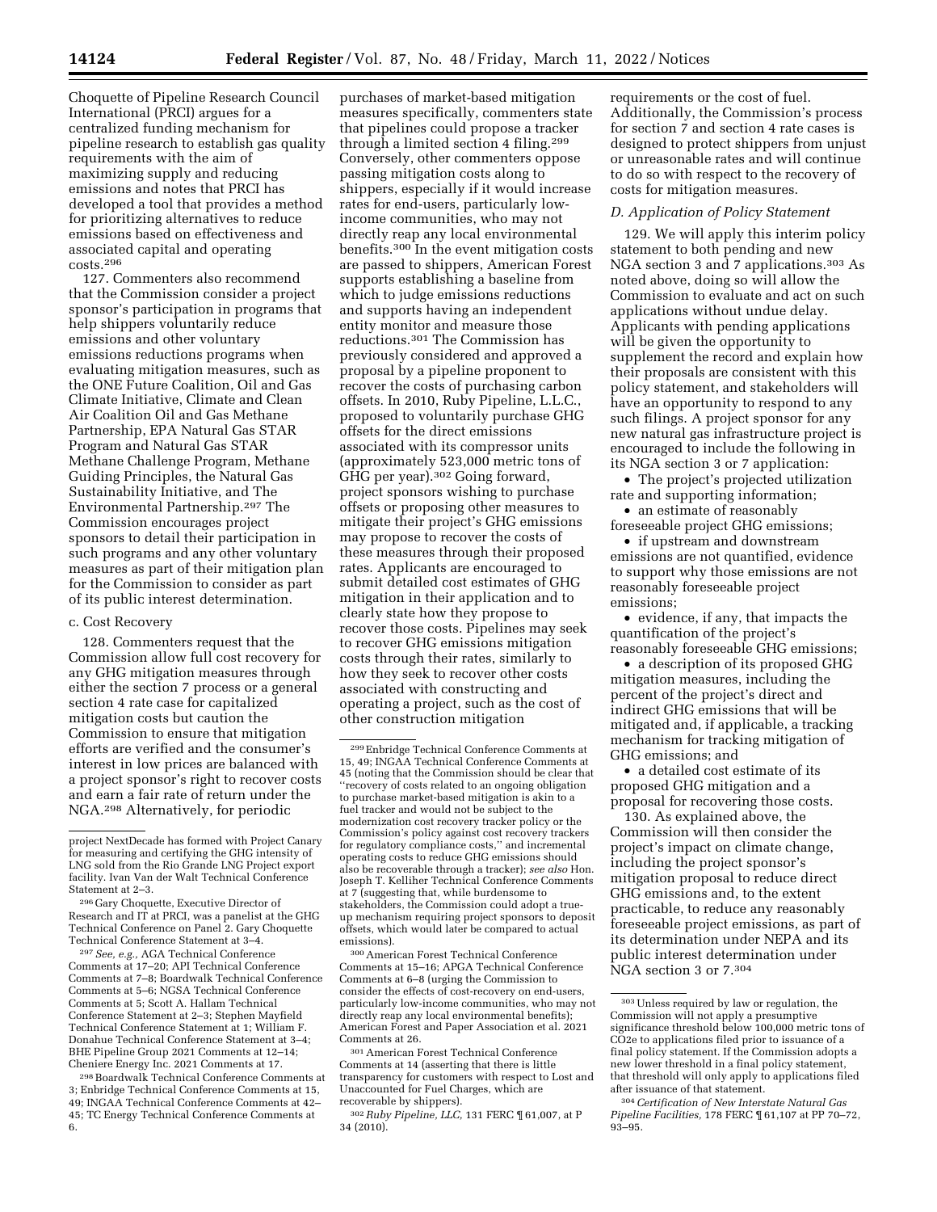Choquette of Pipeline Research Council International (PRCI) argues for a centralized funding mechanism for pipeline research to establish gas quality requirements with the aim of maximizing supply and reducing emissions and notes that PRCI has developed a tool that provides a method for prioritizing alternatives to reduce emissions based on effectiveness and associated capital and operating costs.[296]

127. Commenters also recommend that the Commission consider a project sponsor's participation in programs that help shippers voluntarily reduce emissions and other voluntary emissions reductions programs when evaluating mitigation measures, such as the ONE Future Coalition, Oil and Gas Climate Initiative, Climate and Clean Air Coalition Oil and Gas Methane Partnership, EPA Natural Gas STAR Program and Natural Gas STAR Methane Challenge Program, Methane Guiding Principles, the Natural Gas Sustainability Initiative, and The Environmental Partnership.[297] The Commission encourages project sponsors to detail their participation in such programs and any other voluntary measures as part of their mitigation plan for the Commission to consider as part of its public interest determination.

c. Cost Recovery

128. Commenters request that the Commission allow full cost recovery for any GHG mitigation measures through either the section 7 process or a general section 4 rate case for capitalized mitigation costs but caution the Commission to ensure that mitigation efforts are verified and the consumer's interest in low prices are balanced with a project sponsor's right to recover costs and earn a fair rate of return under the NGA.[298] Alternatively, for periodic purchases of market-based mitigation measures specifically, commenters state that pipelines could propose a tracker through a limited section 4 filing.[299] Conversely, other commenters oppose passing mitigation costs along to shippers, especially if it would increase rates for end-users, particularly low-income communities, who may not directly reap any local environmental benefits.[300] In the event mitigation costs are passed to shippers, American Forest supports establishing a baseline from which to judge emissions reductions and supports having an independent entity monitor and measure those reductions.[301] The Commission has previously considered and approved a proposal by a pipeline proponent to recover the costs of purchasing carbon offsets. In 2010, Ruby Pipeline, L.L.C., proposed to voluntarily purchase GHG offsets for the direct emissions associated with its compressor units (approximately 523,000 metric tons of GHG per year).[302] Going forward, project sponsors wishing to purchase offsets or proposing other measures to mitigate their project's GHG emissions may propose to recover the costs of these measures through their proposed rates. Applicants are encouraged to submit detailed cost estimates of GHG mitigation in their application and to clearly state how they propose to recover those costs. Pipelines may seek to recover GHG emissions mitigation costs through their rates, similarly to how they seek to recover other costs associated with constructing and operating a project, such as the cost of other construction mitigation requirements or the cost of fuel. Additionally, the Commission's process for section 7 and section 4 rate cases is designed to protect shippers from unjust or unreasonable rates and will continue to do so with respect to the recovery of costs for mitigation measures.

### D. Application of Policy Statement

129. We will apply this interim policy statement to both pending and new NGA section 3 and 7 applications.[303] As noted above, doing so will allow the Commission to evaluate and act on such applications without undue delay. Applicants with pending applications will be given the opportunity to supplement the record and explain how their proposals are consistent with this policy statement, and stakeholders will have an opportunity to respond to any such filings. A project sponsor for any new natural gas infrastructure project is encouraged to include the following in its NGA section 3 or 7 application:

- The project's projected utilization rate and supporting information;
- an estimate of reasonably foreseeable project GHG emissions;
- if upstream and downstream emissions are not quantified, evidence to support why those emissions are not reasonably foreseeable project emissions;
- evidence, if any, that impacts the quantification of the project's reasonably foreseeable GHG emissions;
- a description of its proposed GHG mitigation measures, including the percent of the project's direct and indirect GHG emissions that will be mitigated and, if applicable, a tracking mechanism for tracking mitigation of GHG emissions; and
- a detailed cost estimate of its proposed GHG mitigation and a proposal for recovering those costs.

130. As explained above, the Commission will then consider the project's impact on climate change, including the project sponsor's mitigation proposal to reduce direct GHG emissions and, to the extent practicable, to reduce any reasonably foreseeable project emissions, as part of its determination under NEPA and its public interest determination under NGA section 3 or 7.[304]

---

project NextDecade has formed with Project Canary for measuring and certifying the GHG intensity of LNG sold from the Rio Grande LNG Project export facility. Ivan Van der Walt Technical Conference Statement at 2–3.

[296] Gary Choquette, Executive Director of Research and IT at PRCI, was a panelist at the GHG Technical Conference on Panel 2. Gary Choquette Technical Conference Statement at 3–4.

[297] *See, e.g.,* AGA Technical Conference Comments at 17–20; API Technical Conference Comments at 7–8; Boardwalk Technical Conference Comments at 5–6; NGSA Technical Conference Comments at 5; Scott A. Hallam Technical Conference Statement at 2–3; Stephen Mayfield Technical Conference Statement at 1; William F. Donahue Technical Conference Statement at 3–4; BHE Pipeline Group 2021 Comments at 12–14; Cheniere Energy Inc. 2021 Comments at 17.

[298] Boardwalk Technical Conference Comments at 3; Enbridge Technical Conference Comments at 15, 49; INGAA Technical Conference Comments at 42–45; TC Energy Technical Conference Comments at 6.

[299] Enbridge Technical Conference Comments at 15, 49; INGAA Technical Conference Comments at 45 (noting that the Commission should be clear that "recovery of costs related to an ongoing obligation to purchase market-based mitigation is akin to a fuel tracker and would not be subject to the modernization cost recovery tracker policy or the Commission's policy against cost recovery trackers for regulatory compliance costs," and incremental operating costs to reduce GHG emissions should also be recoverable through a tracker); *see also* Hon. Joseph T. Kelliher Technical Conference Comments at 7 (suggesting that, while burdensome to stakeholders, the Commission could adopt a true-up mechanism requiring project sponsors to deposit offsets, which would later be compared to actual emissions).

[300] American Forest Technical Conference Comments at 15–16; APGA Technical Conference Comments at 6–8 (urging the Commission to consider the effects of cost-recovery on end-users, particularly low-income communities, who may not directly reap any local environmental benefits); American Forest and Paper Association et al. 2021 Comments at 26.

[301] American Forest Technical Conference Comments at 14 (asserting that there is little transparency for customers with respect to Lost and Unaccounted for Fuel Charges, which are recoverable by shippers).

[302] *Ruby Pipeline, LLC,* 131 FERC ¶ 61,007, at P 34 (2010).

[303] Unless required by law or regulation, the Commission will not apply a presumptive significance threshold below 100,000 metric tons of CO2e to applications filed prior to issuance of a final policy statement. If the Commission adopts a new lower threshold in a final policy statement, that threshold will only apply to applications filed after issuance of that statement.

[304] *Certification of New Interstate Natural Gas Pipeline Facilities,* 178 FERC ¶ 61,107 at PP 70–72, 93–95.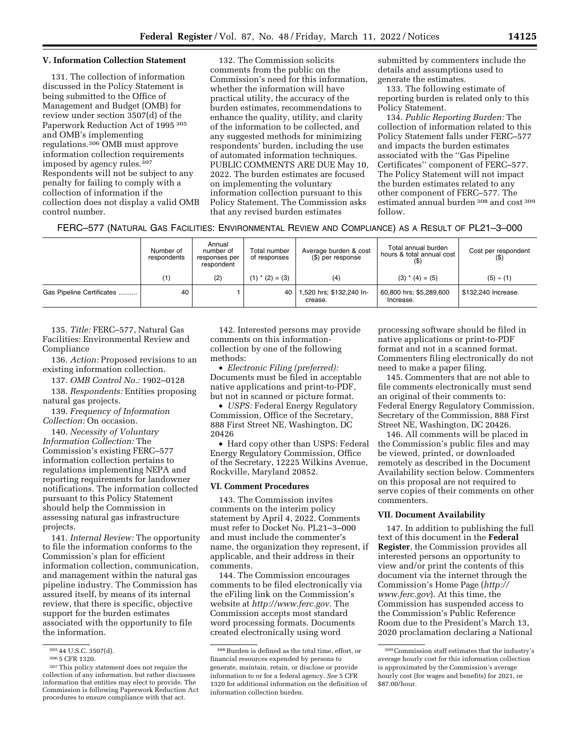## V. Information Collection Statement

131. The collection of information discussed in the Policy Statement is being submitted to the Office of Management and Budget (OMB) for review under section 3507(d) of the Paperwork Reduction Act of 1995 [305] and OMB's implementing regulations.[306] OMB must approve information collection requirements imposed by agency rules.[307] Respondents will not be subject to any penalty for failing to comply with a collection of information if the collection does not display a valid OMB control number.

132. The Commission solicits comments from the public on the Commission's need for this information, whether the information will have practical utility, the accuracy of the burden estimates, recommendations to enhance the quality, utility, and clarity of the information to be collected, and any suggested methods for minimizing respondents' burden, including the use of automated information techniques. PUBLIC COMMENTS ARE DUE May 10, 2022. The burden estimates are focused on implementing the voluntary information collection pursuant to this Policy Statement. The Commission asks that any revised burden estimates submitted by commenters include the details and assumptions used to generate the estimates.

133. The following estimate of reporting burden is related only to this Policy Statement.

134. *Public Reporting Burden:* The collection of information related to this Policy Statement falls under FERC–577 and impacts the burden estimates associated with the "Gas Pipeline Certificates" component of FERC–577. The Policy Statement will not impact the burden estimates related to any other component of FERC–577. The estimated annual burden [308] and cost [309] follow.

FERC–577 (NATURAL GAS FACILITIES: ENVIRONMENTAL REVIEW AND COMPLIANCE) AS A RESULT OF PL21–3–000

| | Number of respondents | Annual number of responses per respondent | Total number of responses | Average burden & cost ($) per response | Total annual burden hours & total annual cost ($) | Cost per respondent ($) |
|---|---|---|---|---|---|---|
| | (1) | (2) | (1) * (2) = (3) | (4) | (3) * (4) = (5) | (5) ÷ (1) |
| Gas Pipeline Certificates .......... | 40 | 1 | 40 | 1,520 hrs; $132,240 Increase. | 60,800 hrs; $5,289,600 Increase. | $132,240 Increase. |

135. *Title:* FERC–577, Natural Gas Facilities: Environmental Review and Compliance

136. *Action:* Proposed revisions to an existing information collection.

137. *OMB Control No.:* 1902–0128

138. *Respondents:* Entities proposing natural gas projects.

139. *Frequency of Information Collection:* On occasion.

140. *Necessity of Voluntary Information Collection:* The Commission's existing FERC–577 information collection pertains to regulations implementing NEPA and reporting requirements for landowner notifications. The information collected pursuant to this Policy Statement should help the Commission in assessing natural gas infrastructure projects.

141. *Internal Review:* The opportunity to file the information conforms to the Commission's plan for efficient information collection, communication, and management within the natural gas pipeline industry. The Commission has assured itself, by means of its internal review, that there is specific, objective support for the burden estimates associated with the opportunity to file the information.

142. Interested persons may provide comments on this information-collection by one of the following methods:

- *Electronic Filing (preferred):* Documents must be filed in acceptable native applications and print-to-PDF, but not in scanned or picture format.
- *USPS:* Federal Energy Regulatory Commission, Office of the Secretary, 888 First Street NE, Washington, DC 20426
- Hard copy other than USPS: Federal Energy Regulatory Commission, Office of the Secretary, 12225 Wilkins Avenue, Rockville, Maryland 20852.

## VI. Comment Procedures

143. The Commission invites comments on the interim policy statement by April 4, 2022. Comments must refer to Docket No. PL21–3–000 and must include the commenter's name, the organization they represent, if applicable, and their address in their comments.

144. The Commission encourages comments to be filed electronically via the eFiling link on the Commission's website at *http://www.ferc.gov*. The Commission accepts most standard word processing formats. Documents created electronically using word processing software should be filed in native applications or print-to-PDF format and not in a scanned format. Commenters filing electronically do not need to make a paper filing.

145. Commenters that are not able to file comments electronically must send an original of their comments to: Federal Energy Regulatory Commission, Secretary of the Commission, 888 First Street NE, Washington, DC 20426.

146. All comments will be placed in the Commission's public files and may be viewed, printed, or downloaded remotely as described in the Document Availability section below. Commenters on this proposal are not required to serve copies of their comments on other commenters.

## VII. Document Availability

147. In addition to publishing the full text of this document in the **Federal Register**, the Commission provides all interested persons an opportunity to view and/or print the contents of this document via the internet through the Commission's Home Page (*http://www.ferc.gov*). At this time, the Commission has suspended access to the Commission's Public Reference Room due to the President's March 13, 2020 proclamation declaring a National

---

[305] 44 U.S.C. 3507(d).

[306] 5 CFR 1320.

[307] This policy statement does not require the collection of any information, but rather discusses information that entities may elect to provide. The Commission is following Paperwork Reduction Act procedures to ensure compliance with that act.

[308] Burden is defined as the total time, effort, or financial resources expended by persons to generate, maintain, retain, or disclose or provide information to or for a federal agency. *See* 5 CFR 1320 for additional information on the definition of information collection burden.

[309] Commission staff estimates that the industry's average hourly cost for this information collection is approximated by the Commission's average hourly cost (for wages and benefits) for 2021, or $87.00/hour.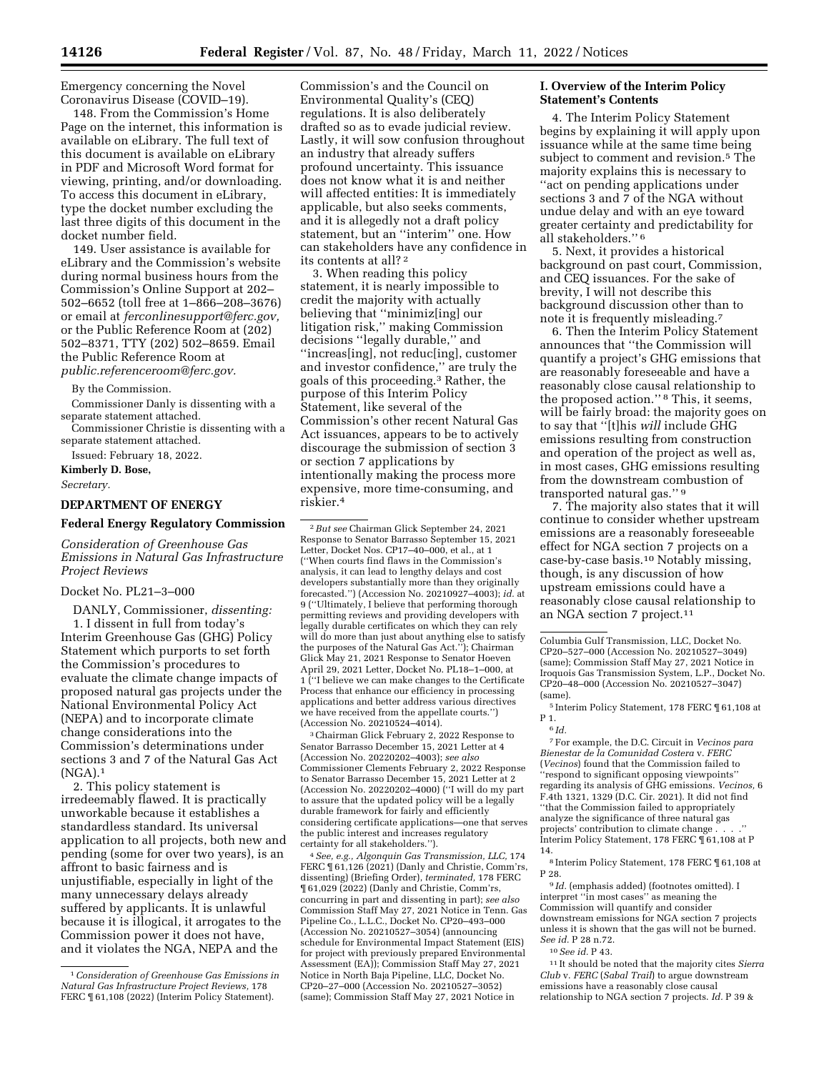Emergency concerning the Novel Coronavirus Disease (COVID–19).

148. From the Commission's Home Page on the internet, this information is available on eLibrary. The full text of this document is available on eLibrary in PDF and Microsoft Word format for viewing, printing, and/or downloading. To access this document in eLibrary, type the docket number excluding the last three digits of this document in the docket number field.

149. User assistance is available for eLibrary and the Commission's website during normal business hours from the Commission's Online Support at 202–502–6652 (toll free at 1–866–208–3676) or email at *ferconlinesupport@ferc.gov,* or the Public Reference Room at (202) 502–8371, TTY (202) 502–8659. Email the Public Reference Room at *public.referenceroom@ferc.gov.*

By the Commission.

Commissioner Danly is dissenting with a separate statement attached.

Commissioner Christie is dissenting with a separate statement attached.

Issued: February 18, 2022.

**Kimberly D. Bose,**

*Secretary.*

## DEPARTMENT OF ENERGY

## Federal Energy Regulatory Commission

*Consideration of Greenhouse Gas Emissions in Natural Gas Infrastructure Project Reviews*

Docket No. PL21–3–000

DANLY, Commissioner, *dissenting:*

1. I dissent in full from today's Interim Greenhouse Gas (GHG) Policy Statement which purports to set forth the Commission's procedures to evaluate the climate change impacts of proposed natural gas projects under the National Environmental Policy Act (NEPA) and to incorporate climate change considerations into the Commission's determinations under sections 3 and 7 of the Natural Gas Act (NGA).[1]

2. This policy statement is irredeemably flawed. It is practically unworkable because it establishes a standardless standard. Its universal application to all projects, both new and pending (some for over two years), is an affront to basic fairness and is unjustifiable, especially in light of the many unnecessary delays already suffered by applicants. It is unlawful because it is illogical, it arrogates to the Commission power it does not have, and it violates the NGA, NEPA and the Commission's and the Council on Environmental Quality's (CEQ) regulations. It is also deliberately drafted so as to evade judicial review. Lastly, it will sow confusion throughout an industry that already suffers profound uncertainty. This issuance does not know what it is and neither will affected entities: It is immediately applicable, but also seeks comments, and it is allegedly not a draft policy statement, but an ''interim'' one. How can stakeholders have any confidence in its contents at all?[2]

3. When reading this policy statement, it is nearly impossible to credit the majority with actually believing that ''minimiz[ing] our litigation risk,'' making Commission decisions ''legally durable,'' and ''increas[ing], not reduc[ing], customer and investor confidence,'' are truly the goals of this proceeding.[3] Rather, the purpose of this Interim Policy Statement, like several of the Commission's other recent Natural Gas Act issuances, appears to be to actively discourage the submission of section 3 or section 7 applications by intentionally making the process more expensive, more time-consuming, and riskier.[4]

### I. Overview of the Interim Policy Statement's Contents

4. The Interim Policy Statement begins by explaining it will apply upon issuance while at the same time being subject to comment and revision.[5] The majority explains this is necessary to ''act on pending applications under sections 3 and 7 of the NGA without undue delay and with an eye toward greater certainty and predictability for all stakeholders.''[6]

5. Next, it provides a historical background on past court, Commission, and CEQ issuances. For the sake of brevity, I will not describe this background discussion other than to note it is frequently misleading.[7]

6. Then the Interim Policy Statement announces that ''the Commission will quantify a project's GHG emissions that are reasonably foreseeable and have a reasonably close causal relationship to the proposed action.''[8] This, it seems, will be fairly broad: the majority goes on to say that ''[t]his *will* include GHG emissions resulting from construction and operation of the project as well as, in most cases, GHG emissions resulting from the downstream combustion of transported natural gas.''[9]

7. The majority also states that it will continue to consider whether upstream emissions are a reasonably foreseeable effect for NGA section 7 projects on a case-by-case basis.[10] Notably missing, though, is any discussion of how upstream emissions could have a reasonably close causal relationship to an NGA section 7 project.[11]

---

[1] *Consideration of Greenhouse Gas Emissions in Natural Gas Infrastructure Project Reviews,* 178 FERC ¶ 61,108 (2022) (Interim Policy Statement).

[2] *But see* Chairman Glick September 24, 2021 Response to Senator Barrasso September 15, 2021 Letter, Docket Nos. CP17–40–000, et al., at 1 (''When courts find flaws in the Commission's analysis, it can lead to lengthy delays and cost developers substantially more than they originally forecasted.'') (Accession No. 20210927–4003); *id.* at 9 (''Ultimately, I believe that performing thorough permitting reviews and providing developers with legally durable certificates on which they can rely will do more than just about anything else to satisfy the purposes of the Natural Gas Act.''); Chairman Glick May 21, 2021 Response to Senator Hoeven April 29, 2021 Letter, Docket No. PL18–1–000, at 1 (''I believe we can make changes to the Certificate Process that enhance our efficiency in processing applications and better address various directives we have received from the appellate courts.'') (Accession No. 20210524–4014).

[3] Chairman Glick February 2, 2022 Response to Senator Barrasso December 15, 2021 Letter at 4 (Accession No. 20220202–4003); *see also* Commissioner Clements February 2, 2022 Response to Senator Barrasso December 15, 2021 Letter at 2 (Accession No. 20220202–4000) (''I will do my part to assure that the updated policy will be a legally durable framework for fairly and efficiently considering certificate applications—one that serves the public interest and increases regulatory certainty for all stakeholders.'').

[4] *See, e.g., Algonquin Gas Transmission, LLC,* 174 FERC ¶ 61,126 (2021) (Danly and Christie, Comm'rs, dissenting) (Briefing Order), *terminated,* 178 FERC ¶ 61,029 (2022) (Danly and Christie, Comm'rs, concurring in part and dissenting in part); *see also* Commission Staff May 27, 2021 Notice in Tenn. Gas Pipeline Co., L.L.C., Docket No. CP20–493–000 (Accession No. 20210527–3054) (announcing schedule for Environmental Impact Statement (EIS) for project with previously prepared Environmental Assessment (EA)); Commission Staff May 27, 2021 Notice in North Baja Pipeline, LLC, Docket No. CP20–27–000 (Accession No. 20210527–3052) (same); Commission Staff May 27, 2021 Notice in Columbia Gulf Transmission, LLC, Docket No. CP20–527–000 (Accession No. 20210527–3049) (same); Commission Staff May 27, 2021 Notice in Iroquois Gas Transmission System, L.P., Docket No. CP20–48–000 (Accession No. 20210527–3047) (same).

[5] Interim Policy Statement, 178 FERC ¶ 61,108 at P 1.

[6] *Id.*

[7] For example, the D.C. Circuit in *Vecinos para Bienestar de la Comunidad Costera* v. *FERC* (*Vecinos*) found that the Commission failed to ''respond to significant opposing viewpoints'' regarding its analysis of GHG emissions. *Vecinos,* 6 F.4th 1321, 1329 (D.C. Cir. 2021). It did not find ''that the Commission failed to appropriately analyze the significance of three natural gas projects' contribution to climate change . . . .'' Interim Policy Statement, 178 FERC ¶ 61,108 at P 14.

[8] Interim Policy Statement, 178 FERC ¶ 61,108 at P 28.

[9] *Id.* (emphasis added) (footnotes omitted). I interpret ''in most cases'' as meaning the Commission will quantify and consider downstream emissions for NGA section 7 projects unless it is shown that the gas will not be burned. *See id.* P 28 n.72.

[10] *See id.* P 43.

[11] It should be noted that the majority cites *Sierra Club* v. *FERC* (*Sabal Trail*) to argue downstream emissions have a reasonably close causal relationship to NGA section 7 projects. *Id.* P 39 &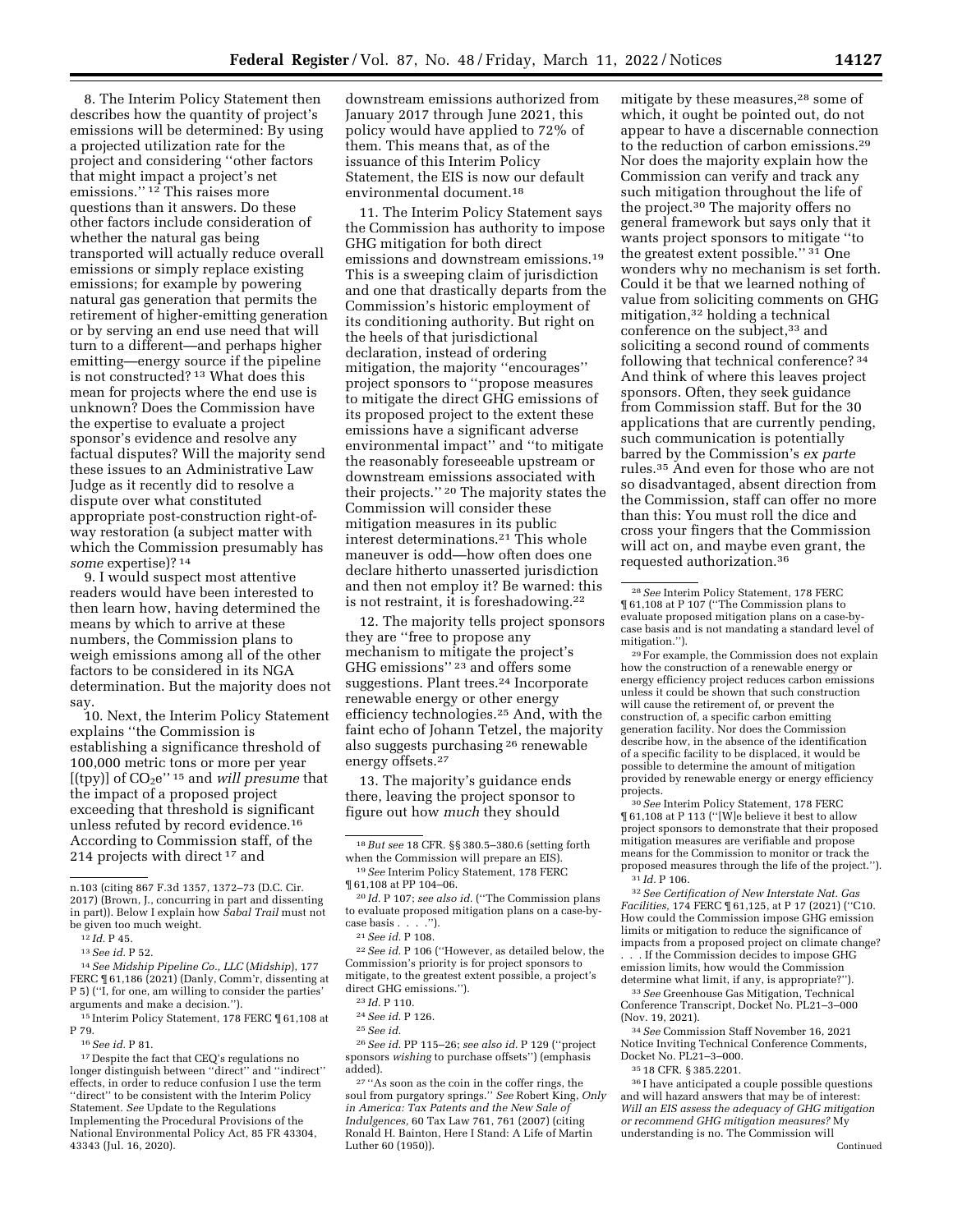8. The Interim Policy Statement then describes how the quantity of project's emissions will be determined: By using a projected utilization rate for the project and considering "other factors that might impact a project's net emissions." [12] This raises more questions than it answers. Do these other factors include consideration of whether the natural gas being transported will actually reduce overall emissions or simply replace existing emissions; for example by powering natural gas generation that permits the retirement of higher-emitting generation or by serving an end use need that will turn to a different—and perhaps higher emitting—energy source if the pipeline is not constructed? [13] What does this mean for projects where the end use is unknown? Does the Commission have the expertise to evaluate a project sponsor's evidence and resolve any factual disputes? Will the majority send these issues to an Administrative Law Judge as it recently did to resolve a dispute over what constituted appropriate post-construction right-of-way restoration (a subject matter with which the Commission presumably has *some* expertise)? [14]

9. I would suspect most attentive readers would have been interested to then learn how, having determined the means by which to arrive at these numbers, the Commission plans to weigh emissions among all of the other factors to be considered in its NGA determination. But the majority does not say.

10. Next, the Interim Policy Statement explains "the Commission is establishing a significance threshold of 100,000 metric tons or more per year [(tpy)] of $CO_2e$" [15] and *will presume* that the impact of a proposed project exceeding that threshold is significant unless refuted by record evidence.[16] According to Commission staff, of the 214 projects with direct [17] and downstream emissions authorized from January 2017 through June 2021, this policy would have applied to 72% of them. This means that, as of the issuance of this Interim Policy Statement, the EIS is now our default environmental document.[18]

11. The Interim Policy Statement says the Commission has authority to impose GHG mitigation for both direct emissions and downstream emissions.[19] This is a sweeping claim of jurisdiction and one that drastically departs from the Commission's historic employment of its conditioning authority. But right on the heels of that jurisdictional declaration, instead of ordering mitigation, the majority "encourages" project sponsors to "propose measures to mitigate the direct GHG emissions of its proposed project to the extent these emissions have a significant adverse environmental impact" and "to mitigate the reasonably foreseeable upstream or downstream emissions associated with their projects." [20] The majority states the Commission will consider these mitigation measures in its public interest determinations.[21] This whole maneuver is odd—how often does one declare hitherto unasserted jurisdiction and then not employ it? Be warned: this is not restraint, it is foreshadowing.[22]

12. The majority tells project sponsors they are "free to propose any mechanism to mitigate the project's GHG emissions" [23] and offers some suggestions. Plant trees.[24] Incorporate renewable energy or other energy efficiency technologies.[25] And, with the faint echo of Johann Tetzel, the majority also suggests purchasing [26] renewable energy offsets.[27]

13. The majority's guidance ends there, leaving the project sponsor to figure out how *much* they should mitigate by these measures,[28] some of which, it ought be pointed out, do not appear to have a discernable connection to the reduction of carbon emissions.[29] Nor does the majority explain how the Commission can verify and track any such mitigation throughout the life of the project.[30] The majority offers no general framework but says only that it wants project sponsors to mitigate "to the greatest extent possible." [31] One wonders why no mechanism is set forth. Could it be that we learned nothing of value from soliciting comments on GHG mitigation,[32] holding a technical conference on the subject,[33] and soliciting a second round of comments following that technical conference? [34] And think of where this leaves project sponsors. Often, they seek guidance from Commission staff. But for the 30 applications that are currently pending, such communication is potentially barred by the Commission's *ex parte* rules.[35] And even for those who are not so disadvantaged, absent direction from the Commission, staff can offer no more than this: You must roll the dice and cross your fingers that the Commission will act on, and maybe even grant, the requested authorization.[36]

---

n.103 (citing 867 F.3d 1357, 1372–73 (D.C. Cir. 2017) (Brown, J., concurring in part and dissenting in part)). Below I explain how *Sabal Trail* must not be given too much weight.

[12] *Id.* P 45.

[13] *See id.* P 52.

[14] *See Midship Pipeline Co., LLC* (*Midship*), 177 FERC ¶ 61,186 (2021) (Danly, Comm'r, dissenting at P 5) ("I, for one, am willing to consider the parties' arguments and make a decision.").

[15] Interim Policy Statement, 178 FERC ¶ 61,108 at P 79.

[16] *See id.* P 81.

[17] Despite the fact that CEQ's regulations no longer distinguish between "direct" and "indirect" effects, in order to reduce confusion I use the term "direct" to be consistent with the Interim Policy Statement. *See* Update to the Regulations Implementing the Procedural Provisions of the National Environmental Policy Act, 85 FR 43304, 43343 (Jul. 16, 2020).

[18] *But see* 18 CFR. §§ 380.5–380.6 (setting forth when the Commission will prepare an EIS).

[19] *See* Interim Policy Statement, 178 FERC ¶ 61,108 at PP 104–06.

[20] *Id.* P 107; *see also id.* ("The Commission plans to evaluate proposed mitigation plans on a case-by-case basis . . . .").

[21] *See id.* P 108.

[22] *See id.* P 106 ("However, as detailed below, the Commission's priority is for project sponsors to mitigate, to the greatest extent possible, a project's direct GHG emissions.").

[23] *Id.* P 110.

[24] *See id.* P 126.

[25] *See id.*

[26] *See id.* PP 115–26; *see also id.* P 129 ("project sponsors *wishing* to purchase offsets") (emphasis added).

[27] "As soon as the coin in the coffer rings, the soul from purgatory springs." *See* Robert King, *Only in America: Tax Patents and the New Sale of Indulgences,* 60 Tax Law 761, 761 (2007) (citing Ronald H. Bainton, Here I Stand: A Life of Martin Luther 60 (1950)).

[28] *See* Interim Policy Statement, 178 FERC ¶ 61,108 at P 107 ("The Commission plans to evaluate proposed mitigation plans on a case-by-case basis and is not mandating a standard level of mitigation.").

[29] For example, the Commission does not explain how the construction of a renewable energy or energy efficiency project reduces carbon emissions unless it could be shown that such construction will cause the retirement of, or prevent the construction of, a specific carbon emitting generation facility. Nor does the Commission describe how, in the absence of the identification of a specific facility to be displaced, it would be possible to determine the amount of mitigation provided by renewable energy or energy efficiency projects.

[30] *See* Interim Policy Statement, 178 FERC ¶ 61,108 at P 113 ("[W]e believe it best to allow project sponsors to demonstrate that their proposed mitigation measures are verifiable and propose means for the Commission to monitor or track the proposed measures through the life of the project.").

[31] *Id.* P 106.

[32] *See Certification of New Interstate Nat. Gas Facilities,* 174 FERC ¶ 61,125, at P 17 (2021) ("C10. How could the Commission impose GHG emission limits or mitigation to reduce the significance of impacts from a proposed project on climate change? . . . If the Commission decides to impose GHG emission limits, how would the Commission determine what limit, if any, is appropriate?").

[33] *See* Greenhouse Gas Mitigation, Technical Conference Transcript, Docket No. PL21–3–000 (Nov. 19, 2021).

[34] *See* Commission Staff November 16, 2021 Notice Inviting Technical Conference Comments, Docket No. PL21–3–000.

[35] 18 CFR. § 385.2201.

[36] I have anticipated a couple possible questions and will hazard answers that may be of interest: *Will an EIS assess the adequacy of GHG mitigation or recommend GHG mitigation measures?* My understanding is no. The Commission will

Continued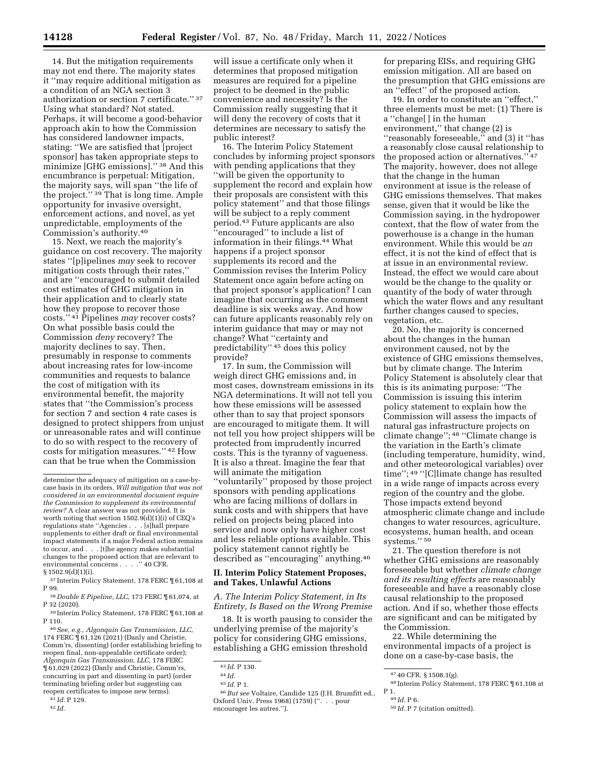14. But the mitigation requirements may not end there. The majority states it "may require additional mitigation as a condition of an NGA section 3 authorization or section 7 certificate." [37] Using what standard? Not stated. Perhaps, it will become a good-behavior approach akin to how the Commission has considered landowner impacts, stating: "We are satisfied that [project sponsor] has taken appropriate steps to minimize [GHG emissions]." [38] And this encumbrance is perpetual: Mitigation, the majority says, will span "the life of the project." [39] That is long time. Ample opportunity for invasive oversight, enforcement actions, and novel, as yet unpredictable, employments of the Commission's authority.[40]

15. Next, we reach the majority's guidance on cost recovery. The majority states "[p]ipelines *may* seek to recover mitigation costs through their rates," and are "encouraged to submit detailed cost estimates of GHG mitigation in their application and to clearly state how they propose to recover those costs." [41] Pipelines *may* recover costs? On what possible basis could the Commission *deny* recovery? The majority declines to say. Then, presumably in response to comments about increasing rates for low-income communities and requests to balance the cost of mitigation with its environmental benefit, the majority states that "the Commission's process for section 7 and section 4 rate cases is designed to protect shippers from unjust or unreasonable rates and will continue to do so with respect to the recovery of costs for mitigation measures." [42] How can that be true when the Commission will issue a certificate only when it determines that proposed mitigation measures are required for a pipeline project to be deemed in the public convenience and necessity? Is the Commission really suggesting that it will deny the recovery of costs that it determines are necessary to satisfy the public interest?

16. The Interim Policy Statement concludes by informing project sponsors with pending applications that they "will be given the opportunity to supplement the record and explain how their proposals are consistent with this policy statement" and that those filings will be subject to a reply comment period.[43] Future applicants are also "encouraged" to include a list of information in their filings.[44] What happens if a project sponsor supplements its record and the Commission revises the Interim Policy Statement once again before acting on that project sponsor's application? I can imagine that occurring as the comment deadline is six weeks away. And how can future applicants reasonably rely on interim guidance that may or may not change? What "certainty and predictability" [45] does this policy provide?

17. In sum, the Commission will weigh direct GHG emissions and, in most cases, downstream emissions in its NGA determinations. It will not tell you how these emissions will be assessed other than to say that project sponsors are encouraged to mitigate them. It will not tell you how project shippers will be protected from imprudently incurred costs. This is the tyranny of vagueness. It is also a threat. Imagine the fear that will animate the mitigation "voluntarily" proposed by those project sponsors with pending applications who are facing millions of dollars in sunk costs and with shippers that have relied on projects being placed into service and now only have higher cost and less reliable options available. This policy statement cannot rightly be described as "encouraging" anything.[46]

## II. Interim Policy Statement Proposes, and Takes, Unlawful Actions

### *A. The Interim Policy Statement, in Its Entirety, Is Based on the Wrong Premise*

18. It is worth pausing to consider the underlying premise of the majority's policy for considering GHG emissions, establishing a GHG emission threshold for preparing EISs, and requiring GHG emission mitigation. All are based on the presumption that GHG emissions are an "effect" of the proposed action.

19. In order to constitute an "effect," three elements must be met: (1) There is a "change[ ] in the human environment," that change (2) is "reasonably foreseeable," and (3) it "has a reasonably close causal relationship to the proposed action or alternatives." [47] The majority, however, does not allege that the change in the human environment at issue is the release of GHG emissions themselves. That makes sense, given that it would be like the Commission saying, in the hydropower context, that the flow of water from the powerhouse is a change in the human environment. While this would be *an* effect, it is not the kind of effect that is at issue in an environmental review. Instead, the effect we would care about would be the change to the quality or quantity of the body of water through which the water flows and any resultant further changes caused to species, vegetation, etc.

20. No, the majority is concerned about the changes in the human environment caused, not by the existence of GHG emissions themselves, but by climate change. The Interim Policy Statement is absolutely clear that this is its animating purpose: "The Commission is issuing this interim policy statement to explain how the Commission will assess the impacts of natural gas infrastructure projects on climate change"; [48] "Climate change is the variation in the Earth's climate (including temperature, humidity, wind, and other meteorological variables) over time"; [49] "[C]limate change has resulted in a wide range of impacts across every region of the country and the globe. Those impacts extend beyond atmospheric climate change and include changes to water resources, agriculture, ecosystems, human health, and ocean systems." [50]

21. The question therefore is not whether GHG emissions are reasonably foreseeable but whether *climate change and its resulting effects* are reasonably foreseeable and have a reasonably close causal relationship to the proposed action. And if so, whether those effects are significant and can be mitigated by the Commission.

22. While determining the environmental impacts of a project is done on a case-by-case basis, the

---

determine the adequacy of mitigation on a case-by-case basis in its orders. *Will mitigation that was not considered in an environmental document require the Commission to supplement its environmental review?* A clear answer was not provided. It is worth noting that section 1502.9(d)(1)(i) of CEQ's regulations state "Agencies . . . [s]hall prepare supplements to either draft or final environmental impact statements if a major Federal action remains to occur, and . . . [t]he agency makes substantial changes to the proposed action that are relevant to environmental concerns . . . ." 40 CFR. § 1502.9(d)(1)(i).

[37] Interim Policy Statement, 178 FERC ¶ 61,108 at P 99.

[38] *Double E Pipeline, LLC,* 173 FERC ¶ 61,074, at P 32 (2020).

[39] Interim Policy Statement, 178 FERC ¶ 61,108 at P 110.

[40] *See, e.g., Algonquin Gas Transmission, LLC,* 174 FERC ¶ 61,126 (2021) (Danly and Christie, Comm'rs, dissenting) (order establishing briefing to reopen final, non-appealable certificate order); *Algonquin Gas Transmission, LLC,* 178 FERC ¶ 61,029 (2022) (Danly and Christie, Comm'rs, concurring in part and dissenting in part) (order terminating briefing order but suggesting can reopen certificates to impose new terms).

[41] *Id.* P 129.

[42] *Id.*

[43] *Id.* P 130.

[44] *Id.*

[45] *Id.* P 1.

[46] *But see* Voltaire, Candide 125 (J.H. Brumfitt ed., Oxford Univ. Press 1968) (1759) (". . . pour encourager les autres.").

[47] 40 CFR. § 1508.1(g).

[48] Interim Policy Statement, 178 FERC ¶ 61,108 at P 1.

[49] *Id.* P 6.

[50] *Id.* P 7 (citation omitted).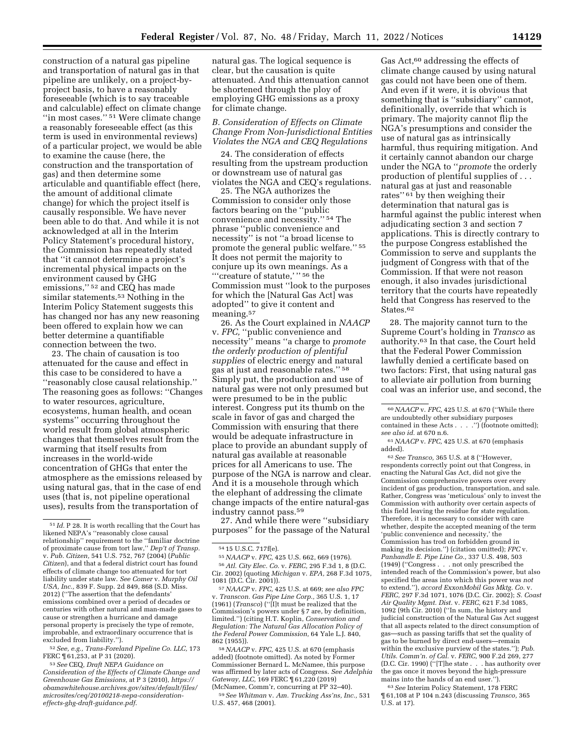construction of a natural gas pipeline and transportation of natural gas in that pipeline are unlikely, on a project-by-project basis, to have a reasonably foreseeable (which is to say traceable and calculable) effect on climate change ''in most cases.'' [51] Were climate change a reasonably foreseeable effect (as this term is used in environmental reviews) of a particular project, we would be able to examine the cause (here, the construction and the transportation of gas) and then determine some articulable and quantifiable effect (here, the amount of additional climate change) for which the project itself is causally responsible. We have never been able to do that. And while it is not acknowledged at all in the Interim Policy Statement's procedural history, the Commission has repeatedly stated that ''it cannot determine a project's incremental physical impacts on the environment caused by GHG emissions,'' [52] and CEQ has made similar statements.[53] Nothing in the Interim Policy Statement suggests this has changed nor has any new reasoning been offered to explain how we can better determine a quantifiable connection between the two.

23. The chain of causation is too attenuated for the cause and effect in this case to be considered to have a ''reasonably close causal relationship.'' The reasoning goes as follows: ''Changes to water resources, agriculture, ecosystems, human health, and ocean systems'' occurring throughout the world result from global atmospheric changes that themselves result from the warming that itself results from increases in the world-wide concentration of GHGs that enter the atmosphere as the emissions released by using natural gas, that in the case of end uses (that is, not pipeline operational uses), results from the transportation of natural gas. The logical sequence is clear, but the causation is quite attenuated. And this attenuation cannot be shortened through the ploy of employing GHG emissions as a proxy for climate change.

### *B. Consideration of Effects on Climate Change From Non-Jurisdictional Entities Violates the NGA and CEQ Regulations*

24. The consideration of effects resulting from the upstream production or downstream use of natural gas violates the NGA and CEQ's regulations.

25. The NGA authorizes the Commission to consider only those factors bearing on the ''public convenience and necessity.'' [54] The phrase ''public convenience and necessity'' is not ''a broad license to promote the general public welfare.'' [55] It does not permit the majority to conjure up its own meanings. As a '''creature of statute,''' [56] the Commission must ''look to the purposes for which the [Natural Gas Act] was adopted'' to give it content and meaning.[57]

26. As the Court explained in *NAACP* v. *FPC,* ''public convenience and necessity'' means ''a charge to *promote the orderly production of plentiful supplies* of electric energy and natural gas at just and reasonable rates.'' [58] Simply put, the production and use of natural gas were not only presumed but were presumed to be in the public interest. Congress put its thumb on the scale in favor of gas and charged the Commission with ensuring that there would be adequate infrastructure in place to provide an abundant supply of natural gas available at reasonable prices for all Americans to use. The purpose of the NGA is narrow and clear. And it is a mousehole through which the elephant of addressing the climate change impacts of the entire natural-gas industry cannot pass.[59]

27. And while there were ''subsidiary purposes'' for the passage of the Natural Gas Act,[60] addressing the effects of climate change caused by using natural gas could not have been one of them. And even if it were, it is obvious that something that is ''subsidiary'' cannot, definitionally, override that which is primary. The majority cannot flip the NGA's presumptions and consider the use of natural gas as intrinsically harmful, thus requiring mitigation. And it certainly cannot abandon our charge under the NGA to ''*promote* the orderly production of plentiful supplies of . . . natural gas at just and reasonable rates'' [61] by then weighing their determination that natural gas is harmful against the public interest when adjudicating section 3 and section 7 applications. This is directly contrary to the purpose Congress established the Commission to serve and supplants the judgment of Congress with that of the Commission. If that were not reason enough, it also invades jurisdictional territory that the courts have repeatedly held that Congress has reserved to the States.[62]

28. The majority cannot turn to the Supreme Court's holding in *Transco* as authority.[63] In that case, the Court held that the Federal Power Commission lawfully denied a certificate based on two factors: First, that using natural gas to alleviate air pollution from burning coal was an inferior use, and second, the

---

[51] *Id.* P 28. It is worth recalling that the Court has likened NEPA's ''reasonably close causal relationship'' requirement to the ''familiar doctrine of proximate cause from tort law,'' *Dep't of Transp.* v. *Pub. Citizen,* 541 U.S. 752, 767 (2004) (*Public Citizen*), and that a federal district court has found effects of climate change too attenuated for tort liability under state law. *See Comer* v. *Murphy Oil USA, Inc.,* 839 F. Supp. 2d 849, 868 (S.D. Miss. 2012) (''The assertion that the defendants' emissions combined over a period of decades or centuries with other natural and man-made gases to cause or strengthen a hurricane and damage personal property is precisely the type of remote, improbable, and extraordinary occurrence that is excluded from liability.'').

[52] *See, e.g., Trans-Foreland Pipeline Co. LLC,* 173 FERC ¶ 61,253, at P 31 (2020).

[53] *See* CEQ, *Draft NEPA Guidance on Consideration of the Effects of Climate Change and Greenhouse Gas Emissions,* at P 3 (2010), *https://obamawhitehouse.archives.gov/sites/default/files/microsites/ceq/20100218-nepa-consideration-effects-ghg-draft-guidance.pdf.*

[54] 15 U.S.C. 717f(e).

[55] *NAACP* v. *FPC,* 425 U.S. 662, 669 (1976).

[56] *Atl. City Elec. Co.* v. *FERC,* 295 F.3d 1, 8 (D.C. Cir. 2002) (quoting *Michigan* v. *EPA,* 268 F.3d 1075, 1081 (D.C. Cir. 2001)).

[57] *NAACP* v. *FPC,* 425 U.S. at 669; *see also FPC* v. *Transcon. Gas Pipe Line Corp.,* 365 U.S. 1, 17 (1961) (*Transco*) (''[I]t must be realized that the Commission's powers under § 7 are, by definition, limited.'') (citing H.T. Koplin, *Conservation and Regulation: The Natural Gas Allocation Policy of the Federal Power Commission,* 64 Yale L.J. 840, 862 (1955)).

[58] *NAACP* v. *FPC,* 425 U.S. at 670 (emphasis added) (footnote omitted). As noted by Former Commissioner Bernard L. McNamee, this purpose was affirmed by later acts of Congress. *See Adelphia Gateway, LLC,* 169 FERC ¶ 61,220 (2019) (McNamee, Comm'r, concurring at PP 32–40).

[59] *See Whitman* v. *Am. Trucking Ass'ns, Inc.,* 531 U.S. 457, 468 (2001).

[60] *NAACP* v. *FPC,* 425 U.S. at 670 (''While there are undoubtedly other subsidiary purposes contained in these Acts . . . .'') (footnote omitted); *see also id.* at 670 n.6.

[61] *NAACP* v. *FPC,* 425 U.S. at 670 (emphasis added).

[62] *See Transco,* 365 U.S. at 8 (''However, respondents correctly point out that Congress, in enacting the Natural Gas Act, did not give the Commission comprehensive powers over every incident of gas production, transportation, and sale. Rather, Congress was 'meticulous' only to invest the Commission with authority over certain aspects of this field leaving the residue for state regulation. Therefore, it is necessary to consider with care whether, despite the accepted meaning of the term 'public convenience and necessity,' the Commission has trod on forbidden ground in making its decision.'') (citation omitted); *FPC* v. *Panhandle E. Pipe Line Co.,* 337 U.S. 498, 503 (1949) (''Congress . . . not only prescribed the intended reach of the Commission's power, but also specified the areas into which this power was *not* to extend.''), *accord ExxonMobil Gas Mktg. Co.* v. *FERC,* 297 F.3d 1071, 1076 (D.C. Cir. 2002); *S. Coast Air Quality Mgmt. Dist.* v. *FERC,* 621 F.3d 1085, 1092 (9th Cir. 2010) (''In sum, the history and judicial construction of the Natural Gas Act suggest that all aspects related to the direct consumption of gas—such as passing tariffs that set the quality of gas to be burned by direct end-users—remain within the exclusive purview of the states.''); *Pub. Utils. Comm'n. of Cal.* v. *FERC,* 900 F.2d 269, 277 (D.C. Cir. 1990) (''[T]he state . . . has authority over the gas once it moves beyond the high-pressure mains into the hands of an end user.'').

[63] *See* Interim Policy Statement, 178 FERC ¶ 61,108 at P 104 n.243 (discussing *Transco,* 365 U.S. at 17).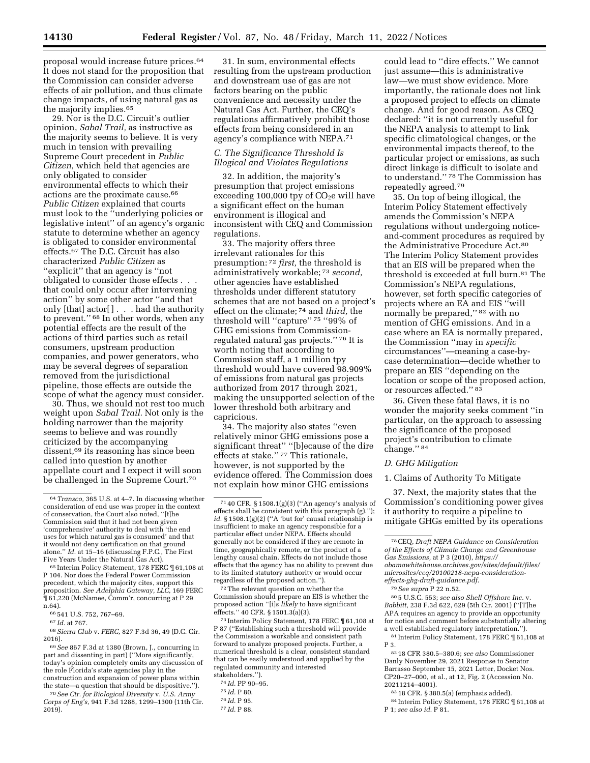proposal would increase future prices.[64] It does not stand for the proposition that the Commission can consider adverse effects of air pollution, and thus climate change impacts, of using natural gas as the majority implies.[65]

29. Nor is the D.C. Circuit's outlier opinion, *Sabal Trail,* as instructive as the majority seems to believe. It is very much in tension with prevailing Supreme Court precedent in *Public Citizen,* which held that agencies are only obligated to consider environmental effects to which their actions are the proximate cause.[66] *Public Citizen* explained that courts must look to the ''underlying policies or legislative intent'' of an agency's organic statute to determine whether an agency is obligated to consider environmental effects.[67] The D.C. Circuit has also characterized *Public Citizen* as ''explicit'' that an agency is ''not obligated to consider those effects . . . that could only occur after intervening action'' by some other actor ''and that only [that] actor[ ] . . . had the authority to prevent.'' [68] In other words, when any potential effects are the result of the actions of third parties such as retail consumers, upstream production companies, and power generators, who may be several degrees of separation removed from the jurisdictional pipeline, those effects are outside the scope of what the agency must consider.

30. Thus, we should not rest too much weight upon *Sabal Trail.* Not only is the holding narrower than the majority seems to believe and was roundly criticized by the accompanying dissent,[69] its reasoning has since been called into question by another appellate court and I expect it will soon be challenged in the Supreme Court.[70]

31. In sum, environmental effects resulting from the upstream production and downstream use of gas are not factors bearing on the public convenience and necessity under the Natural Gas Act. Further, the CEQ's regulations affirmatively prohibit those effects from being considered in an agency's compliance with NEPA.[71]

### *C. The Significance Threshold Is Illogical and Violates Regulations*

32. In addition, the majority's presumption that project emissions exceeding 100,000 tpy of $CO_2e$ will have a significant effect on the human environment is illogical and inconsistent with CEQ and Commission regulations.

33. The majority offers three irrelevant rationales for this presumption: [72] *first,* the threshold is administratively workable; [73] *second,* other agencies have established thresholds under different statutory schemes that are not based on a project's effect on the climate; [74] and *third,* the threshold will ''capture'' [75] ''99% of GHG emissions from Commission-regulated natural gas projects.'' [76] It is worth noting that according to Commission staff, a 1 million tpy threshold would have covered 98.909% of emissions from natural gas projects authorized from 2017 through 2021, making the unsupported selection of the lower threshold both arbitrary and capricious.

34. The majority also states ''even relatively minor GHG emissions pose a significant threat'' ''[b]ecause of the dire effects at stake.'' [77] This rationale, however, is not supported by the evidence offered. The Commission does not explain how minor GHG emissions could lead to ''dire effects.'' We cannot just assume—this is administrative law—we must show evidence. More importantly, the rationale does not link a proposed project to effects on climate change. And for good reason. As CEQ declared: ''it is not currently useful for the NEPA analysis to attempt to link specific climatological changes, or the environmental impacts thereof, to the particular project or emissions, as such direct linkage is difficult to isolate and to understand.'' [78] The Commission has repeatedly agreed.[79]

35. On top of being illogical, the Interim Policy Statement effectively amends the Commission's NEPA regulations without undergoing notice-and-comment procedures as required by the Administrative Procedure Act.[80] The Interim Policy Statement provides that an EIS will be prepared when the threshold is exceeded at full burn.[81] The Commission's NEPA regulations, however, set forth specific categories of projects where an EA and EIS ''will normally be prepared,'' [82] with no mention of GHG emissions. And in a case where an EA is normally prepared, the Commission ''may in *specific* circumstances''—meaning a case-by-case determination—decide whether to prepare an EIS ''depending on the location or scope of the proposed action, or resources affected.'' [83]

36. Given these fatal flaws, it is no wonder the majority seeks comment ''in particular, on the approach to assessing the significance of the proposed project's contribution to climate change.'' [84]

### *D. GHG Mitigation*

#### 1. Claims of Authority To Mitigate

37. Next, the majority states that the Commission's conditioning power gives it authority to require a pipeline to mitigate GHGs emitted by its operations

---

[64] *Transco,* 365 U.S. at 4–7. In discussing whether consideration of end use was proper in the context of conservation, the Court also noted, ''[t]he Commission said that it had not been given 'comprehensive' authority to deal with 'the end uses for which natural gas is consumed' and that it would not deny certification on that ground alone.'' *Id.* at 15–16 (discussing F.P.C., The First Five Years Under the Natural Gas Act).

[65] Interim Policy Statement, 178 FERC ¶ 61,108 at P 104. Nor does the Federal Power Commission precedent, which the majority cites, support this proposition. *See Adelphia Gateway, LLC,* 169 FERC ¶ 61,220 (McNamee, Comm'r, concurring at P 29 n.64).

[66] 541 U.S. 752, 767–69.

[67] *Id.* at 767.

[68] *Sierra Club* v. *FERC,* 827 F.3d 36, 49 (D.C. Cir. 2016).

[69] *See* 867 F.3d at 1380 (Brown, J., concurring in part and dissenting in part) (''More significantly, today's opinion completely omits any discussion of the role Florida's state agencies play in the construction and expansion of power plans within the state—a question that should be dispositive.'').

[70] *See Ctr. for Biological Diversity* v. *U.S. Army Corps of Eng's,* 941 F.3d 1288, 1299–1300 (11th Cir. 2019).

[71] 40 CFR. § 1508.1(g)(3) (''An agency's analysis of effects shall be consistent with this paragraph (g).''); *id.* § 1508.1(g)(2) (''A 'but for' causal relationship is insufficient to make an agency responsible for a particular effect under NEPA. Effects should generally not be considered if they are remote in time, geographically remote, or the product of a lengthy causal chain. Effects do not include those effects that the agency has no ability to prevent due to its limited statutory authority or would occur regardless of the proposed action.'').

[72] The relevant question on whether the Commission should prepare an EIS is whether the proposed action ''[i]s *likely* to have significant effects.'' 40 CFR. § 1501.3(a)(3).

[73] Interim Policy Statement, 178 FERC ¶ 61,108 at P 87 (''Establishing such a threshold will provide the Commission a workable and consistent path forward to analyze proposed projects. Further, a numerical threshold is a clear, consistent standard that can be easily understood and applied by the regulated community and interested stakeholders.'').

[74] *Id.* PP 90–95.

[75] *Id.* P 80.

[76] *Id.* P 95.

[77] *Id.* P 88.

[78] CEQ, *Draft NEPA Guidance on Consideration of the Effects of Climate Change and Greenhouse Gas Emissions,* at P 3 (2010), *https://obamawhitehouse.archives.gov/sites/default/files/microsites/ceq/20100218-nepa-consideration-effects-ghg-draft-guidance.pdf.*

[79] *See supra* P 22 n.52.

[80] 5 U.S.C. 553; *see also Shell Offshore Inc.* v. *Babbitt,* 238 F.3d 622, 629 (5th Cir. 2001) (''[T]he APA requires an agency to provide an opportunity for notice and comment before substantially altering a well established regulatory interpretation.'').

[81] Interim Policy Statement, 178 FERC ¶ 61,108 at P 3.

[82] 18 CFR 380.5–380.6; *see also* Commissioner Danly November 29, 2021 Response to Senator Barrasso September 15, 2021 Letter, Docket Nos. CP20–27–000, et al., at 12, Fig. 2 (Accession No. 20211214–4001).

[83] 18 CFR. § 380.5(a) (emphasis added).

[84] Interim Policy Statement, 178 FERC ¶ 61,108 at P 1; *see also id.* P 81.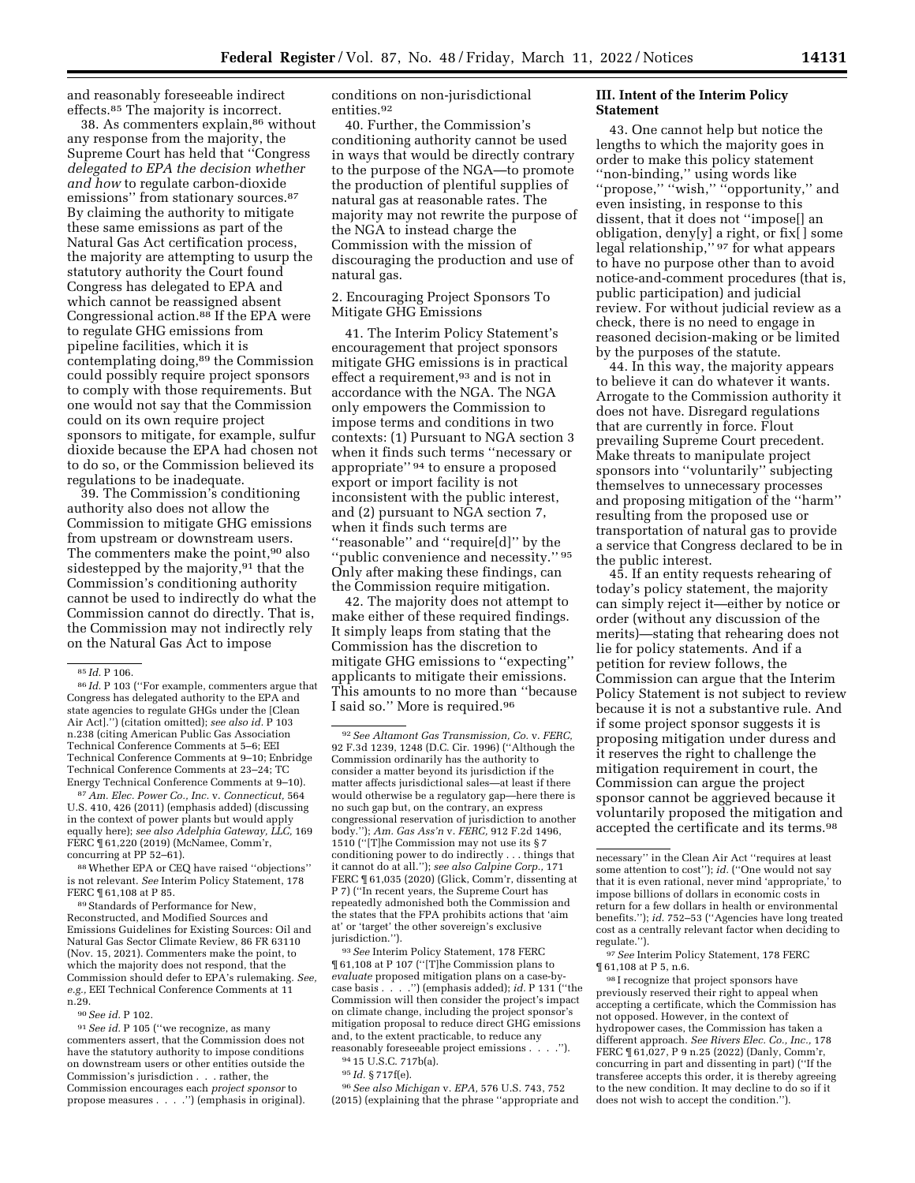and reasonably foreseeable indirect effects.[85] The majority is incorrect.

38. As commenters explain,[86] without any response from the majority, the Supreme Court has held that ''Congress *delegated to EPA the decision whether and how* to regulate carbon-dioxide emissions'' from stationary sources.[87] By claiming the authority to mitigate these same emissions as part of the Natural Gas Act certification process, the majority are attempting to usurp the statutory authority the Court found Congress has delegated to EPA and which cannot be reassigned absent Congressional action.[88] If the EPA were to regulate GHG emissions from pipeline facilities, which it is contemplating doing,[89] the Commission could possibly require project sponsors to comply with those requirements. But one would not say that the Commission could on its own require project sponsors to mitigate, for example, sulfur dioxide because the EPA had chosen not to do so, or the Commission believed its regulations to be inadequate.

39. The Commission's conditioning authority also does not allow the Commission to mitigate GHG emissions from upstream or downstream users. The commenters make the point,[90] also sidestepped by the majority,[91] that the Commission's conditioning authority cannot be used to indirectly do what the Commission cannot do directly. That is, the Commission may not indirectly rely on the Natural Gas Act to impose conditions on non-jurisdictional entities.[92]

40. Further, the Commission's conditioning authority cannot be used in ways that would be directly contrary to the purpose of the NGA—to promote the production of plentiful supplies of natural gas at reasonable rates. The majority may not rewrite the purpose of the NGA to instead charge the Commission with the mission of discouraging the production and use of natural gas.

2. Encouraging Project Sponsors To Mitigate GHG Emissions

41. The Interim Policy Statement's encouragement that project sponsors mitigate GHG emissions is in practical effect a requirement,[93] and is not in accordance with the NGA. The NGA only empowers the Commission to impose terms and conditions in two contexts: (1) Pursuant to NGA section 3 when it finds such terms ''necessary or appropriate'' [94] to ensure a proposed export or import facility is not inconsistent with the public interest, and (2) pursuant to NGA section 7, when it finds such terms are ''reasonable'' and ''require[d]'' by the ''public convenience and necessity.'' [95] Only after making these findings, can the Commission require mitigation.

42. The majority does not attempt to make either of these required findings. It simply leaps from stating that the Commission has the discretion to mitigate GHG emissions to ''expecting'' applicants to mitigate their emissions. This amounts to no more than ''because I said so.'' More is required.[96]

## III. Intent of the Interim Policy Statement

43. One cannot help but notice the lengths to which the majority goes in order to make this policy statement ''non-binding,'' using words like ''propose,'' ''wish,'' ''opportunity,'' and even insisting, in response to this dissent, that it does not ''impose[] an obligation, deny[y] a right, or fix[ ] some legal relationship,'' [97] for what appears to have no purpose other than to avoid notice-and-comment procedures (that is, public participation) and judicial review. For without judicial review as a check, there is no need to engage in reasoned decision-making or be limited by the purposes of the statute.

44. In this way, the majority appears to believe it can do whatever it wants. Arrogate to the Commission authority it does not have. Disregard regulations that are currently in force. Flout prevailing Supreme Court precedent. Make threats to manipulate project sponsors into ''voluntarily'' subjecting themselves to unnecessary processes and proposing mitigation of the ''harm'' resulting from the proposed use or transportation of natural gas to provide a service that Congress declared to be in the public interest.

45. If an entity requests rehearing of today's policy statement, the majority can simply reject it—either by notice or order (without any discussion of the merits)—stating that rehearing does not lie for policy statements. And if a petition for review follows, the Commission can argue that the Interim Policy Statement is not subject to review because it is not a substantive rule. And if some project sponsor suggests it is proposing mitigation under duress and it reserves the right to challenge the mitigation requirement in court, the Commission can argue the project sponsor cannot be aggrieved because it voluntarily proposed the mitigation and accepted the certificate and its terms.[98]

---

[85] *Id.* P 106.

[86] *Id.* P 103 (''For example, commenters argue that Congress has delegated authority to the EPA and state agencies to regulate GHGs under the [Clean Air Act].'') (citation omitted); *see also id.* P 103 n.238 (citing American Public Gas Association Technical Conference Comments at 5–6; EEI Technical Conference Comments at 9–10; Enbridge Technical Conference Comments at 23–24; TC Energy Technical Conference Comments at 9–10).

[87] *Am. Elec. Power Co., Inc.* v. *Connecticut,* 564 U.S. 410, 426 (2011) (emphasis added) (discussing in the context of power plants but would apply equally here); *see also Adelphia Gateway, LLC,* 169 FERC ¶ 61,220 (2019) (McNamee, Comm'r, concurring at PP 52–61).

[88] Whether EPA or CEQ have raised ''objections'' is not relevant. *See* Interim Policy Statement, 178 FERC ¶ 61,108 at P 85.

[89] Standards of Performance for New, Reconstructed, and Modified Sources and Emissions Guidelines for Existing Sources: Oil and Natural Gas Sector Climate Review, 86 FR 63110 (Nov. 15, 2021). Commenters make the point, to which the majority does not respond, that the Commission should defer to EPA's rulemaking. *See, e.g.,* EEI Technical Conference Comments at 11 n.29.

[90] *See id.* P 102.

[91] *See id.* P 105 (''we recognize, as many commenters assert, that the Commission does not have the statutory authority to impose conditions on downstream users or other entities outside the Commission's jurisdiction . . . rather, the Commission encourages each *project sponsor* to propose measures . . . .'') (emphasis in original).

[92] *See Altamont Gas Transmission, Co.* v. *FERC,* 92 F.3d 1239, 1248 (D.C. Cir. 1996) (''Although the Commission ordinarily has the authority to consider a matter beyond its jurisdiction if the matter affects jurisdictional sales—at least if there would otherwise be a regulatory gap—here there is no such gap but, on the contrary, an express congressional reservation of jurisdiction to another body.''); *Am. Gas Ass'n* v. *FERC,* 912 F.2d 1496, 1510 (''[T]he Commission may not use its § 7 conditioning power to do indirectly . . . things that it cannot do at all.''); *see also Calpine Corp.,* 171 FERC ¶ 61,035 (2020) (Glick, Comm'r, dissenting at P 7) (''In recent years, the Supreme Court has repeatedly admonished both the Commission and the states that the FPA prohibits actions that 'aim at' or 'target' the other sovereign's exclusive jurisdiction.'').

[93] *See* Interim Policy Statement, 178 FERC ¶ 61,108 at P 107 (''[T]he Commission plans to *evaluate* proposed mitigation plans on a case-by-case basis . . . .'') (emphasis added); *id.* P 131 (''the Commission will then consider the project's impact on climate change, including the project sponsor's mitigation proposal to reduce direct GHG emissions and, to the extent practicable, to reduce any reasonably foreseeable project emissions . . . .'').

[94] 15 U.S.C. 717b(a).

[95] *Id.* § 717f(e).

[96] *See also Michigan* v. *EPA,* 576 U.S. 743, 752 (2015) (explaining that the phrase ''appropriate and necessary'' in the Clean Air Act ''requires at least some attention to cost''); *id.* (''One would not say that it is even rational, never mind 'appropriate,' to impose billions of dollars in economic costs in return for a few dollars in health or environmental benefits.''); *id.* 752–53 (''Agencies have long treated cost as a centrally relevant factor when deciding to regulate.'').

[97] *See* Interim Policy Statement, 178 FERC ¶ 61,108 at P 5, n.6.

[98] I recognize that project sponsors have previously reserved their right to appeal when accepting a certificate, which the Commission has not opposed. However, in the context of hydropower cases, the Commission has taken a different approach. *See Rivers Elec. Co., Inc.,* 178 FERC ¶ 61,027, P 9 n.25 (2022) (Danly, Comm'r, concurring in part and dissenting in part) (''If the transferee accepts this order, it is thereby agreeing to the new condition. It may decline to do so if it does not wish to accept the condition.'').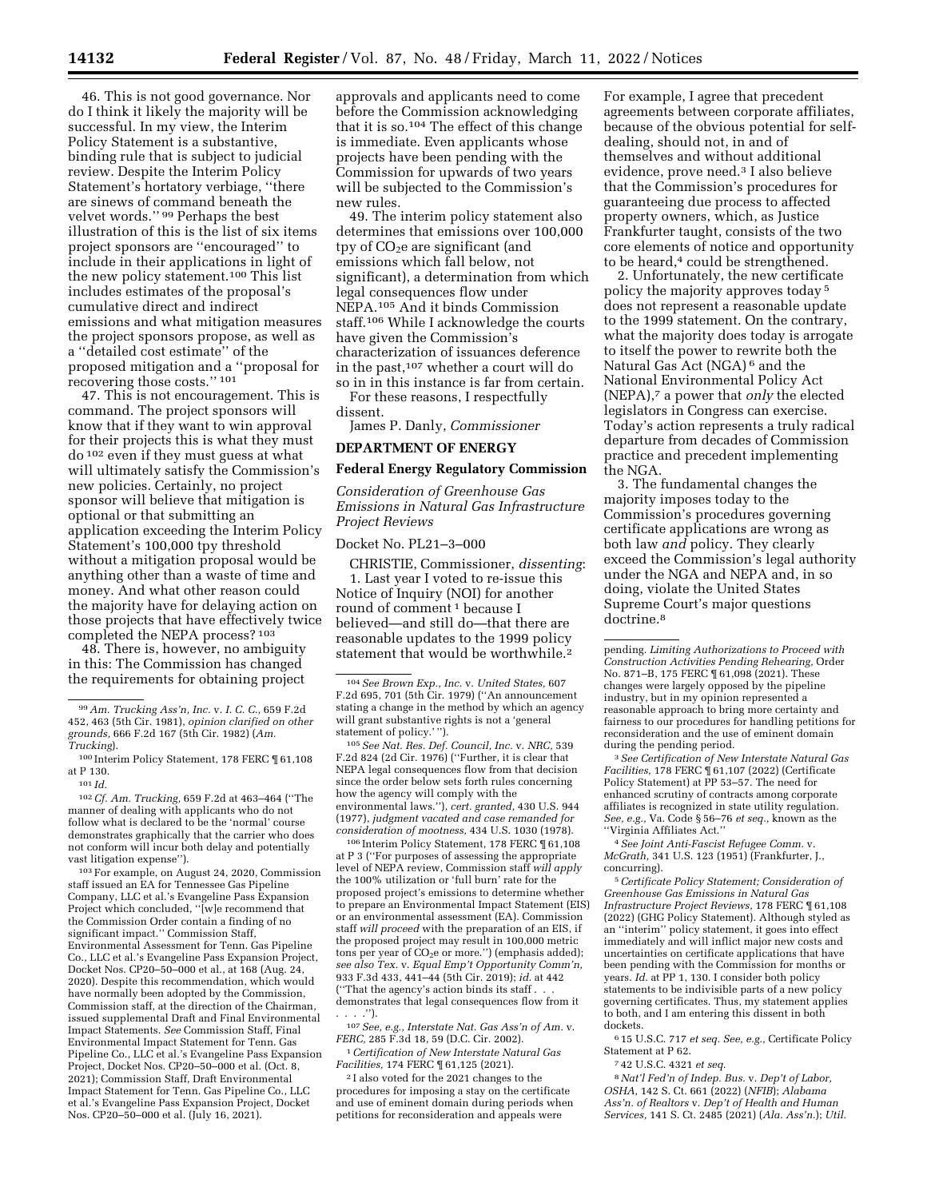46. This is not good governance. Nor do I think it likely the majority will be successful. In my view, the Interim Policy Statement is a substantive, binding rule that is subject to judicial review. Despite the Interim Policy Statement's hortatory verbiage, ''there are sinews of command beneath the velvet words.'' [99] Perhaps the best illustration of this is the list of six items project sponsors are ''encouraged'' to include in their applications in light of the new policy statement.[100] This list includes estimates of the proposal's cumulative direct and indirect emissions and what mitigation measures the project sponsors propose, as well as a ''detailed cost estimate'' of the proposed mitigation and a ''proposal for recovering those costs.'' [101]

47. This is not encouragement. This is command. The project sponsors will know that if they want to win approval for their projects this is what they must do [102] even if they must guess at what will ultimately satisfy the Commission's new policies. Certainly, no project sponsor will believe that mitigation is optional or that submitting an application exceeding the Interim Policy Statement's 100,000 tpy threshold without a mitigation proposal would be anything other than a waste of time and money. And what other reason could the majority have for delaying action on those projects that have effectively twice completed the NEPA process? [103]

48. There is, however, no ambiguity in this: The Commission has changed the requirements for obtaining project approvals and applicants need to come before the Commission acknowledging that it is so.[104] The effect of this change is immediate. Even applicants whose projects have been pending with the Commission for upwards of two years will be subjected to the Commission's new rules.

49. The interim policy statement also determines that emissions over 100,000 tpy of $CO_2e$ are significant (and emissions which fall below, not significant), a determination from which legal consequences flow under NEPA.[105] And it binds Commission staff.[106] While I acknowledge the courts have given the Commission's characterization of issuances deference in the past,[107] whether a court will do so in in this instance is far from certain.

For these reasons, I respectfully dissent.

James P. Danly, *Commissioner*

---

[99] *Am. Trucking Ass'n, Inc.* v. *I. C. C.,* 659 F.2d 452, 463 (5th Cir. 1981), *opinion clarified on other grounds,* 666 F.2d 167 (5th Cir. 1982) (*Am. Trucking*).

[100] Interim Policy Statement, 178 FERC ¶ 61,108 at P 130.

[101] *Id.*

[102] *Cf. Am. Trucking,* 659 F.2d at 463–464 (''The manner of dealing with applicants who do not follow what is declared to be the 'normal' course demonstrates graphically that the carrier who does not conform will incur both delay and potentially vast litigation expense'').

[103] For example, on August 24, 2020, Commission staff issued an EA for Tennessee Gas Pipeline Company, LLC et al.'s Evangeline Pass Expansion Project which concluded, ''[w]e recommend that the Commission Order contain a finding of no significant impact.'' Commission Staff, Environmental Assessment for Tenn. Gas Pipeline Co., LLC et al.'s Evangeline Pass Expansion Project, Docket Nos. CP20–50–000 et al., at 168 (Aug. 24, 2020). Despite this recommendation, which would have normally been adopted by the Commission, Commission staff, at the direction of the Chairman, issued supplemental Draft and Final Environmental Impact Statements. *See* Commission Staff, Final Environmental Impact Statement for Tenn. Gas Pipeline Co., LLC et al.'s Evangeline Pass Expansion Project, Docket Nos. CP20–50–000 et al. (Oct. 8, 2021); Commission Staff, Draft Environmental Impact Statement for Tenn. Gas Pipeline Co., LLC et al.'s Evangeline Pass Expansion Project, Docket Nos. CP20–50–000 et al. (July 16, 2021).

[104] *See Brown Exp., Inc.* v. *United States,* 607 F.2d 695, 701 (5th Cir. 1979) (''An announcement stating a change in the method by which an agency will grant substantive rights is not a 'general statement of policy.' '').

[105] *See Nat. Res. Def. Council, Inc.* v. *NRC,* 539 F.2d 824 (2d Cir. 1976) (''Further, it is clear that NEPA legal consequences flow from that decision since the order below sets forth rules concerning how the agency will comply with the environmental laws.''), *cert. granted,* 430 U.S. 944 (1977), *judgment vacated and case remanded for consideration of mootness,* 434 U.S. 1030 (1978).

[106] Interim Policy Statement, 178 FERC ¶ 61,108 at P 3 (''For purposes of assessing the appropriate level of NEPA review, Commission staff *will apply* the 100% utilization or 'full burn' rate for the proposed project's emissions to determine whether to prepare an Environmental Impact Statement (EIS) or an environmental assessment (EA). Commission staff *will proceed* with the preparation of an EIS, if the proposed project may result in 100,000 metric tons per year of $CO_2e$ or more.'') (emphasis added); *see also Tex.* v. *Equal Emp't Opportunity Comm'n,* 933 F.3d 433, 441–44 (5th Cir. 2019); *id.* at 442 (''That the agency's action binds its staff . . . demonstrates that legal consequences flow from it . . . .'').

[107] *See, e.g., Interstate Nat. Gas Ass'n of Am.* v. *FERC,* 285 F.3d 18, 59 (D.C. Cir. 2002).

## DEPARTMENT OF ENERGY

## Federal Energy Regulatory Commission

*Consideration of Greenhouse Gas Emissions in Natural Gas Infrastructure Project Reviews*

Docket No. PL21–3–000

CHRISTIE, Commissioner, *dissenting*:

1. Last year I voted to re-issue this Notice of Inquiry (NOI) for another round of comment [1] because I believed—and still do—that there are reasonable updates to the 1999 policy statement that would be worthwhile.[2] For example, I agree that precedent agreements between corporate affiliates, because of the obvious potential for self-dealing, should not, in and of themselves and without additional evidence, prove need.[3] I also believe that the Commission's procedures for guaranteeing due process to affected property owners, which, as Justice Frankfurter taught, consists of the two core elements of notice and opportunity to be heard,[4] could be strengthened.

2. Unfortunately, the new certificate policy the majority approves today [5] does not represent a reasonable update to the 1999 statement. On the contrary, what the majority does today is arrogate to itself the power to rewrite both the Natural Gas Act (NGA) [6] and the National Environmental Policy Act (NEPA),[7] a power that *only* the elected legislators in Congress can exercise. Today's action represents a truly radical departure from decades of Commission practice and precedent implementing the NGA.

3. The fundamental changes the majority imposes today to the Commission's procedures governing certificate applications are wrong as both law *and* policy. They clearly exceed the Commission's legal authority under the NGA and NEPA and, in so doing, violate the United States Supreme Court's major questions doctrine.[8]

---

[1] *Certification of New Interstate Natural Gas Facilities,* 174 FERC ¶ 61,125 (2021).

[2] I also voted for the 2021 changes to the procedures for imposing a stay on the certificate and use of eminent domain during periods when petitions for reconsideration and appeals were pending. *Limiting Authorizations to Proceed with Construction Activities Pending Rehearing,* Order No. 871–B, 175 FERC ¶ 61,098 (2021). These changes were largely opposed by the pipeline industry, but in my opinion represented a reasonable approach to bring more certainty and fairness to our procedures for handling petitions for reconsideration and the use of eminent domain during the pending period.

[3] *See Certification of New Interstate Natural Gas Facilities,* 178 FERC ¶ 61,107 (2022) (Certificate Policy Statement) at PP 53–57. The need for enhanced scrutiny of contracts among corporate affiliates is recognized in state utility regulation. *See, e.g.,* Va. Code § 56–76 *et seq.,* known as the ''Virginia Affiliates Act.''

[4] *See Joint Anti-Fascist Refugee Comm.* v. *McGrath,* 341 U.S. 123 (1951) (Frankfurter, J., concurring).

[5] *Certificate Policy Statement; Consideration of Greenhouse Gas Emissions in Natural Gas Infrastructure Project Reviews,* 178 FERC ¶ 61,108 (2022) (GHG Policy Statement). Although styled as an ''interim'' policy statement, it goes into effect immediately and will inflict major new costs and uncertainties on certificate applications that have been pending with the Commission for months or years. *Id.* at PP 1, 130. I consider both policy statements to be indivisible parts of a new policy governing certificates. Thus, my statement applies to both, and I am entering this dissent in both dockets.

[6] 15 U.S.C. 717 *et seq. See, e.g.,* Certificate Policy Statement at P 62.

[7] 42 U.S.C. 4321 *et seq.*

[8] *Nat'l Fed'n of Indep. Bus.* v. *Dep't of Labor, OSHA,* 142 S. Ct. 661 (2022) (*NFIB*); *Alabama Ass'n. of Realtors* v. *Dep't of Health and Human Services,* 141 S. Ct. 2485 (2021) (*Ala. Ass'n.*); *Util.*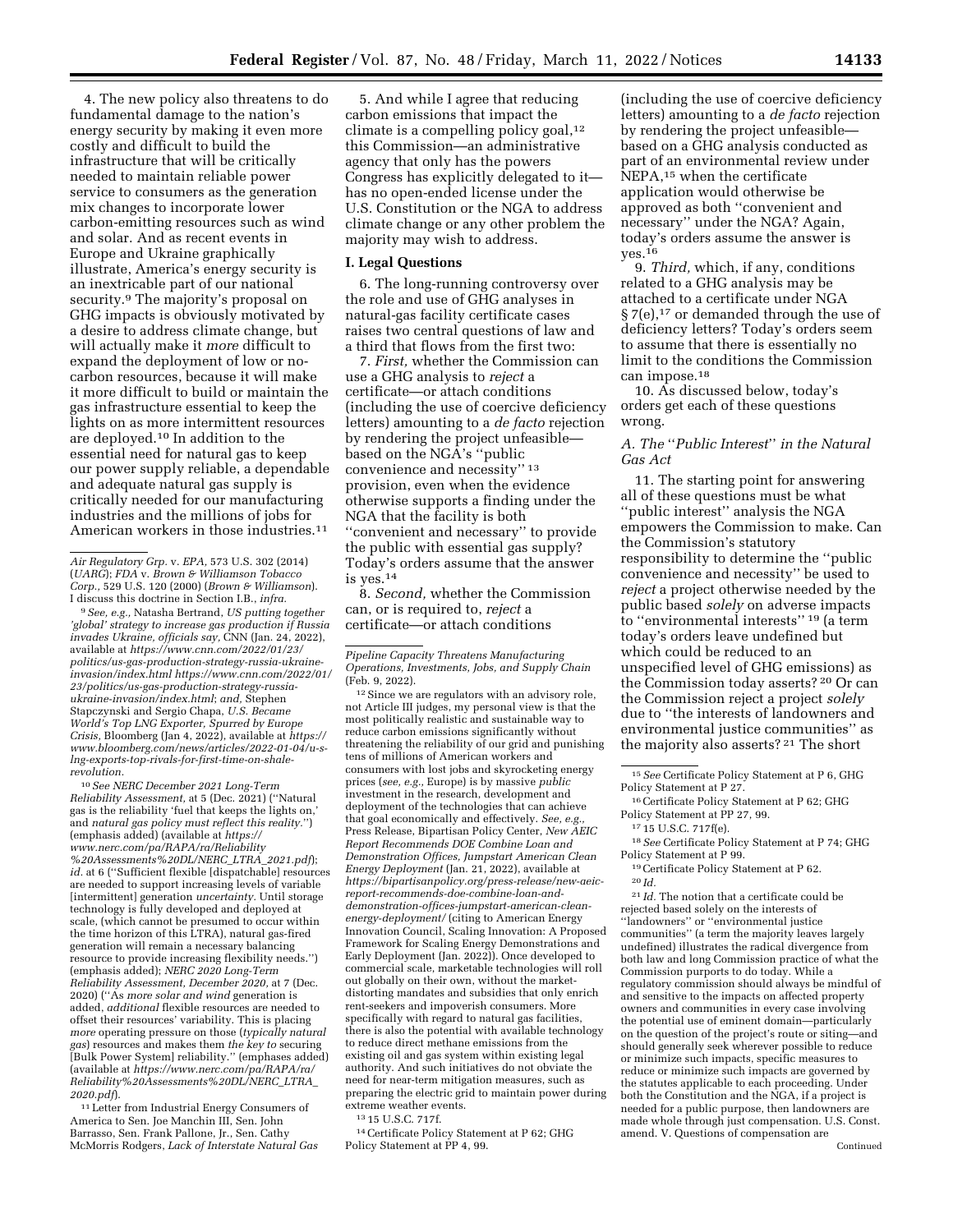4. The new policy also threatens to do fundamental damage to the nation's energy security by making it even more costly and difficult to build the infrastructure that will be critically needed to maintain reliable power service to consumers as the generation mix changes to incorporate lower carbon-emitting resources such as wind and solar. And as recent events in Europe and Ukraine graphically illustrate, America's energy security is an inextricable part of our national security.[9] The majority's proposal on GHG impacts is obviously motivated by a desire to address climate change, but will actually make it *more* difficult to expand the deployment of low or no-carbon resources, because it will make it more difficult to build or maintain the gas infrastructure essential to keep the lights on as more intermittent resources are deployed.[10] In addition to the essential need for natural gas to keep our power supply reliable, a dependable and adequate natural gas supply is critically needed for our manufacturing industries and the millions of jobs for American workers in those industries.[11]

5. And while I agree that reducing carbon emissions that impact the climate is a compelling policy goal,[12] this Commission—an administrative agency that only has the powers Congress has explicitly delegated to it—has no open-ended license under the U.S. Constitution or the NGA to address climate change or any other problem the majority may wish to address.

## I. Legal Questions

6. The long-running controversy over the role and use of GHG analyses in natural-gas facility certificate cases raises two central questions of law and a third that flows from the first two:

7. *First,* whether the Commission can use a GHG analysis to *reject* a certificate—or attach conditions (including the use of coercive deficiency letters) amounting to a *de facto* rejection by rendering the project unfeasible—based on the NGA's ''public convenience and necessity'' [13] provision, even when the evidence otherwise supports a finding under the NGA that the facility is both ''convenient and necessary'' to provide the public with essential gas supply? Today's orders assume that the answer is yes.[14]

8. *Second,* whether the Commission can, or is required to, *reject* a certificate—or attach conditions (including the use of coercive deficiency letters) amounting to a *de facto* rejection by rendering the project unfeasible—based on a GHG analysis conducted as part of an environmental review under NEPA,[15] when the certificate application would otherwise be approved as both ''convenient and necessary'' under the NGA? Again, today's orders assume the answer is yes.[16]

9. *Third,* which, if any, conditions related to a GHG analysis may be attached to a certificate under NGA § 7(e),[17] or demanded through the use of deficiency letters? Today's orders seem to assume that there is essentially no limit to the conditions the Commission can impose.[18]

10. As discussed below, today's orders get each of these questions wrong.

### *A. The ''Public Interest'' in the Natural Gas Act*

11. The starting point for answering all of these questions must be what ''public interest'' analysis the NGA empowers the Commission to make. Can the Commission's statutory responsibility to determine the ''public convenience and necessity'' be used to *reject* a project otherwise needed by the public based *solely* on adverse impacts to ''environmental interests'' [19] (a term today's orders leave undefined but which could be reduced to an unspecified level of GHG emissions) as the Commission today asserts? [20] Or can the Commission reject a project *solely* due to ''the interests of landowners and environmental justice communities'' as the majority also asserts? [21] The short

---

*Air Regulatory Grp.* v. *EPA,* 573 U.S. 302 (2014) (*UARG*); *FDA* v. *Brown & Williamson Tobacco Corp.,* 529 U.S. 120 (2000) (*Brown & Williamson*). I discuss this doctrine in Section I.B., *infra.*

[9] *See, e.g.,* Natasha Bertrand, *US putting together 'global' strategy to increase gas production if Russia invades Ukraine, officials say,* CNN (Jan. 24, 2022), available at *https://www.cnn.com/2022/01/23/politics/us-gas-production-strategy-russia-ukraine-invasion/index.html https://www.cnn.com/2022/01/23/politics/us-gas-production-strategy-russia-ukraine-invasion/index.html*; *and,* Stephen Stapczynski and Sergio Chapa, *U.S. Became World's Top LNG Exporter, Spurred by Europe Crisis,* Bloomberg (Jan 4, 2022), available at *https://www.bloomberg.com/news/articles/2022-01-04/u-s-lng-exports-top-rivals-for-first-time-on-shale-revolution.*

[10] *See NERC December 2021 Long-Term Reliability Assessment,* at 5 (Dec. 2021) (''Natural gas is the reliability 'fuel that keeps the lights on,' and *natural gas policy must reflect this reality.*'') (emphasis added) (available at *https://www.nerc.com/pa/RAPA/ra/Reliability%20Assessments%20DL/NERC_LTRA_2021.pdf*); *id.* at 6 (''Sufficient flexible [dispatchable] resources are needed to support increasing levels of variable [intermittent] generation *uncertainty.* Until storage technology is fully developed and deployed at scale, (which cannot be presumed to occur within the time horizon of this LTRA), natural gas-fired generation will remain a necessary balancing resource to provide increasing flexibility needs.'') (emphasis added); *NERC 2020 Long-Term Reliability Assessment, December 2020,* at 7 (Dec. 2020) (''As *more solar and wind* generation is added, *additional* flexible resources are needed to offset their resources' variability. This is placing *more* operating pressure on those (*typically natural gas*) resources and makes them *the key to* securing [Bulk Power System] reliability.'' (emphases added) (available at *https://www.nerc.com/pa/RAPA/ra/Reliability%20Assessments%20DL/NERC_LTRA_2020.pdf*).

[11] Letter from Industrial Energy Consumers of America to Sen. Joe Manchin III, Sen. John Barrasso, Sen. Frank Pallone, Jr., Sen. Cathy McMorris Rodgers, *Lack of Interstate Natural Gas Pipeline Capacity Threatens Manufacturing Operations, Investments, Jobs, and Supply Chain* (Feb. 9, 2022).

[12] Since we are regulators with an advisory role, not Article III judges, my personal view is that the most politically realistic and sustainable way to reduce carbon emissions significantly without threatening the reliability of our grid and punishing tens of millions of American workers and consumers with lost jobs and skyrocketing energy prices (*see, e.g.,* Europe) is by massive *public* investment in the research, development and deployment of the technologies that can achieve that goal economically and effectively. *See, e.g.,* Press Release, Bipartisan Policy Center, *New AEIC Report Recommends DOE Combine Loan and Demonstration Offices, Jumpstart American Clean Energy Deployment* (Jan. 21, 2022), available at *https://bipartisanpolicy.org/press-release/new-aeic-report-recommends-doe-combine-loan-and-demonstration-offices-jumpstart-american-clean-energy-deployment/* (citing to American Energy Innovation Council, Scaling Innovation: A Proposed Framework for Scaling Energy Demonstrations and Early Deployment (Jan. 2022)). Once developed to commercial scale, marketable technologies will roll out globally on their own, without the market-distorting mandates and subsidies that only enrich rent-seekers and impoverish consumers. More specifically with regard to natural gas facilities, there is also the potential with available technology to reduce direct methane emissions from the existing oil and gas system within existing legal authority. And such initiatives do not obviate the need for near-term mitigation measures, such as preparing the electric grid to maintain power during extreme weather events.

[13] 15 U.S.C. 717f.

[14] Certificate Policy Statement at P 62; GHG Policy Statement at PP 4, 99.

[15] *See* Certificate Policy Statement at P 6, GHG Policy Statement at P 27.

[16] Certificate Policy Statement at P 62; GHG Policy Statement at PP 27, 99.

[17] 15 U.S.C. 717f(e).

[18] *See* Certificate Policy Statement at P 74; GHG Policy Statement at P 99.

[19] Certificate Policy Statement at P 62.

[20] *Id.*

[21] *Id.* The notion that a certificate could be rejected based solely on the interests of ''landowners'' or ''environmental justice communities'' (a term the majority leaves largely undefined) illustrates the radical divergence from both law and long Commission practice of what the Commission purports to do today. While a regulatory commission should always be mindful of and sensitive to the impacts on affected property owners and communities in every case involving the potential use of eminent domain—particularly on the question of the project's route or siting—and should generally seek wherever possible to reduce or minimize such impacts, specific measures to reduce or minimize such impacts are governed by the statutes applicable to each proceeding. Under both the Constitution and the NGA, if a project is needed for a public purpose, then landowners are made whole through just compensation. U.S. Const. amend. V. Questions of compensation are

Continued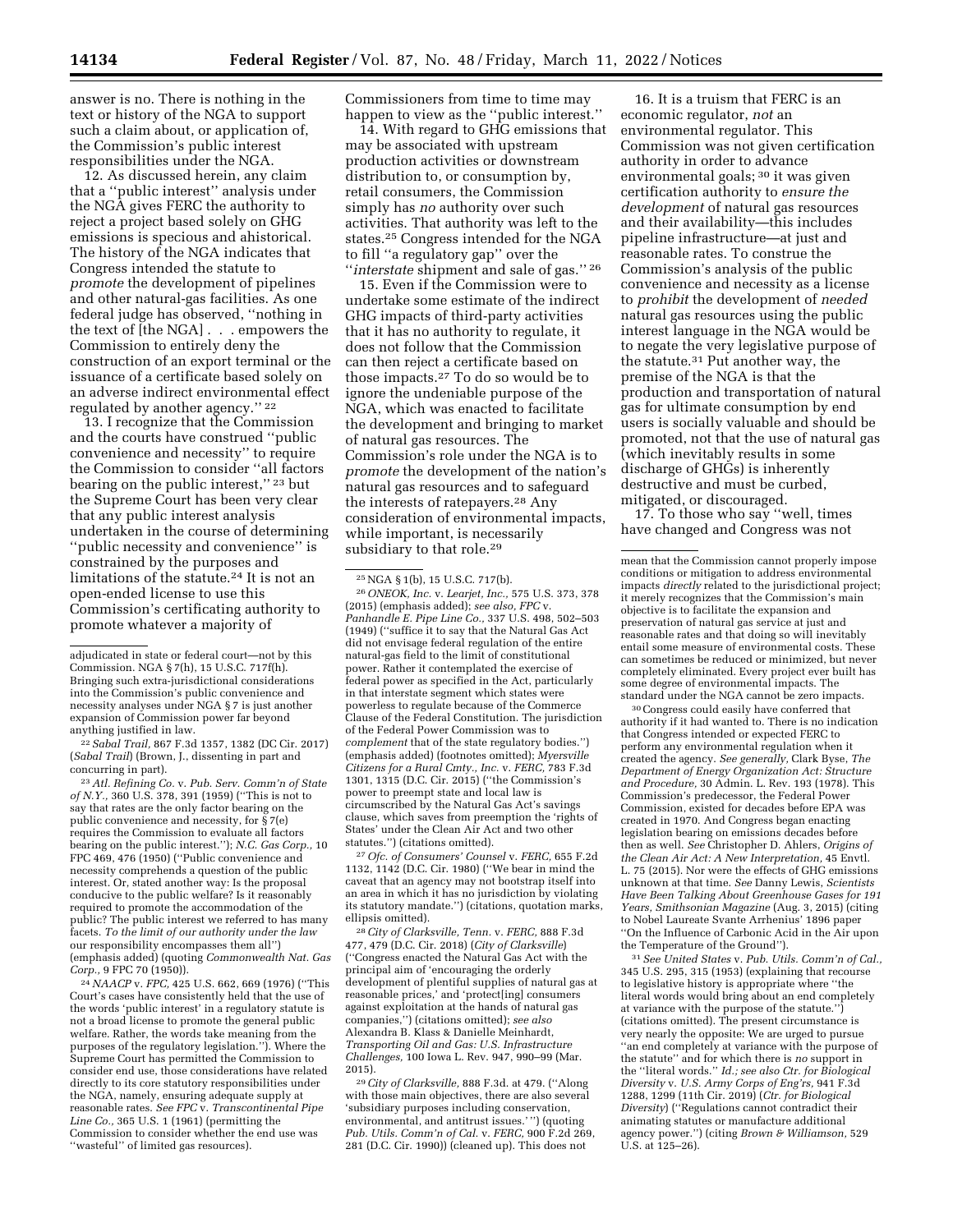answer is no. There is nothing in the text or history of the NGA to support such a claim about, or application of, the Commission's public interest responsibilities under the NGA.

12. As discussed herein, any claim that a "public interest" analysis under the NGA gives FERC the authority to reject a project based solely on GHG emissions is specious and ahistorical. The history of the NGA indicates that Congress intended the statute to *promote* the development of pipelines and other natural-gas facilities. As one federal judge has observed, "nothing in the text of [the NGA] . . . empowers the Commission to entirely deny the construction of an export terminal or the issuance of a certificate based solely on an adverse indirect environmental effect regulated by another agency." [22]

13. I recognize that the Commission and the courts have construed "public convenience and necessity" to require the Commission to consider "all factors bearing on the public interest," [23] but the Supreme Court has been very clear that any public interest analysis undertaken in the course of determining "public necessity and convenience" is constrained by the purposes and limitations of the statute.[24] It is not an open-ended license to use this Commission's certificating authority to promote whatever a majority of Commissioners from time to time may happen to view as the "public interest."

14. With regard to GHG emissions that may be associated with upstream production activities or downstream distribution to, or consumption by, retail consumers, the Commission simply has *no* authority over such activities. That authority was left to the states.[25] Congress intended for the NGA to fill "a regulatory gap" over the "*interstate* shipment and sale of gas." [26]

15. Even if the Commission were to undertake some estimate of the indirect GHG impacts of third-party activities that it has no authority to regulate, it does not follow that the Commission can then reject a certificate based on those impacts.[27] To do so would be to ignore the undeniable purpose of the NGA, which was enacted to facilitate the development and bringing to market of natural gas resources. The Commission's role under the NGA is to *promote* the development of the nation's natural gas resources and to safeguard the interests of ratepayers.[28] Any consideration of environmental impacts, while important, is necessarily subsidiary to that role.[29]

16. It is a truism that FERC is an economic regulator, *not* an environmental regulator. This Commission was not given certification authority in order to advance environmental goals; [30] it was given certification authority to *ensure the development* of natural gas resources and their availability—this includes pipeline infrastructure—at just and reasonable rates. To construe the Commission's analysis of the public convenience and necessity as a license to *prohibit* the development of *needed* natural gas resources using the public interest language in the NGA would be to negate the very legislative purpose of the statute.[31] Put another way, the premise of the NGA is that the production and transportation of natural gas for ultimate consumption by end users is socially valuable and should be promoted, not that the use of natural gas (which inevitably results in some discharge of GHGs) is inherently destructive and must be curbed, mitigated, or discouraged.

17. To those who say "well, times have changed and Congress was not

---

adjudicated in state or federal court—not by this Commission. NGA § 7(h), 15 U.S.C. 717f(h). Bringing such extra-jurisdictional considerations into the Commission's public convenience and necessity analyses under NGA § 7 is just another expansion of Commission power far beyond anything justified in law.

[22] *Sabal Trail,* 867 F.3d 1357, 1382 (DC Cir. 2017) (*Sabal Trail*) (Brown, J., dissenting in part and concurring in part).

[23] *Atl. Refining Co.* v. *Pub. Serv. Comm'n of State of N.Y.,* 360 U.S. 378, 391 (1959) ("This is not to say that rates are the only factor bearing on the public convenience and necessity, for § 7(e) requires the Commission to evaluate all factors bearing on the public interest."); *N.C. Gas Corp.,* 10 FPC 469, 476 (1950) ("Public convenience and necessity comprehends a question of the public interest. Or, stated another way: Is the proposal conducive to the public welfare? Is it reasonably required to promote the accommodation of the public? The public interest we referred to has many facets. *To the limit of our authority under the law* our responsibility encompasses them all") (emphasis added) (quoting *Commonwealth Nat. Gas Corp.,* 9 FPC 70 (1950)).

[24] *NAACP* v. *FPC,* 425 U.S. 662, 669 (1976) ("This Court's cases have consistently held that the use of the words 'public interest' in a regulatory statute is not a broad license to promote the general public welfare. Rather, the words take meaning from the purposes of the regulatory legislation."). Where the Supreme Court has permitted the Commission to consider end use, those considerations have related directly to its core statutory responsibilities under the NGA, namely, ensuring adequate supply at reasonable rates. *See FPC* v. *Transcontinental Pipe Line Co.,* 365 U.S. 1 (1961) (permitting the Commission to consider whether the end use was "wasteful" of limited gas resources).

[25] NGA § 1(b), 15 U.S.C. 717(b).

[26] *ONEOK, Inc.* v. *Learjet, Inc.,* 575 U.S. 373, 378 (2015) (emphasis added); *see also, FPC* v. *Panhandle E. Pipe Line Co.,* 337 U.S. 498, 502–503 (1949) ("suffice it to say that the Natural Gas Act did not envisage federal regulation of the entire natural-gas field to the limit of constitutional power. Rather it contemplated the exercise of federal power as specified in the Act, particularly in that interstate segment which states were powerless to regulate because of the Commerce Clause of the Federal Constitution. The jurisdiction of the Federal Power Commission was to *complement* that of the state regulatory bodies.") (emphasis added) (footnotes omitted); *Myersville Citizens for a Rural Cmty., Inc.* v. *FERC,* 783 F.3d 1301, 1315 (D.C. Cir. 2015) ("the Commission's power to preempt state and local law is circumscribed by the Natural Gas Act's savings clause, which saves from preemption the 'rights of States' under the Clean Air Act and two other statutes.") (citations omitted).

[27] *Ofc. of Consumers' Counsel* v. *FERC,* 655 F.2d 1132, 1142 (D.C. Cir. 1980) ("We bear in mind the caveat that an agency may not bootstrap itself into an area in which it has no jurisdiction by violating its statutory mandate.") (citations, quotation marks, ellipsis omitted).

[28] *City of Clarksville, Tenn.* v. *FERC,* 888 F.3d 477, 479 (D.C. Cir. 2018) (*City of Clarksville*) ("Congress enacted the Natural Gas Act with the principal aim of 'encouraging the orderly development of plentiful supplies of natural gas at reasonable prices,' and 'protect[ing] consumers against exploitation at the hands of natural gas companies,'") (citations omitted); *see also* Alexandra B. Klass & Danielle Meinhardt, *Transporting Oil and Gas: U.S. Infrastructure Challenges,* 100 Iowa L. Rev. 947, 990–99 (Mar. 2015).

[29] *City of Clarksville,* 888 F.3d. at 479. ("Along with those main objectives, there are also several 'subsidiary purposes including conservation, environmental, and antitrust issues.' ") (quoting *Pub. Utils. Comm'n of Cal.* v. *FERC,* 900 F.2d 269, 281 (D.C. Cir. 1990)) (cleaned up). This does not mean that the Commission cannot properly impose conditions or mitigation to address environmental impacts *directly* related to the jurisdictional project; it merely recognizes that the Commission's main objective is to facilitate the expansion and preservation of natural gas service at just and reasonable rates and that doing so will inevitably entail some measure of environmental costs. These can sometimes be reduced or minimized, but never completely eliminated. Every project ever built has some degree of environmental impacts. The standard under the NGA cannot be zero impacts.

[30] Congress could easily have conferred that authority if it had wanted to. There is no indication that Congress intended or expected FERC to perform any environmental regulation when it created the agency. *See generally,* Clark Byse, *The Department of Energy Organization Act: Structure and Procedure,* 30 Admin. L. Rev. 193 (1978). This Commission's predecessor, the Federal Power Commission, existed for decades before EPA was created in 1970. And Congress began enacting legislation bearing on emissions decades before then as well. *See* Christopher D. Ahlers, *Origins of the Clean Air Act: A New Interpretation,* 45 Envtl. L. 75 (2015). Nor were the effects of GHG emissions unknown at that time. *See* Danny Lewis, *Scientists Have Been Talking About Greenhouse Gases for 191 Years, Smithsonian Magazine* (Aug. 3, 2015) (citing to Nobel Laureate Svante Arrhenius' 1896 paper "On the Influence of Carbonic Acid in the Air upon the Temperature of the Ground").

[31] *See United States* v. *Pub. Utils. Comm'n of Cal.,* 345 U.S. 295, 315 (1953) (explaining that recourse to legislative history is appropriate where "the literal words would bring about an end completely at variance with the purpose of the statute.") (citations omitted). The present circumstance is very nearly the opposite: We are urged to pursue "an end completely at variance with the purpose of the statute" and for which there is *no* support in the "literal words." *Id.; see also Ctr. for Biological Diversity* v. *U.S. Army Corps of Eng'rs,* 941 F.3d 1288, 1299 (11th Cir. 2019) (*Ctr. for Biological Diversity*) ("Regulations cannot contradict their animating statutes or manufacture additional agency power.") (citing *Brown & Williamson,* 529 U.S. at 125–26).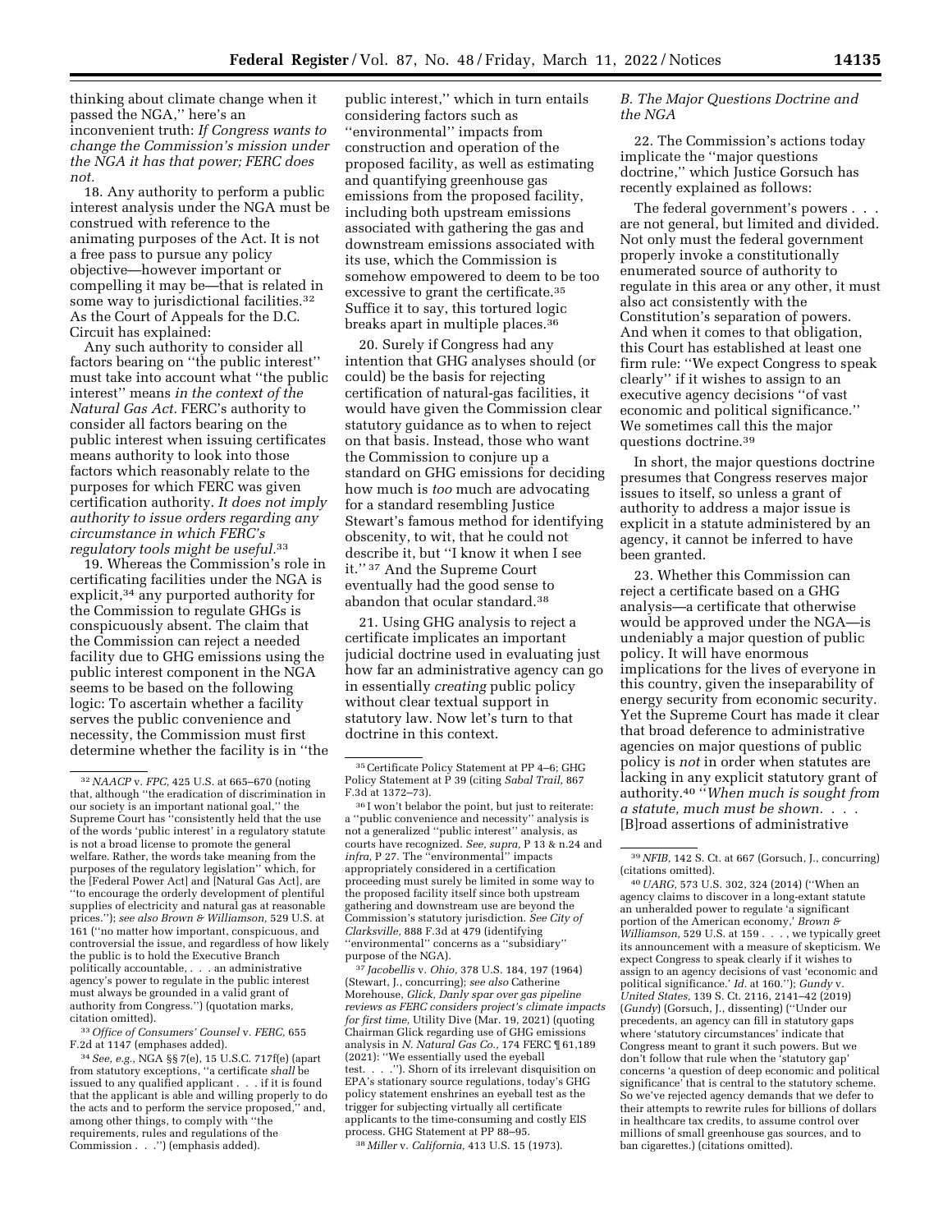thinking about climate change when it passed the NGA,'' here's an inconvenient truth: *If Congress wants to change the Commission's mission under the NGA it has that power; FERC does not.*

18. Any authority to perform a public interest analysis under the NGA must be construed with reference to the animating purposes of the Act. It is not a free pass to pursue any policy objective—however important or compelling it may be—that is related in some way to jurisdictional facilities.[32] As the Court of Appeals for the D.C. Circuit has explained:

Any such authority to consider all factors bearing on ''the public interest'' must take into account what ''the public interest'' means *in the context of the Natural Gas Act.* FERC's authority to consider all factors bearing on the public interest when issuing certificates means authority to look into those factors which reasonably relate to the purposes for which FERC was given certification authority. *It does not imply authority to issue orders regarding any circumstance in which FERC's regulatory tools might be useful.*[33]

19. Whereas the Commission's role in certificating facilities under the NGA is explicit,[34] any purported authority for the Commission to regulate GHGs is conspicuously absent. The claim that the Commission can reject a needed facility due to GHG emissions using the public interest component in the NGA seems to be based on the following logic: To ascertain whether a facility serves the public convenience and necessity, the Commission must first determine whether the facility is in ''the public interest,'' which in turn entails considering factors such as ''environmental'' impacts from construction and operation of the proposed facility, as well as estimating and quantifying greenhouse gas emissions from the proposed facility, including both upstream emissions associated with gathering the gas and downstream emissions associated with its use, which the Commission is somehow empowered to deem to be too excessive to grant the certificate.[35] Suffice it to say, this tortured logic breaks apart in multiple places.[36]

20. Surely if Congress had any intention that GHG analyses should (or could) be the basis for rejecting certification of natural-gas facilities, it would have given the Commission clear statutory guidance as to when to reject on that basis. Instead, those who want the Commission to conjure up a standard on GHG emissions for deciding how much is *too* much are advocating for a standard resembling Justice Stewart's famous method for identifying obscenity, to wit, that he could not describe it, but ''I know it when I see it.'' [37] And the Supreme Court eventually had the good sense to abandon that ocular standard.[38]

21. Using GHG analysis to reject a certificate implicates an important judicial doctrine used in evaluating just how far an administrative agency can go in essentially *creating* public policy without clear textual support in statutory law. Now let's turn to that doctrine in this context.

### *B. The Major Questions Doctrine and the NGA*

22. The Commission's actions today implicate the ''major questions doctrine,'' which Justice Gorsuch has recently explained as follows:

The federal government's powers . . . are not general, but limited and divided. Not only must the federal government properly invoke a constitutionally enumerated source of authority to regulate in this area or any other, it must also act consistently with the Constitution's separation of powers. And when it comes to that obligation, this Court has established at least one firm rule: ''We expect Congress to speak clearly'' if it wishes to assign to an executive agency decisions ''of vast economic and political significance.'' We sometimes call this the major questions doctrine.[39]

In short, the major questions doctrine presumes that Congress reserves major issues to itself, so unless a grant of authority to address a major issue is explicit in a statute administered by an agency, it cannot be inferred to have been granted.

23. Whether this Commission can reject a certificate based on a GHG analysis—a certificate that otherwise would be approved under the NGA—is undeniably a major question of public policy. It will have enormous implications for the lives of everyone in this country, given the inseparability of energy security from economic security. Yet the Supreme Court has made it clear that broad deference to administrative agencies on major questions of public policy is *not* in order when statutes are lacking in any explicit statutory grant of authority.[40] ''*When much is sought from a statute, much must be shown. . . .* [B]road assertions of administrative

---

[32] *NAACP* v. *FPC,* 425 U.S. at 665–670 (noting that, although ''the eradication of discrimination in our society is an important national goal,'' the Supreme Court has ''consistently held that the use of the words 'public interest' in a regulatory statute is not a broad license to promote the general welfare. Rather, the words take meaning from the purposes of the regulatory legislation'' which, for the [Federal Power Act] and [Natural Gas Act], are ''to encourage the orderly development of plentiful supplies of electricity and natural gas at reasonable prices.''); *see also Brown & Williamson,* 529 U.S. at 161 (''no matter how important, conspicuous, and controversial the issue, and regardless of how likely the public is to hold the Executive Branch politically accountable, . . . an administrative agency's power to regulate in the public interest must always be grounded in a valid grant of authority from Congress.'') (quotation marks, citation omitted).

[33] *Office of Consumers' Counsel* v. *FERC,* 655 F.2d at 1147 (emphases added).

[34] *See, e.g.,* NGA §§ 7(e), 15 U.S.C. 717f(e) (apart from statutory exceptions, ''a certificate *shall* be issued to any qualified applicant . . . if it is found that the applicant is able and willing properly to do the acts and to perform the service proposed,'' and, among other things, to comply with ''the requirements, rules and regulations of the Commission . . .'') (emphasis added).

[35] Certificate Policy Statement at PP 4–6; GHG Policy Statement at P 39 (citing *Sabal Trail,* 867 F.3d at 1372–73).

[36] I won't belabor the point, but just to reiterate: a ''public convenience and necessity'' analysis is not a generalized ''public interest'' analysis, as courts have recognized. *See, supra,* P 13 & n.24 and *infra,* P 27. The ''environmental'' impacts appropriately considered in a certification proceeding must surely be limited in some way to the proposed facility itself since both upstream gathering and downstream use are beyond the Commission's statutory jurisdiction. *See City of Clarksville,* 888 F.3d at 479 (identifying ''environmental'' concerns as a ''subsidiary'' purpose of the NGA).

[37] *Jacobellis* v. *Ohio,* 378 U.S. 184, 197 (1964) (Stewart, J., concurring); *see also* Catherine Morehouse, *Glick, Danly spar over gas pipeline reviews as FERC considers project's climate impacts for first time,* Utility Dive (Mar. 19, 2021) (quoting Chairman Glick regarding use of GHG emissions analysis in *N. Natural Gas Co.,* 174 FERC ¶ 61,189 (2021): ''We essentially used the eyeball test. . . .''). Shorn of its irrelevant disquisition on EPA's stationary source regulations, today's GHG policy statement enshrines an eyeball test as the trigger for subjecting virtually all certificate applicants to the time-consuming and costly EIS process. GHG Statement at PP 88–95.

[38] *Miller* v. *California,* 413 U.S. 15 (1973).

[39] *NFIB,* 142 S. Ct. at 667 (Gorsuch, J., concurring) (citations omitted).

[40] *UARG,* 573 U.S. 302, 324 (2014) (''When an agency claims to discover in a long-extant statute an unheralded power to regulate 'a significant portion of the American economy,' *Brown & Williamson,* 529 U.S. at 159 . . . , we typically greet its announcement with a measure of skepticism. We expect Congress to speak clearly if it wishes to assign to an agency decisions of vast 'economic and political significance.' *Id.* at 160.''); *Gundy* v. *United States,* 139 S. Ct. 2116, 2141–42 (2019) (*Gundy*) (Gorsuch, J., dissenting) (''Under our precedents, an agency can fill in statutory gaps where 'statutory circumstances' indicate that Congress meant to grant it such powers. But we don't follow that rule when the 'statutory gap' concerns 'a question of deep economic and political significance' that is central to the statutory scheme. So we've rejected agency demands that we defer to their attempts to rewrite rules for billions of dollars in healthcare tax credits, to assume control over millions of small greenhouse gas sources, and to ban cigarettes.) (citations omitted).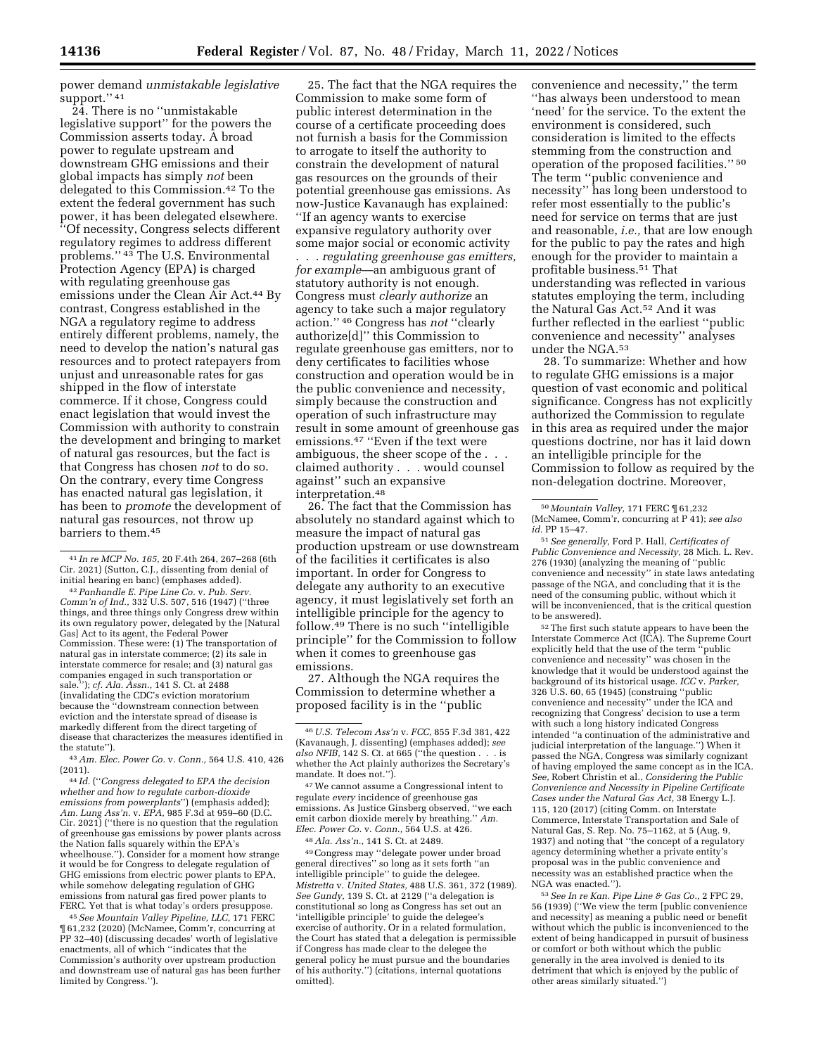power demand *unmistakable legislative* support.'' [41]

24. There is no ''unmistakable legislative support'' for the powers the Commission asserts today. A broad power to regulate upstream and downstream GHG emissions and their global impacts has simply *not* been delegated to this Commission.[42] To the extent the federal government has such power, it has been delegated elsewhere. ''Of necessity, Congress selects different regulatory regimes to address different problems.'' [43] The U.S. Environmental Protection Agency (EPA) is charged with regulating greenhouse gas emissions under the Clean Air Act.[44] By contrast, Congress established in the NGA a regulatory regime to address entirely different problems, namely, the need to develop the nation's natural gas resources and to protect ratepayers from unjust and unreasonable rates for gas shipped in the flow of interstate commerce. If it chose, Congress could enact legislation that would invest the Commission with authority to constrain the development and bringing to market of natural gas resources, but the fact is that Congress has chosen *not* to do so. On the contrary, every time Congress has enacted natural gas legislation, it has been to *promote* the development of natural gas resources, not throw up barriers to them.[45]

25. The fact that the NGA requires the Commission to make some form of public interest determination in the course of a certificate proceeding does not furnish a basis for the Commission to arrogate to itself the authority to constrain the development of natural gas resources on the grounds of their potential greenhouse gas emissions. As now-Justice Kavanaugh has explained: ''If an agency wants to exercise expansive regulatory authority over some major social or economic activity . . . *regulating greenhouse gas emitters, for example*—an ambiguous grant of statutory authority is not enough. Congress must *clearly authorize* an agency to take such a major regulatory action.'' [46] Congress has *not* ''clearly authorize[d]'' this Commission to regulate greenhouse gas emitters, nor to deny certificates to facilities whose construction and operation would be in the public convenience and necessity, simply because the construction and operation of such infrastructure may result in some amount of greenhouse gas emissions.[47] ''Even if the text were ambiguous, the sheer scope of the . . . claimed authority . . . would counsel against'' such an expansive interpretation.[48]

26. The fact that the Commission has absolutely no standard against which to measure the impact of natural gas production upstream or use downstream of the facilities it certificates is also important. In order for Congress to delegate any authority to an executive agency, it must legislatively set forth an intelligible principle for the agency to follow.[49] There is no such ''intelligible principle'' for the Commission to follow when it comes to greenhouse gas emissions.

27. Although the NGA requires the Commission to determine whether a proposed facility is in the ''public convenience and necessity,'' the term ''has always been understood to mean 'need' for the service. To the extent the environment is considered, such consideration is limited to the effects stemming from the construction and operation of the proposed facilities.'' [50] The term ''public convenience and necessity'' has long been understood to refer most essentially to the public's need for service on terms that are just and reasonable, *i.e.,* that are low enough for the public to pay the rates and high enough for the provider to maintain a profitable business.[51] That understanding was reflected in various statutes employing the term, including the Natural Gas Act.[52] And it was further reflected in the earliest ''public convenience and necessity'' analyses under the NGA.[53]

28. To summarize: Whether and how to regulate GHG emissions is a major question of vast economic and political significance. Congress has not explicitly authorized the Commission to regulate in this area as required under the major questions doctrine, nor has it laid down an intelligible principle for the Commission to follow as required by the non-delegation doctrine. Moreover,

---

[41] *In re MCP No. 165,* 20 F.4th 264, 267–268 (6th Cir. 2021) (Sutton, C.J., dissenting from denial of initial hearing en banc) (emphases added).

[42] *Panhandle E. Pipe Line Co.* v. *Pub. Serv. Comm'n of Ind.,* 332 U.S. 507, 516 (1947) (''three things, and three things only Congress drew within its own regulatory power, delegated by the [Natural Gas] Act to its agent, the Federal Power Commission. These were: (1) The transportation of natural gas in interstate commerce; (2) its sale in interstate commerce for resale; and (3) natural gas companies engaged in such transportation or sale.''); *cf. Ala. Assn.,* 141 S. Ct. at 2488 (invalidating the CDC's eviction moratorium because the ''downstream connection between eviction and the interstate spread of disease is markedly different from the direct targeting of disease that characterizes the measures identified in the statute'').

[43] *Am. Elec. Power Co.* v. *Conn.,* 564 U.S. 410, 426 (2011).

[44] *Id.* (''*Congress delegated to EPA the decision whether and how to regulate carbon-dioxide emissions from powerplants*'') (emphasis added); *Am. Lung Ass'n.* v. *EPA,* 985 F.3d at 959–60 (D.C. Cir. 2021) (''there is no question that the regulation of greenhouse gas emissions by power plants across the Nation falls squarely within the EPA's wheelhouse.''). Consider for a moment how strange it would be for Congress to delegate regulation of GHG emissions from electric power plants to EPA, while somehow delegating regulation of GHG emissions from natural gas fired power plants to FERC. Yet that is what today's orders presuppose.

[45] *See Mountain Valley Pipeline, LLC,* 171 FERC ¶ 61,232 (2020) (McNamee, Comm'r, concurring at PP 32–40) (discussing decades' worth of legislative enactments, all of which ''indicates that the Commission's authority over upstream production and downstream use of natural gas has been further limited by Congress.'').

[46] *U.S. Telecom Ass'n* v. *FCC,* 855 F.3d 381, 422 (Kavanaugh, J. dissenting) (emphases added); *see also NFIB,* 142 S. Ct. at 665 (''the question . . . is whether the Act plainly authorizes the Secretary's mandate. It does not.'').

[47] We cannot assume a Congressional intent to regulate *every* incidence of greenhouse gas emissions. As Justice Ginsberg observed, ''we each emit carbon dioxide merely by breathing.'' *Am. Elec. Power Co.* v. *Conn.,* 564 U.S. at 426.

[48] *Ala. Ass'n.,* 141 S. Ct. at 2489.

[49] Congress may ''delegate power under broad general directives'' so long as it sets forth ''an intelligible principle'' to guide the delegee. *Mistretta* v. *United States,* 488 U.S. 361, 372 (1989). *See Gundy,* 139 S. Ct. at 2129 (''a delegation is constitutional so long as Congress has set out an 'intelligible principle' to guide the delegee's exercise of authority. Or in a related formulation, the Court has stated that a delegation is permissible if Congress has made clear to the delegee the general policy he must pursue and the boundaries of his authority.'') (citations, internal quotations omitted).

[50] *Mountain Valley,* 171 FERC ¶ 61,232 (McNamee, Comm'r, concurring at P 41); *see also id.* PP 15–47.

[51] *See generally,* Ford P. Hall, *Certificates of Public Convenience and Necessity,* 28 Mich. L. Rev. 276 (1930) (analyzing the meaning of ''public convenience and necessity'' in state laws antedating passage of the NGA, and concluding that it is the need of the consuming public, without which it will be inconvenienced, that is the critical question to be answered).

[52] The first such statute appears to have been the Interstate Commerce Act (ICA). The Supreme Court explicitly held that the use of the term ''public convenience and necessity'' was chosen in the knowledge that it would be understood against the background of its historical usage. *ICC* v. *Parker,* 326 U.S. 60, 65 (1945) (construing ''public convenience and necessity'' under the ICA and recognizing that Congress' decision to use a term with such a long history indicated Congress intended ''a continuation of the administrative and judicial interpretation of the language.'') When it passed the NGA, Congress was similarly cognizant of having employed the same concept as in the ICA. *See,* Robert Christin et al., *Considering the Public Convenience and Necessity in Pipeline Certificate Cases under the Natural Gas Act,* 38 Energy L.J. 115, 120 (2017) (citing Comm. on Interstate Commerce, Interstate Transportation and Sale of Natural Gas, S. Rep. No. 75–1162, at 5 (Aug. 9, 1937) and noting that ''the concept of a regulatory agency determining whether a private entity's proposal was in the public convenience and necessity was an established practice when the NGA was enacted.'').

[53] *See In re Kan. Pipe Line & Gas Co.,* 2 FPC 29, 56 (1939) (''We view the term [public convenience and necessity] as meaning a public need or benefit without which the public is inconvenienced to the extent of being handicapped in pursuit of business or comfort or both without which the public generally in the area involved is denied to its detriment that which is enjoyed by the public of other areas similarly situated.'')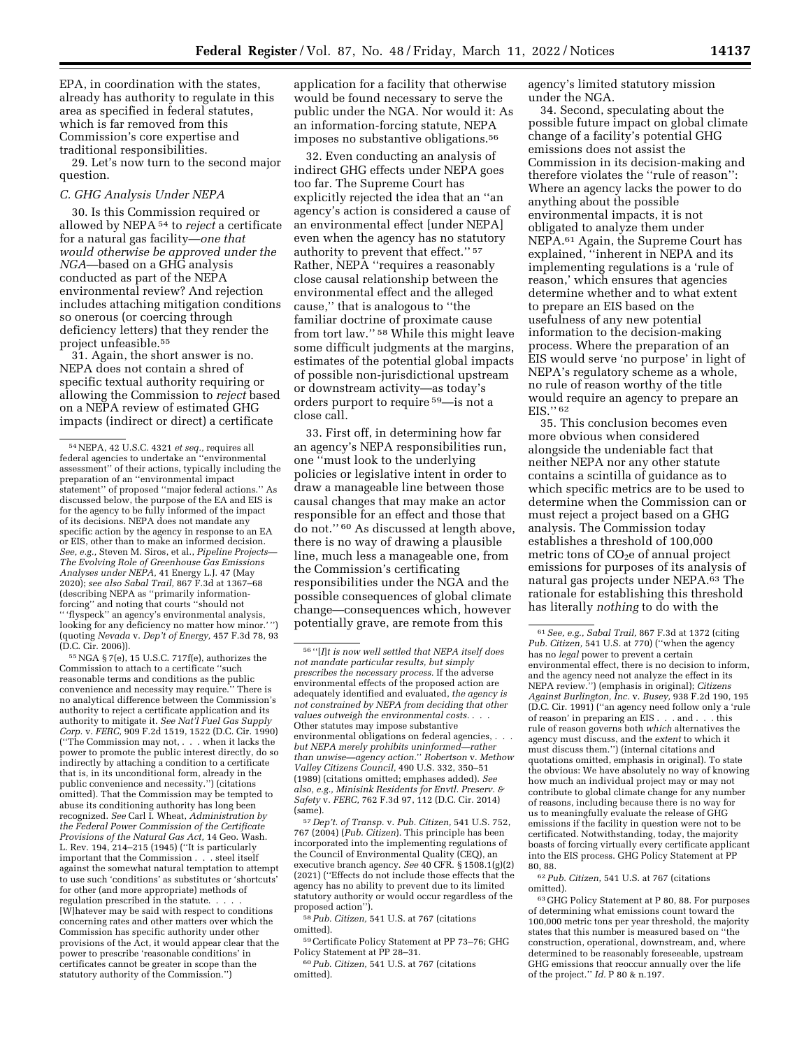EPA, in coordination with the states, already has authority to regulate in this area as specified in federal statutes, which is far removed from this Commission's core expertise and traditional responsibilities.

29. Let's now turn to the second major question.

### C. GHG Analysis Under NEPA

30. Is this Commission required or allowed by NEPA [54] to *reject* a certificate for a natural gas facility—*one that would otherwise be approved under the NGA*—based on a GHG analysis conducted as part of the NEPA environmental review? And rejection includes attaching mitigation conditions so onerous (or coercing through deficiency letters) that they render the project unfeasible.[55]

31. Again, the short answer is no. NEPA does not contain a shred of specific textual authority requiring or allowing the Commission to *reject* based on a NEPA review of estimated GHG impacts (indirect or direct) a certificate application for a facility that otherwise would be found necessary to serve the public under the NGA. Nor would it: As an information-forcing statute, NEPA imposes no substantive obligations.[56]

32. Even conducting an analysis of indirect GHG effects under NEPA goes too far. The Supreme Court has explicitly rejected the idea that an "an agency's action is considered a cause of an environmental effect [under NEPA] even when the agency has no statutory authority to prevent that effect." [57] Rather, NEPA "requires a reasonably close causal relationship between the environmental effect and the alleged cause," that is analogous to "the familiar doctrine of proximate cause from tort law." [58] While this might leave some difficult judgments at the margins, estimates of the potential global impacts of possible non-jurisdictional upstream or downstream activity—as today's orders purport to require [59]—is not a close call.

33. First off, in determining how far an agency's NEPA responsibilities run, one "must look to the underlying policies or legislative intent in order to draw a manageable line between those causal changes that may make an actor responsible for an effect and those that do not." [60] As discussed at length above, there is no way of drawing a plausible line, much less a manageable one, from the Commission's certificating responsibilities under the NGA and the possible consequences of global climate change—consequences which, however potentially grave, are remote from this agency's limited statutory mission under the NGA.

34. Second, speculating about the possible future impact on global climate change of a facility's potential GHG emissions does not assist the Commission in its decision-making and therefore violates the "rule of reason": Where an agency lacks the power to do anything about the possible environmental impacts, it is not obligated to analyze them under NEPA.[61] Again, the Supreme Court has explained, "inherent in NEPA and its implementing regulations is a 'rule of reason,' which ensures that agencies determine whether and to what extent to prepare an EIS based on the usefulness of any new potential information to the decision-making process. Where the preparation of an EIS would serve 'no purpose' in light of NEPA's regulatory scheme as a whole, no rule of reason worthy of the title would require an agency to prepare an EIS." [62]

35. This conclusion becomes even more obvious when considered alongside the undeniable fact that neither NEPA nor any other statute contains a scintilla of guidance as to which specific metrics are to be used to determine when the Commission can or must reject a project based on a GHG analysis. The Commission today establishes a threshold of 100,000 metric tons of $CO_2$e of annual project emissions for purposes of its analysis of natural gas projects under NEPA.[63] The rationale for establishing this threshold has literally *nothing* to do with the

---

[54] NEPA, 42 U.S.C. 4321 *et seq.*, requires all federal agencies to undertake an "environmental assessment" of their actions, typically including the preparation of an "environmental impact statement" of proposed "major federal actions." As discussed below, the purpose of the EA and EIS is for the agency to be fully informed of the impact of its decisions. NEPA does not mandate any specific action by the agency in response to an EA or EIS, other than to make an informed decision. *See, e.g.*, Steven M. Siros, et al., *Pipeline Projects—The Evolving Role of Greenhouse Gas Emissions Analyses under NEPA*, 41 Energy L.J. 47 (May 2020); *see also Sabal Trail*, 867 F.3d at 1367–68 (describing NEPA as "primarily information-forcing" and noting that courts "should not "'flyspeck" an agency's environmental analysis, looking for any deficiency no matter how minor.'") (quoting *Nevada* v. *Dep't of Energy*, 457 F.3d 78, 93 (D.C. Cir. 2006)).

[55] NGA § 7(e), 15 U.S.C. 717f(e), authorizes the Commission to attach to a certificate "such reasonable terms and conditions as the public convenience and necessity may require." There is no analytical difference between the Commission's authority to reject a certificate application and its authority to mitigate it. *See Nat'l Fuel Gas Supply Corp.* v. *FERC*, 909 F.2d 1519, 1522 (D.C. Cir. 1990) ("The Commission may not, . . . when it lacks the power to promote the public interest directly, do so indirectly by attaching a condition to a certificate that is, in its unconditional form, already in the public convenience and necessity.") (citations omitted). That the Commission may be tempted to abuse its conditioning authority has long been recognized. *See* Carl I. Wheat, *Administration by the Federal Power Commission of the Certificate Provisions of the Natural Gas Act*, 14 Geo. Wash. L. Rev. 194, 214–215 (1945) ("It is particularly important that the Commission . . . steel itself against the somewhat natural temptation to attempt to use such 'conditions' as substitutes or 'shortcuts' for other (and more appropriate) methods of regulation prescribed in the statute. . . . . [W]hatever may be said with respect to conditions concerning rates and other matters over which the Commission has specific authority under other provisions of the Act, it would appear clear that the power to prescribe 'reasonable conditions' in certificates cannot be greater in scope than the statutory authority of the Commission.")

[56] "[*I*]*t is now well settled that NEPA itself does not mandate particular results, but simply prescribes the necessary process.* If the adverse environmental effects of the proposed action are adequately identified and evaluated, *the agency is not constrained by NEPA from deciding that other values outweigh the environmental costs*. . . . Other statutes may impose substantive environmental obligations on federal agencies, . . . *but NEPA merely prohibits uninformed—rather than unwise—agency action.*" *Robertson* v. *Methow Valley Citizens Council*, 490 U.S. 332, 350–51 (1989) (citations omitted; emphases added). *See also, e.g., Minisink Residents for Envtl. Preserv. & Safety* v. *FERC*, 762 F.3d 97, 112 (D.C. Cir. 2014) (same).

[57] *Dep't. of Transp.* v. *Pub. Citizen*, 541 U.S. 752, 767 (2004) (*Pub. Citizen*). This principle has been incorporated into the implementing regulations of the Council of Environmental Quality (CEQ), an executive branch agency. *See* 40 CFR. § 1508.1(g)(2) (2021) ("Effects do not include those effects that the agency has no ability to prevent due to its limited statutory authority or would occur regardless of the proposed action").

[58] *Pub. Citizen*, 541 U.S. at 767 (citations omitted).

[59] Certificate Policy Statement at PP 73–76; GHG Policy Statement at PP 28–31.

[60] *Pub. Citizen*, 541 U.S. at 767 (citations omitted).

[61] *See, e.g., Sabal Trail*, 867 F.3d at 1372 (citing *Pub. Citizen*, 541 U.S. at 770) ("when the agency has no *legal* power to prevent a certain environmental effect, there is no decision to inform, and the agency need not analyze the effect in its NEPA review.") (emphasis in original); *Citizens Against Burlington, Inc.* v. *Busey*, 938 F.2d 190, 195 (D.C. Cir. 1991) ("an agency need follow only a 'rule of reason' in preparing an EIS . . . and . . . this rule of reason governs both *which* alternatives the agency must discuss, and the *extent* to which it must discuss them.") (internal citations and quotations omitted, emphasis in original). To state the obvious: We have absolutely no way of knowing how much an individual project may or may not contribute to global climate change for any number of reasons, including because there is no way for us to meaningfully evaluate the release of GHG emissions if the facility in question were not to be certificated. Notwithstanding, today, the majority boasts of forcing virtually every certificate applicant into the EIS process. GHG Policy Statement at PP 80, 88.

[62] *Pub. Citizen*, 541 U.S. at 767 (citations omitted).

[63] GHG Policy Statement at P 80, 88. For purposes of determining what emissions count toward the 100,000 metric tons per year threshold, the majority states that this number is measured based on "the construction, operational, downstream, and, where determined to be reasonably foreseeable, upstream GHG emissions that reoccur annually over the life of the project." *Id.* P 80 & n.197.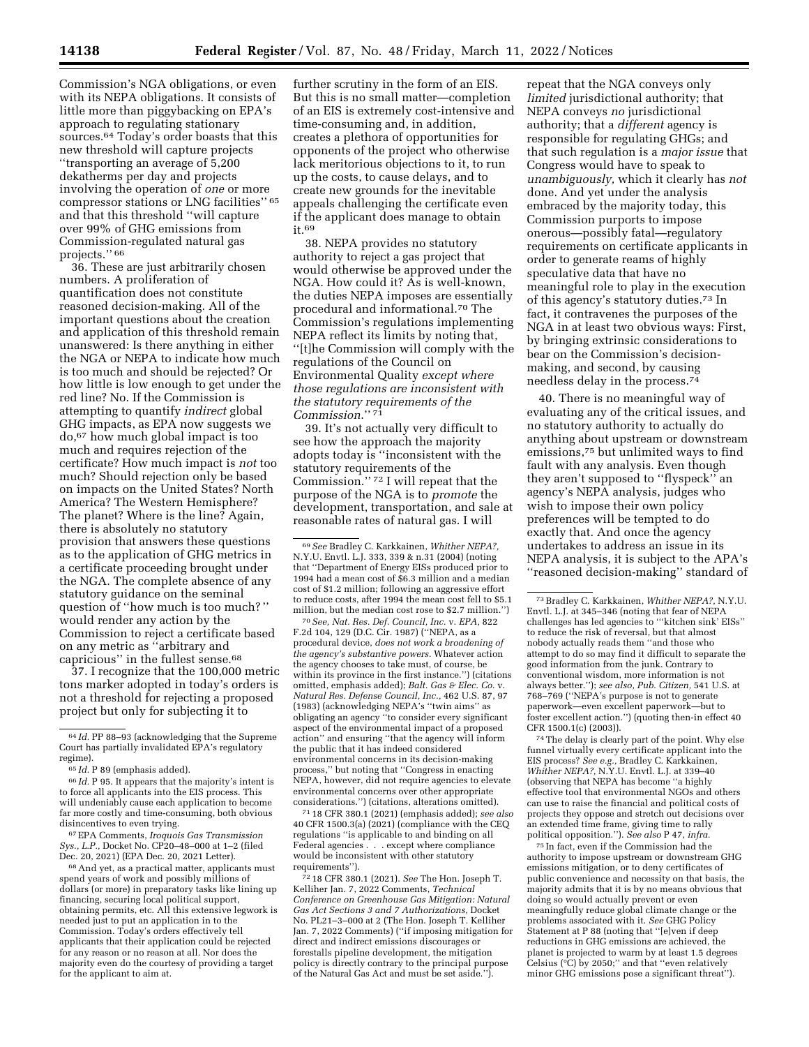Commission's NGA obligations, or even with its NEPA obligations. It consists of little more than piggybacking on EPA's approach to regulating stationary sources.[64] Today's order boasts that this new threshold will capture projects ''transporting an average of 5,200 dekatherms per day and projects involving the operation of *one* or more compressor stations or LNG facilities'' [65] and that this threshold ''will capture over 99% of GHG emissions from Commission-regulated natural gas projects.'' [66]

36. These are just arbitrarily chosen numbers. A proliferation of quantification does not constitute reasoned decision-making. All of the important questions about the creation and application of this threshold remain unanswered: Is there anything in either the NGA or NEPA to indicate how much is too much and should be rejected? Or how little is low enough to get under the red line? No. If the Commission is attempting to quantify *indirect* global GHG impacts, as EPA now suggests we do,[67] how much global impact is too much and requires rejection of the certificate? How much impact is *not* too much? Should rejection only be based on impacts on the United States? North America? The Western Hemisphere? The planet? Where is the line? Again, there is absolutely no statutory provision that answers these questions as to the application of GHG metrics in a certificate proceeding brought under the NGA. The complete absence of any statutory guidance on the seminal question of ''how much is too much?'' would render any action by the Commission to reject a certificate based on any metric as ''arbitrary and capricious'' in the fullest sense.[68]

37. I recognize that the 100,000 metric tons marker adopted in today's orders is not a threshold for rejecting a proposed project but only for subjecting it to further scrutiny in the form of an EIS. But this is no small matter—completion of an EIS is extremely cost-intensive and time-consuming and, in addition, creates a plethora of opportunities for opponents of the project who otherwise lack meritorious objections to it, to run up the costs, to cause delays, and to create new grounds for the inevitable appeals challenging the certificate even if the applicant does manage to obtain it.[69]

38. NEPA provides no statutory authority to reject a gas project that would otherwise be approved under the NGA. How could it? As is well-known, the duties NEPA imposes are essentially procedural and informational.[70] The Commission's regulations implementing NEPA reflect its limits by noting that, ''[t]he Commission will comply with the regulations of the Council on Environmental Quality *except where those regulations are inconsistent with the statutory requirements of the Commission.*'' [71]

39. It's not actually very difficult to see how the approach the majority adopts today is ''inconsistent with the statutory requirements of the Commission.'' [72] I will repeat that the purpose of the NGA is to *promote* the development, transportation, and sale at reasonable rates of natural gas. I will repeat that the NGA conveys only *limited* jurisdictional authority; that NEPA conveys *no* jurisdictional authority; that a *different* agency is responsible for regulating GHGs; and that such regulation is a *major issue* that Congress would have to speak to *unambiguously,* which it clearly has *not* done. And yet under the analysis embraced by the majority today, this Commission purports to impose onerous—possibly fatal—regulatory requirements on certificate applicants in order to generate reams of highly speculative data that have no meaningful role to play in the execution of this agency's statutory duties.[73] In fact, it contravenes the purposes of the NGA in at least two obvious ways: First, by bringing extrinsic considerations to bear on the Commission's decision-making, and second, by causing needless delay in the process.[74]

40. There is no meaningful way of evaluating any of the critical issues, and no statutory authority to actually do anything about upstream or downstream emissions,[75] but unlimited ways to find fault with any analysis. Even though they aren't supposed to ''flyspeck'' an agency's NEPA analysis, judges who wish to impose their own policy preferences will be tempted to do exactly that. And once the agency undertakes to address an issue in its NEPA analysis, it is subject to the APA's ''reasoned decision-making'' standard of

[64] *Id.* PP 88–93 (acknowledging that the Supreme Court has partially invalidated EPA's regulatory regime).

[65] *Id.* P 89 (emphasis added).

[66] *Id.* P 95. It appears that the majority's intent is to force all applicants into the EIS process. This will undeniably cause each application to become far more costly and time-consuming, both obvious disincentives to even trying.

[67] EPA Comments, *Iroquois Gas Transmission Sys., L.P.,* Docket No. CP20–48–000 at 1–2 (filed Dec. 20, 2021) (EPA Dec. 20, 2021 Letter).

[68] And yet, as a practical matter, applicants must spend years of work and possibly millions of dollars (or more) in preparatory tasks like lining up financing, securing local political support, obtaining permits, etc. All this extensive legwork is needed just to put an application in to the Commission. Today's orders effectively tell applicants that their application could be rejected for any reason or no reason at all. Nor does the majority even do the courtesy of providing a target for the applicant to aim at.

[69] *See* Bradley C. Karkkainen, *Whither NEPA?,* N.Y.U. Envtl. L.J. 333, 339 & n.31 (2004) (noting that ''Department of Energy EISs produced prior to 1994 had a mean cost of $6.3 million and a median cost of $1.2 million; following an aggressive effort to reduce costs, after 1994 the mean cost fell to $5.1 million, but the median cost rose to $2.7 million.'')

[70] *See, Nat. Res. Def. Council, Inc.* v. *EPA,* 822 F.2d 104, 129 (D.C. Cir. 1987) (''NEPA, as a procedural device, *does not work a broadening of the agency's substantive powers.* Whatever action the agency chooses to take must, of course, be within its province in the first instance.'') (citations omitted, emphasis added); *Balt. Gas & Elec. Co.* v. *Natural Res. Defense Council, Inc.,* 462 U.S. 87, 97 (1983) (acknowledging NEPA's ''twin aims'' as obligating an agency ''to consider every significant aspect of the environmental impact of a proposed action'' and ensuring ''that the agency will inform the public that it has indeed considered environmental concerns in its decision-making process,'' but noting that ''Congress in enacting NEPA, however, did not require agencies to elevate environmental concerns over other appropriate considerations.'') (citations, alterations omitted).

[71] 18 CFR 380.1 (2021) (emphasis added); *see also* 40 CFR 1500.3(a) (2021) (compliance with the CEQ regulations ''is applicable to and binding on all Federal agencies . . . except where compliance would be inconsistent with other statutory requirements'').

[72] 18 CFR 380.1 (2021). *See* The Hon. Joseph T. Kelliher Jan. 7, 2022 Comments, *Technical Conference on Greenhouse Gas Mitigation: Natural Gas Act Sections 3 and 7 Authorizations,* Docket No. PL21–3–000 at 2 (The Hon. Joseph T. Kelliher Jan. 7, 2022 Comments) (''if imposing mitigation for direct and indirect emissions discourages or forestalls pipeline development, the mitigation policy is directly contrary to the principal purpose of the Natural Gas Act and must be set aside.'').

[73] Bradley C. Karkkainen, *Whither NEPA?,* N.Y.U. Envtl. L.J. at 345–346 (noting that fear of NEPA challenges has led agencies to '''kitchen sink' EISs'' to reduce the risk of reversal, but that almost nobody actually reads them ''and those who attempt to do so may find it difficult to separate the good information from the junk. Contrary to conventional wisdom, more information is not always better.''); *see also, Pub. Citizen,* 541 U.S. at 768–769 (''NEPA's purpose is not to generate paperwork—even excellent paperwork—but to foster excellent action.'') (quoting then-in effect 40 CFR 1500.1(c) (2003)).

[74] The delay is clearly part of the point. Why else funnel virtually every certificate applicant into the EIS process? *See e.g.,* Bradley C. Karkkainen, *Whither NEPA?,* N.Y.U. Envtl. L.J. at 339–40 (observing that NEPA has become ''a highly effective tool that environmental NGOs and others can use to raise the financial and political costs of projects they oppose and stretch out decisions over an extended time frame, giving time to rally political opposition.''). *See also* P 47, *infra.*

[75] In fact, even if the Commission had the authority to impose upstream or downstream GHG emissions mitigation, or to deny certificates of public convenience and necessity on that basis, the majority admits that it is by no means obvious that doing so would actually prevent or even meaningfully reduce global climate change or the problems associated with it. *See* GHG Policy Statement at P 88 (noting that ''[e]ven if deep reductions in GHG emissions are achieved, the planet is projected to warm by at least 1.5 degrees Celsius (°C) by 2050;'' and that ''even relatively minor GHG emissions pose a significant threat'').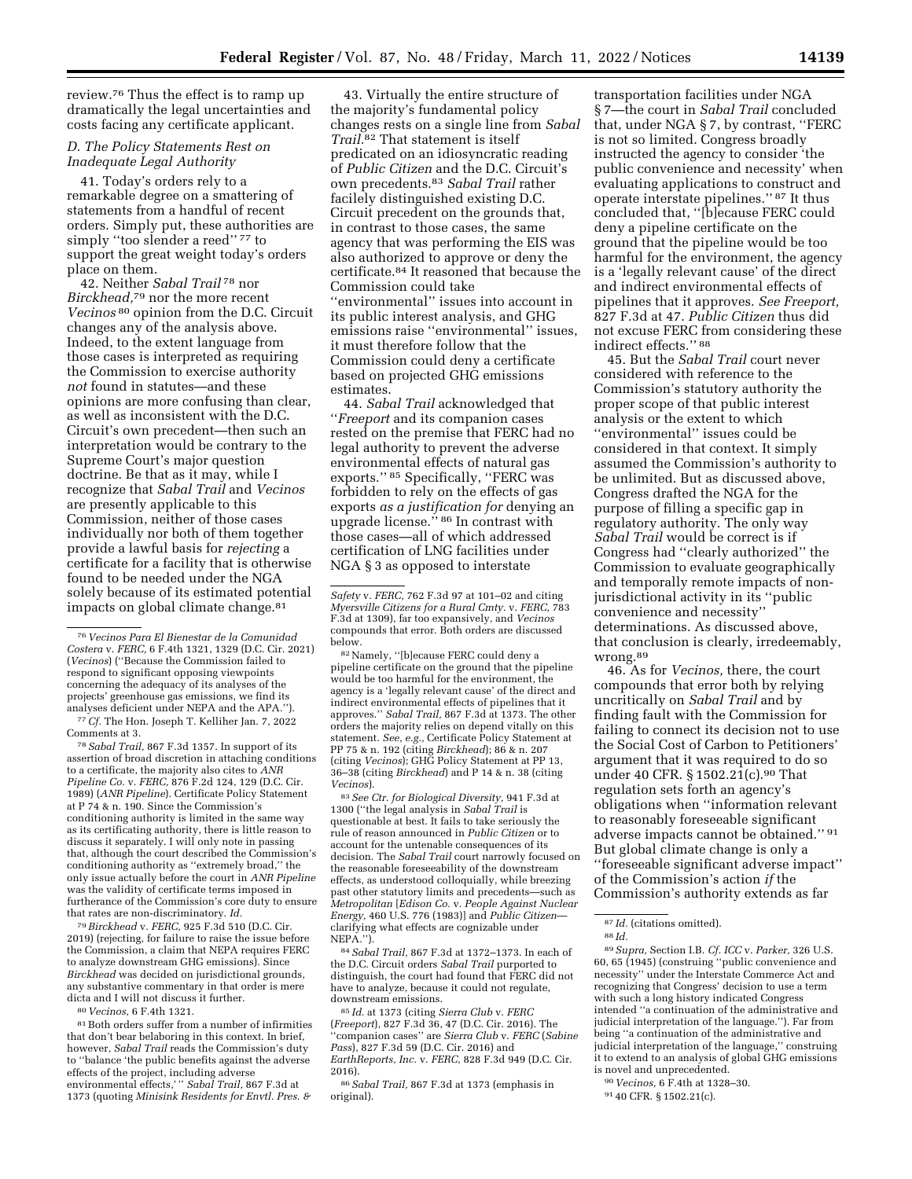review.[76] Thus the effect is to ramp up dramatically the legal uncertainties and costs facing any certificate applicant.

### D. The Policy Statements Rest on Inadequate Legal Authority

41. Today's orders rely to a remarkable degree on a smattering of statements from a handful of recent orders. Simply put, these authorities are simply "too slender a reed" [77] to support the great weight today's orders place on them.

42. Neither *Sabal Trail* [78] nor *Birckhead,*[79] nor the more recent *Vecinos* [80] opinion from the D.C. Circuit changes any of the analysis above. Indeed, to the extent language from those cases is interpreted as requiring the Commission to exercise authority *not* found in statutes—and these opinions are more confusing than clear, as well as inconsistent with the D.C. Circuit's own precedent—then such an interpretation would be contrary to the Supreme Court's major question doctrine. Be that as it may, while I recognize that *Sabal Trail* and *Vecinos* are presently applicable to this Commission, neither of those cases individually nor both of them together provide a lawful basis for *rejecting* a certificate for a facility that is otherwise found to be needed under the NGA solely because of its estimated potential impacts on global climate change.[81]

43. Virtually the entire structure of the majority's fundamental policy changes rests on a single line from *Sabal Trail.*[82] That statement is itself predicated on an idiosyncratic reading of *Public Citizen* and the D.C. Circuit's own precedents.[83] *Sabal Trail* rather facilely distinguished existing D.C. Circuit precedent on the grounds that, in contrast to those cases, the same agency that was performing the EIS was also authorized to approve or deny the certificate.[84] It reasoned that because the Commission could take "environmental" issues into account in its public interest analysis, and GHG emissions raise "environmental" issues, it must therefore follow that the Commission could deny a certificate based on projected GHG emissions estimates.

44. *Sabal Trail* acknowledged that "*Freeport* and its companion cases rested on the premise that FERC had no legal authority to prevent the adverse environmental effects of natural gas exports." [85] Specifically, "FERC was forbidden to rely on the effects of gas exports *as a justification for* denying an upgrade license." [86] In contrast with those cases—all of which addressed certification of LNG facilities under NGA § 3 as opposed to interstate transportation facilities under NGA § 7—the court in *Sabal Trail* concluded that, under NGA § 7, by contrast, "FERC is not so limited. Congress broadly instructed the agency to consider 'the public convenience and necessity' when evaluating applications to construct and operate interstate pipelines." [87] It thus concluded that, "[b]ecause FERC could deny a pipeline certificate on the ground that the pipeline would be too harmful for the environment, the agency is a 'legally relevant cause' of the direct and indirect environmental effects of pipelines that it approves. *See Freeport,* 827 F.3d at 47. *Public Citizen* thus did not excuse FERC from considering these indirect effects." [88]

45. But the *Sabal Trail* court never considered with reference to the Commission's statutory authority the proper scope of that public interest analysis or the extent to which "environmental" issues could be considered in that context. It simply assumed the Commission's authority to be unlimited. But as discussed above, Congress drafted the NGA for the purpose of filling a specific gap in regulatory authority. The only way *Sabal Trail* would be correct is if Congress had "clearly authorized" the Commission to evaluate geographically and temporally remote impacts of non-jurisdictional activity in its "public convenience and necessity" determinations. As discussed above, that conclusion is clearly, irredeemably, wrong.[89]

46. As for *Vecinos,* there, the court compounds that error both by relying uncritically on *Sabal Trail* and by finding fault with the Commission for failing to connect its decision not to use the Social Cost of Carbon to Petitioners' argument that it was required to do so under 40 CFR. § 1502.21(c).[90] That regulation sets forth an agency's obligations when "information relevant to reasonably foreseeable significant adverse impacts cannot be obtained." [91] But global climate change is only a "foreseeable significant adverse impact" of the Commission's action *if* the Commission's authority extends as far

---

[76] *Vecinos Para El Bienestar de la Comunidad Costera* v. *FERC,* 6 F.4th 1321, 1329 (D.C. Cir. 2021) (*Vecinos*) ("Because the Commission failed to respond to significant opposing viewpoints concerning the adequacy of its analyses of the projects' greenhouse gas emissions, we find its analyses deficient under NEPA and the APA.").

[77] *Cf.* The Hon. Joseph T. Kelliher Jan. 7, 2022 Comments at 3.

[78] *Sabal Trail,* 867 F.3d 1357. In support of its assertion of broad discretion in attaching conditions to a certificate, the majority also cites to *ANR Pipeline Co.* v. *FERC,* 876 F.2d 124, 129 (D.C. Cir. 1989) (*ANR Pipeline*). Certificate Policy Statement at P 74 & n. 190. Since the Commission's conditioning authority is limited in the same way as its certificating authority, there is little reason to discuss it separately. I will only note in passing that, although the court described the Commission's conditioning authority as "extremely broad," the only issue actually before the court in *ANR Pipeline* was the validity of certificate terms imposed in furtherance of the Commission's core duty to ensure that rates are non-discriminatory. *Id.*

[79] *Birckhead* v. *FERC,* 925 F.3d 510 (D.C. Cir. 2019) (rejecting, for failure to raise the issue before the Commission, a claim that NEPA requires FERC to analyze downstream GHG emissions). Since *Birckhead* was decided on jurisdictional grounds, any substantive commentary in that order is mere dicta and I will not discuss it further.

[80] *Vecinos,* 6 F.4th 1321.

[81] Both orders suffer from a number of infirmities that don't bear belaboring in this context. In brief, however, *Sabal Trail* reads the Commission's duty to "balance 'the public benefits against the adverse effects of the project, including adverse environmental effects,' " *Sabal Trail,* 867 F.3d at 1373 (quoting *Minisink Residents for Envtl. Pres. & Safety* v. *FERC,* 762 F.3d 97 at 101–02 and citing *Myersville Citizens for a Rural Cmty.* v. *FERC,* 783 F.3d at 1309), far too expansively, and *Vecinos* compounds that error. Both orders are discussed below.

[82] Namely, "[b]ecause FERC could deny a pipeline certificate on the ground that the pipeline would be too harmful for the environment, the agency is a 'legally relevant cause' of the direct and indirect environmental effects of pipelines that it approves." *Sabal Trail,* 867 F.3d at 1373. The other orders the majority relies on depend vitally on this statement. *See, e.g.,* Certificate Policy Statement at PP 75 & n. 192 (citing *Birckhead*); 86 & n. 207 (citing *Vecinos*); GHG Policy Statement at PP 13, 36–38 (citing *Birckhead*) and P 14 & n. 38 (citing *Vecinos*).

[83] *See Ctr. for Biological Diversity,* 941 F.3d at 1300 ("the legal analysis in *Sabal Trail* is questionable at best. It fails to take seriously the rule of reason announced in *Public Citizen* or to account for the untenable consequences of its decision. The *Sabal Trail* court narrowly focused on the reasonable foreseeability of the downstream effects, as understood colloquially, while breezing past other statutory limits and precedents—such as *Metropolitan* [*Edison Co.* v. *People Against Nuclear Energy,* 460 U.S. 776 (1983)] and *Public Citizen*—clarifying what effects are cognizable under NEPA.").

[84] *Sabal Trail,* 867 F.3d at 1372–1373. In each of the D.C. Circuit orders *Sabal Trail* purported to distinguish, the court had found that FERC did not have to analyze, because it could not regulate, downstream emissions.

[85] *Id.* at 1373 (citing *Sierra Club* v. *FERC* (*Freeport*), 827 F.3d 36, 47 (D.C. Cir. 2016). The "companion cases" are *Sierra Club* v. *FERC* (*Sabine Pass*), 827 F.3d 59 (D.C. Cir. 2016) and *EarthReports, Inc.* v. *FERC,* 828 F.3d 949 (D.C. Cir. 2016).

[86] *Sabal Trail,* 867 F.3d at 1373 (emphasis in original).

[87] *Id.* (citations omitted).

[88] *Id.*

[89] *Supra,* Section I.B. *Cf. ICC* v. *Parker,* 326 U.S. 60, 65 (1945) (construing "public convenience and necessity" under the Interstate Commerce Act and recognizing that Congress' decision to use a term with such a long history indicated Congress intended "a continuation of the administrative and judicial interpretation of the language."). Far from being "a continuation of the administrative and judicial interpretation of the language," construing it to extend to an analysis of global GHG emissions is novel and unprecedented.

[90] *Vecinos,* 6 F.4th at 1328–30.

[91] 40 CFR. § 1502.21(c).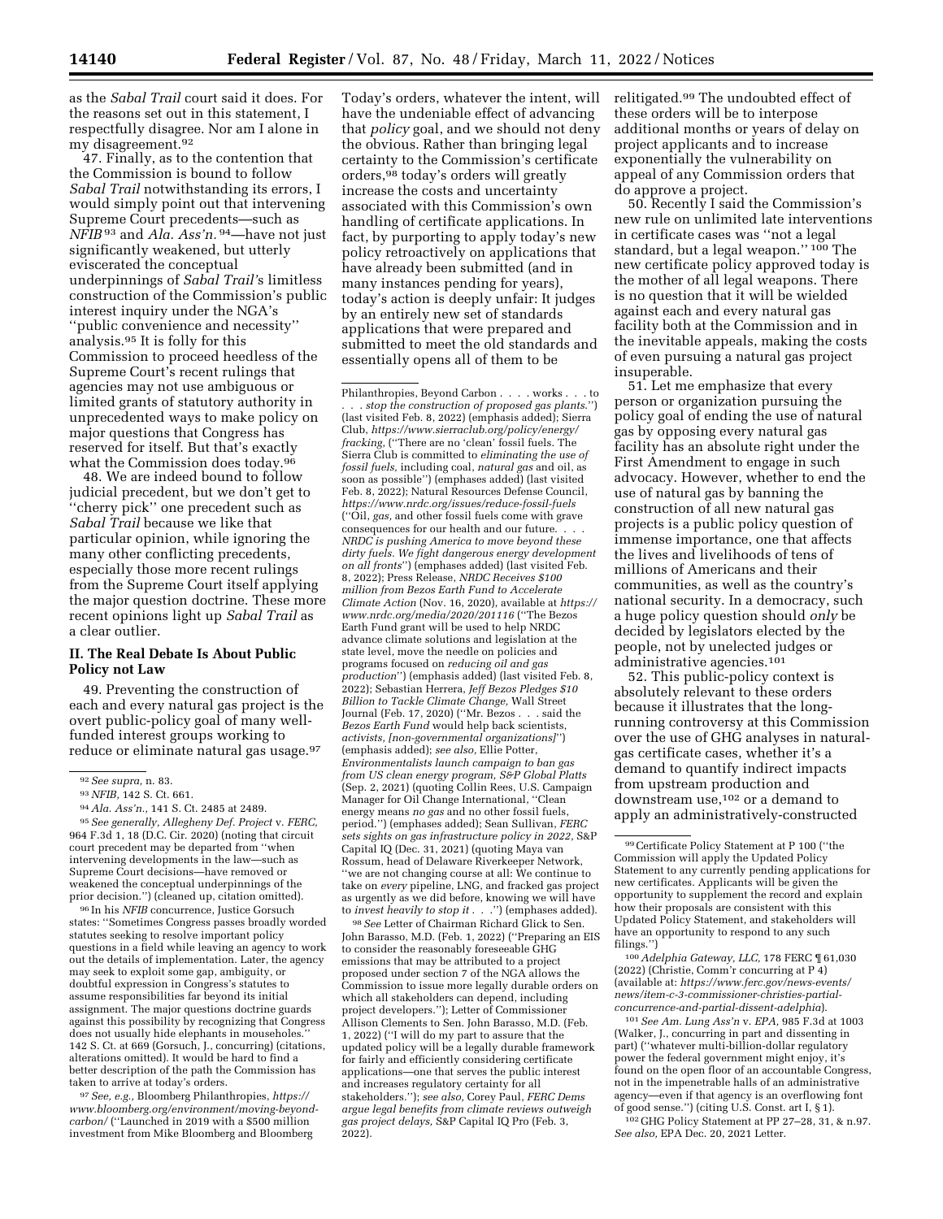as the *Sabal Trail* court said it does. For the reasons set out in this statement, I respectfully disagree. Nor am I alone in my disagreement.[92]

47. Finally, as to the contention that the Commission is bound to follow *Sabal Trail* notwithstanding its errors, I would simply point out that intervening Supreme Court precedents—such as *NFIB*[93] and *Ala. Ass'n.*[94]—have not just significantly weakened, but utterly eviscerated the conceptual underpinnings of *Sabal Trail'*s limitless construction of the Commission's public interest inquiry under the NGA's ''public convenience and necessity'' analysis.[95] It is folly for this Commission to proceed heedless of the Supreme Court's recent rulings that agencies may not use ambiguous or limited grants of statutory authority in unprecedented ways to make policy on major questions that Congress has reserved for itself. But that's exactly what the Commission does today.[96]

48. We are indeed bound to follow judicial precedent, but we don't get to ''cherry pick'' one precedent such as *Sabal Trail* because we like that particular opinion, while ignoring the many other conflicting precedents, especially those more recent rulings from the Supreme Court itself applying the major question doctrine. These more recent opinions light up *Sabal Trail* as a clear outlier.

## II. The Real Debate Is About Public Policy not Law

49. Preventing the construction of each and every natural gas project is the overt public-policy goal of many well-funded interest groups working to reduce or eliminate natural gas usage.[97] Today's orders, whatever the intent, will have the undeniable effect of advancing that *policy* goal, and we should not deny the obvious. Rather than bringing legal certainty to the Commission's certificate orders,[98] today's orders will greatly increase the costs and uncertainty associated with this Commission's own handling of certificate applications. In fact, by purporting to apply today's new policy retroactively on applications that have already been submitted (and in many instances pending for years), today's action is deeply unfair: It judges by an entirely new set of standards applications that were prepared and submitted to meet the old standards and essentially opens all of them to be relitigated.[99] The undoubted effect of these orders will be to interpose additional months or years of delay on project applicants and to increase exponentially the vulnerability on appeal of any Commission orders that do approve a project.

50. Recently I said the Commission's new rule on unlimited late interventions in certificate cases was ''not a legal standard, but a legal weapon.'' [100] The new certificate policy approved today is the mother of all legal weapons. There is no question that it will be wielded against each and every natural gas facility both at the Commission and in the inevitable appeals, making the costs of even pursuing a natural gas project insuperable.

51. Let me emphasize that every person or organization pursuing the policy goal of ending the use of natural gas by opposing every natural gas facility has an absolute right under the First Amendment to engage in such advocacy. However, whether to end the use of natural gas by banning the construction of all new natural gas projects is a public policy question of immense importance, one that affects the lives and livelihoods of tens of millions of Americans and their communities, as well as the country's national security. In a democracy, such a huge policy question should *only* be decided by legislators elected by the people, not by unelected judges or administrative agencies.[101]

52. This public-policy context is absolutely relevant to these orders because it illustrates that the long-running controversy at this Commission over the use of GHG analyses in natural-gas certificate cases, whether it's a demand to quantify indirect impacts from upstream production and downstream use,[102] or a demand to apply an administratively-constructed

---

[92] *See supra,* n. 83.

[93] *NFIB,* 142 S. Ct. 661.

[94] *Ala. Ass'n.,* 141 S. Ct. 2485 at 2489.

[95] *See generally, Allegheny Def. Project* v. *FERC,* 964 F.3d 1, 18 (D.C. Cir. 2020) (noting that circuit court precedent may be departed from ''when intervening developments in the law—such as Supreme Court decisions—have removed or weakened the conceptual underpinnings of the prior decision.'') (cleaned up, citation omitted).

[96] In his *NFIB* concurrence, Justice Gorsuch states: ''Sometimes Congress passes broadly worded statutes seeking to resolve important policy questions in a field while leaving an agency to work out the details of implementation. Later, the agency may seek to exploit some gap, ambiguity, or doubtful expression in Congress's statutes to assume responsibilities far beyond its initial assignment. The major questions doctrine guards against this possibility by recognizing that Congress does not usually hide elephants in mouseholes.'' 142 S. Ct. at 669 (Gorsuch, J., concurring) (citations, alterations omitted). It would be hard to find a better description of the path the Commission has taken to arrive at today's orders.

[97] *See, e.g.,* Bloomberg Philanthropies, *https://www.bloomberg.org/environment/moving-beyond-carbon/* (''Launched in 2019 with a $500 million investment from Mike Bloomberg and Bloomberg Philanthropies, Beyond Carbon . . . . works . . . to . . . *stop the construction of proposed gas plants.*'') (last visited Feb. 8, 2022) (emphasis added); Sierra Club, *https://www.sierraclub.org/policy/energy/fracking,* (''There are no 'clean' fossil fuels. The Sierra Club is committed to *eliminating the use of fossil fuels,* including coal, *natural gas* and oil, as soon as possible'') (emphases added) (last visited Feb. 8, 2022); Natural Resources Defense Council, *https://www.nrdc.org/issues/reduce-fossil-fuels* (''Oil, *gas,* and other fossil fuels come with grave consequences for our health and our future. . . . *NRDC is pushing America to move beyond these dirty fuels. We fight dangerous energy development on all fronts*'') (emphases added) (last visited Feb. 8, 2022); Press Release, *NRDC Receives $100 million from Bezos Earth Fund to Accelerate Climate Action* (Nov. 16, 2020), available at *https://www.nrdc.org/media/2020/201116* (''The Bezos Earth Fund grant will be used to help NRDC advance climate solutions and legislation at the state level, move the needle on policies and programs focused on *reducing oil and gas production*'') (emphasis added) (last visited Feb. 8, 2022); Sebastian Herrera, *Jeff Bezos Pledges $10 Billion to Tackle Climate Change,* Wall Street Journal (Feb. 17, 2020) (''Mr. Bezos . . . said the *Bezos Earth Fund* would help back scientists, *activists, [non-governmental organizations]*'') (emphasis added); *see also,* Ellie Potter, *Environmentalists launch campaign to ban gas from US clean energy program, S&P Global Platts* (Sep. 2, 2021) (quoting Collin Rees, U.S. Campaign Manager for Oil Change International, ''Clean energy means *no gas* and no other fossil fuels, period.'') (emphases added); Sean Sullivan, *FERC sets sights on gas infrastructure policy in 2022,* S&P Capital IQ (Dec. 31, 2021) (quoting Maya van Rossum, head of Delaware Riverkeeper Network, ''we are not changing course at all: We continue to take on *every* pipeline, LNG, and fracked gas project as urgently as we did before, knowing we will have to *invest heavily to stop it . . .*'') (emphases added).

[98] *See* Letter of Chairman Richard Glick to Sen. John Barasso, M.D. (Feb. 1, 2022) (''Preparing an EIS to consider the reasonably foreseeable GHG emissions that may be attributed to a project proposed under section 7 of the NGA allows the Commission to issue more legally durable orders on which all stakeholders can depend, including project developers.''); Letter of Commissioner Allison Clements to Sen. John Barasso, M.D. (Feb. 1, 2022) (''I will do my part to assure that the updated policy will be a legally durable framework for fairly and efficiently considering certificate applications—one that serves the public interest and increases regulatory certainty for all stakeholders.''); *see also,* Corey Paul, *FERC Dems argue legal benefits from climate reviews outweigh gas project delays,* S&P Capital IQ Pro (Feb. 3, 2022).

[99] Certificate Policy Statement at P 100 (''the Commission will apply the Updated Policy Statement to any currently pending applications for new certificates. Applicants will be given the opportunity to supplement the record and explain how their proposals are consistent with this Updated Policy Statement, and stakeholders will have an opportunity to respond to any such filings.'')

[100] *Adelphia Gateway, LLC,* 178 FERC ¶ 61,030 (2022) (Christie, Comm'r concurring at P 4) (available at: *https://www.ferc.gov/news-events/news/item-c-3-commissioner-christies-partial-concurrence-and-partial-dissent-adelphia*).

[101] *See Am. Lung Ass'n* v. *EPA,* 985 F.3d at 1003 (Walker, J., concurring in part and dissenting in part) (''whatever multi-billion-dollar regulatory power the federal government might enjoy, it's found on the open floor of an accountable Congress, not in the impenetrable halls of an administrative agency—even if that agency is an overflowing font of good sense.'') (citing U.S. Const. art I, § 1).

[102] GHG Policy Statement at PP 27–28, 31, & n.97. *See also,* EPA Dec. 20, 2021 Letter.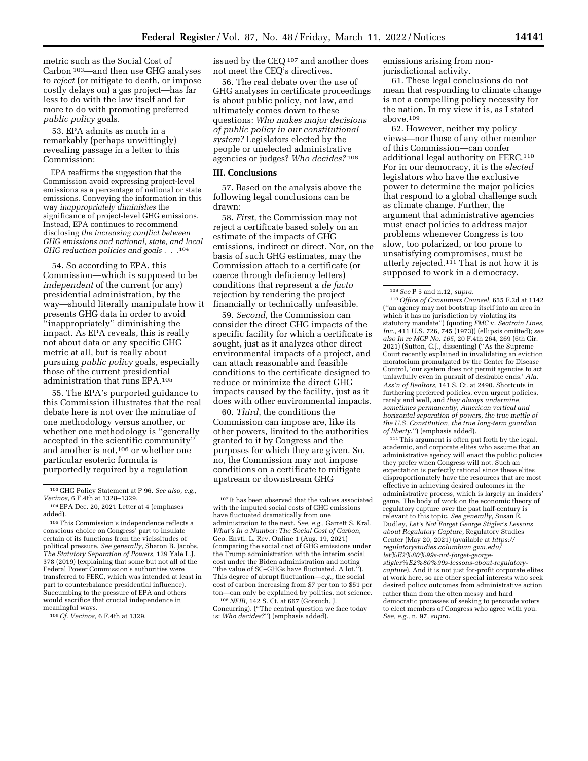metric such as the Social Cost of Carbon [103]—and then use GHG analyses to *reject* (or mitigate to death, or impose costly delays on) a gas project—has far less to do with the law itself and far more to do with promoting preferred *public policy* goals.

53. EPA admits as much in a remarkably (perhaps unwittingly) revealing passage in a letter to this Commission:

> EPA reaffirms the suggestion that the Commission avoid expressing project-level emissions as a percentage of national or state emissions. Conveying the information in this way *inappropriately diminishes* the significance of project-level GHG emissions. Instead, EPA continues to recommend disclosing *the increasing conflict between GHG emissions and national, state, and local GHG reduction policies and goals* . . . [104]

54. So according to EPA, this Commission—which is supposed to be *independent* of the current (or any) presidential administration, by the way—should literally manipulate how it presents GHG data in order to avoid ''inappropriately'' diminishing the impact. As EPA reveals, this is really not about data or any specific GHG metric at all, but is really about pursuing *public policy* goals, especially those of the current presidential administration that runs EPA.[105]

55. The EPA's purported guidance to this Commission illustrates that the real debate here is not over the minutiae of one methodology versus another, or whether one methodology is ''generally accepted in the scientific community'' and another is not,[106] or whether one particular esoteric formula is purportedly required by a regulation issued by the CEQ [107] and another does not meet the CEQ's directives.

56. The real debate over the use of GHG analyses in certificate proceedings is about public policy, not law, and ultimately comes down to these questions: *Who makes major decisions of public policy in our constitutional system?* Legislators elected by the people or unelected administrative agencies or judges? *Who decides?* [108]

### III. Conclusions

57. Based on the analysis above the following legal conclusions can be drawn:

58. *First,* the Commission may not reject a certificate based solely on an estimate of the impacts of GHG emissions, indirect or direct. Nor, on the basis of such GHG estimates, may the Commission attach to a certificate (or coerce through deficiency letters) conditions that represent a *de facto* rejection by rendering the project financially or technically unfeasible.

59. *Second,* the Commission can consider the direct GHG impacts of the specific facility for which a certificate is sought, just as it analyzes other direct environmental impacts of a project, and can attach reasonable and feasible conditions to the certificate designed to reduce or minimize the direct GHG impacts caused by the facility, just as it does with other environmental impacts.

60. *Third,* the conditions the Commission can impose are, like its other powers, limited to the authorities granted to it by Congress and the purposes for which they are given. So, no, the Commission may not impose conditions on a certificate to mitigate upstream or downstream GHG emissions arising from non-jurisdictional activity.

61. These legal conclusions do not mean that responding to climate change is not a compelling policy necessity for the nation. In my view it is, as I stated above.[109]

62. However, neither my policy views—nor those of any other member of this Commission—can confer additional legal authority on FERC.[110] For in our democracy, it is the *elected* legislators who have the exclusive power to determine the major policies that respond to a global challenge such as climate change. Further, the argument that administrative agencies must enact policies to address major problems whenever Congress is too slow, too polarized, or too prone to unsatisfying compromises, must be utterly rejected.[111] That is not how it is supposed to work in a democracy.

---

[103] GHG Policy Statement at P 96. *See also, e.g., Vecinos,* 6 F.4th at 1328–1329.

[104] EPA Dec. 20, 2021 Letter at 4 (emphases added).

[105] This Commission's independence reflects a conscious choice on Congress' part to insulate certain of its functions from the vicissitudes of political pressure. *See generally,* Sharon B. Jacobs, *The Statutory Separation of Powers,* 129 Yale L.J. 378 (2019) (explaining that some but not all of the Federal Power Commission's authorities were transferred to FERC, which was intended at least in part to counterbalance presidential influence). Succumbing to the pressure of EPA and others would sacrifice that crucial independence in meaningful ways.

[106] *Cf. Vecinos,* 6 F.4th at 1329.

[107] It has been observed that the values associated with the imputed social costs of GHG emissions have fluctuated dramatically from one administration to the next. *See, e.g.,* Garrett S. Kral, *What's In a Number: The Social Cost of Carbon,* Geo. Envtl. L. Rev. Online 1 (Aug. 19, 2021) (comparing the social cost of GHG emissions under the Trump administration with the interim social cost under the Biden administration and noting ''the value of SC–GHGs have fluctuated. A lot.''). This degree of abrupt fluctuation—*e.g.,* the social cost of carbon increasing from $7 per ton to $51 per ton—can only be explained by politics, not science.

[108] *NFIB,* 142 S. Ct. at 667 (Gorsuch, J. Concurring). (''The central question we face today is: *Who decides?*'') (emphasis added).

[109] *See* P 5 and n.12, *supra.*

[110] *Office of Consumers Counsel,* 655 F.2d at 1142 (''an agency may not bootstrap itself into an area in which it has no jurisdiction by violating its statutory mandate'') (quoting *FMC* v. *Seatrain Lines, Inc.,* 411 U.S. 726, 745 (1973)) (ellipsis omitted); *see also In re MCP No. 165,* 20 F.4th 264, 269 (6th Cir. 2021) (Sutton, C.J., dissenting) (''As the Supreme Court recently explained in invalidating an eviction moratorium promulgated by the Center for Disease Control, 'our system does not permit agencies to act unlawfully even in pursuit of desirable ends.' *Ala. Ass'n of Realtors,* 141 S. Ct. at 2490. Shortcuts in furthering preferred policies, even urgent policies, rarely end well, and *they always undermine, sometimes permanently, American vertical and horizontal separation of powers, the true mettle of the U.S. Constitution, the true long-term guardian of liberty.*'') (emphasis added).

[111] This argument is often put forth by the legal, academic, and corporate elites who assume that an administrative agency will enact the public policies they prefer when Congress will not. Such an expectation is perfectly rational since these elites disproportionately have the resources that are most effective in achieving desired outcomes in the administrative process, which is largely an insiders' game. The body of work on the economic theory of regulatory capture over the past half-century is relevant to this topic. *See generally,* Susan E. Dudley, *Let's Not Forget George Stigler's Lessons about Regulatory Capture,* Regulatory Studies Center (May 20, 2021) (available at *https://regulatorystudies.columbian.gwu.edu/let%E2%80%99s-not-forget-george-stigler%E2%80%99s-lessons-about-regulatory-capture*). And it is not just for-profit corporate elites at work here, so are other special interests who seek desired policy outcomes from administrative action rather than from the often messy and hard democratic processes of seeking to persuade voters to elect members of Congress who agree with you. *See, e.g.,* n. 97, *supra.*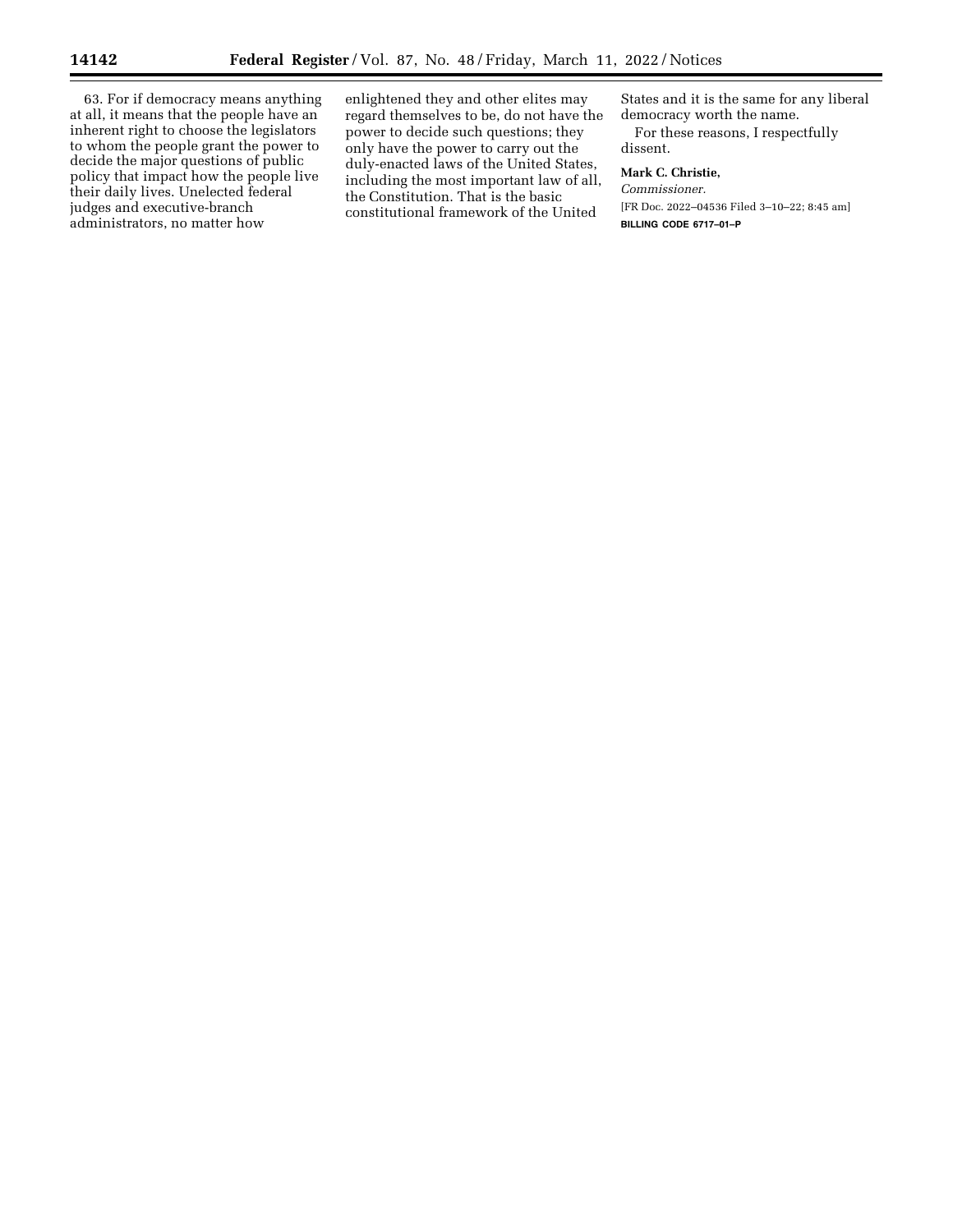63. For if democracy means anything at all, it means that the people have an inherent right to choose the legislators to whom the people grant the power to decide the major questions of public policy that impact how the people live their daily lives. Unelected federal judges and executive-branch administrators, no matter how enlightened they and other elites may regard themselves to be, do not have the power to decide such questions; they only have the power to carry out the duly-enacted laws of the United States, including the most important law of all, the Constitution. That is the basic constitutional framework of the United States and it is the same for any liberal democracy worth the name.

For these reasons, I respectfully dissent.

**Mark C. Christie,**

*Commissioner.*

[FR Doc. 2022–04536 Filed 3–10–22; 8:45 am]

**BILLING CODE 6717–01–P**